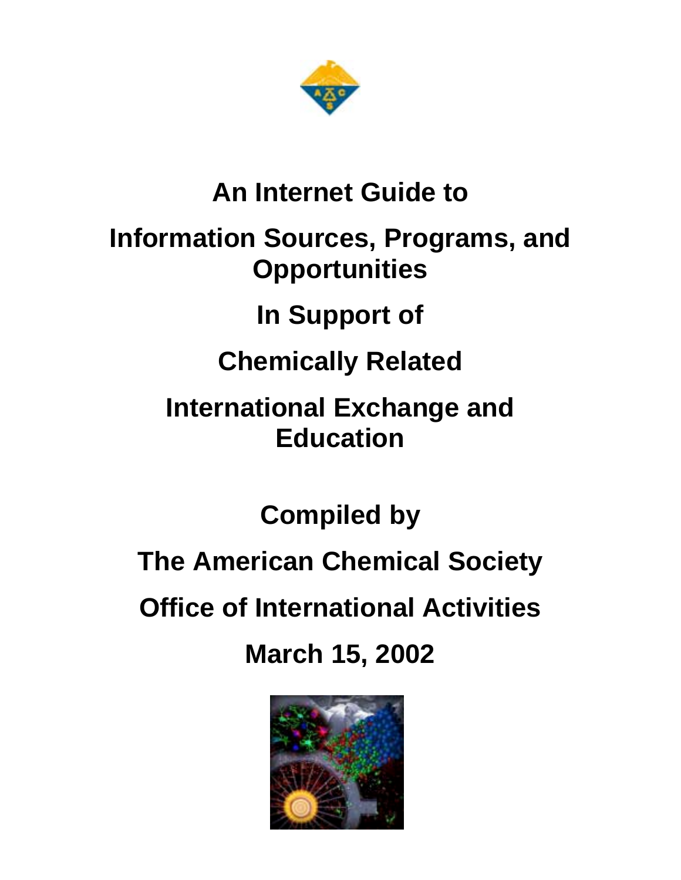# An Internet Guide to

# Information Sources, Programs, and Opportunities

# In Support of

# Chemically Related

# International Exchange and Education

**Compiled by**

**The American Chemical Society**

**Office of International Activities**

**March 15, 2002**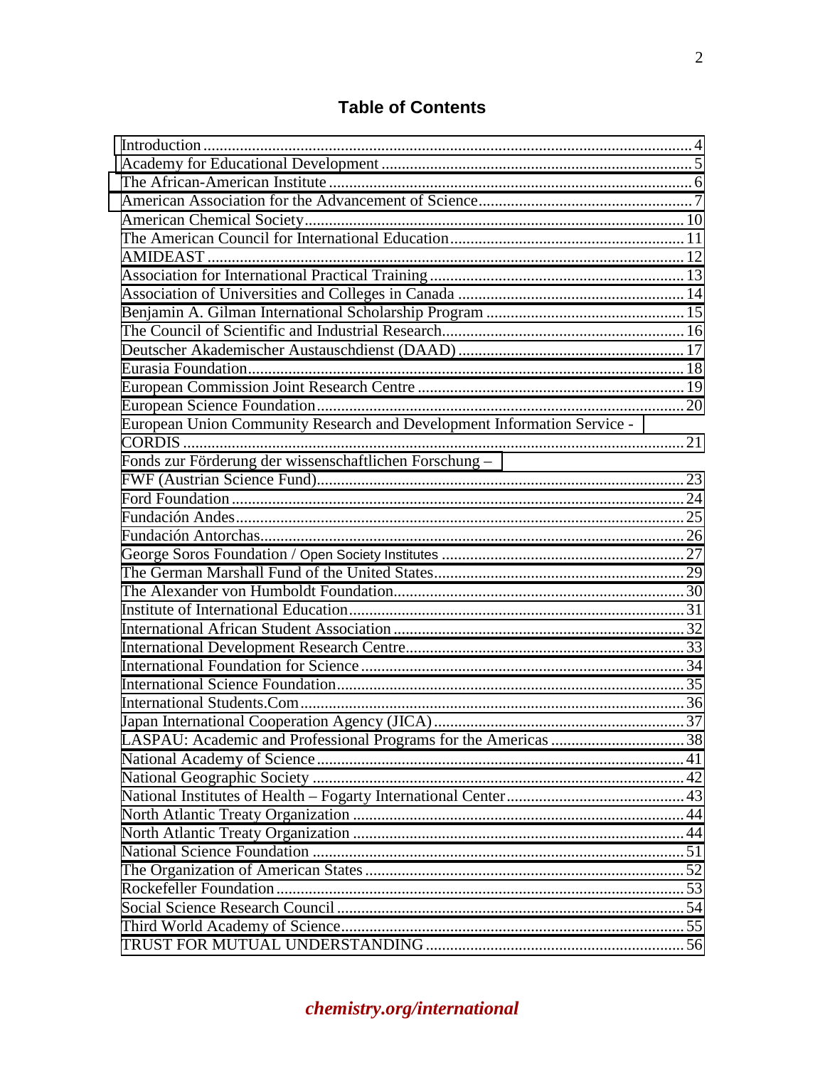## Table of Contents

| Entry | Page |
|---|---|
| Introduction | 4 |
| Academy for Educational Development | 5 |
| The African-American Institute | 6 |
| American Association for the Advancement of Science | 7 |
| American Chemical Society | 10 |
| The American Council for International Education | 11 |
| AMIDEAST | 12 |
| Association for International Practical Training | 13 |
| Association of Universities and Colleges in Canada | 14 |
| Benjamin A. Gilman International Scholarship Program | 15 |
| The Council of Scientific and Industrial Research | 16 |
| Deutscher Akademischer Austauschdienst (DAAD) | 17 |
| Eurasia Foundation | 18 |
| European Commission Joint Research Centre | 19 |
| European Science Foundation | 20 |
| European Union Community Research and Development Information Service - CORDIS | 21 |
| Fonds zur Förderung der wissenschaftlichen Forschung – FWF (Austrian Science Fund) | 23 |
| Ford Foundation | 24 |
| Fundación Andes | 25 |
| Fundación Antorchas | 26 |
| George Soros Foundation / Open Society Institutes | 27 |
| The German Marshall Fund of the United States | 29 |
| The Alexander von Humboldt Foundation | 30 |
| Institute of International Education | 31 |
| International African Student Association | 32 |
| International Development Research Centre | 33 |
| International Foundation for Science | 34 |
| International Science Foundation | 35 |
| International Students.Com | 36 |
| Japan International Cooperation Agency (JICA) | 37 |
| LASPAU: Academic and Professional Programs for the Americas | 38 |
| National Academy of Science | 41 |
| National Geographic Society | 42 |
| National Institutes of Health – Fogarty International Center | 43 |
| North Atlantic Treaty Organization | 44 |
| North Atlantic Treaty Organization | 44 |
| National Science Foundation | 51 |
| The Organization of American States | 52 |
| Rockefeller Foundation | 53 |
| Social Science Research Council | 54 |
| Third World Academy of Science | 55 |
| TRUST FOR MUTUAL UNDERSTANDING | 56 |

*chemistry.org/international*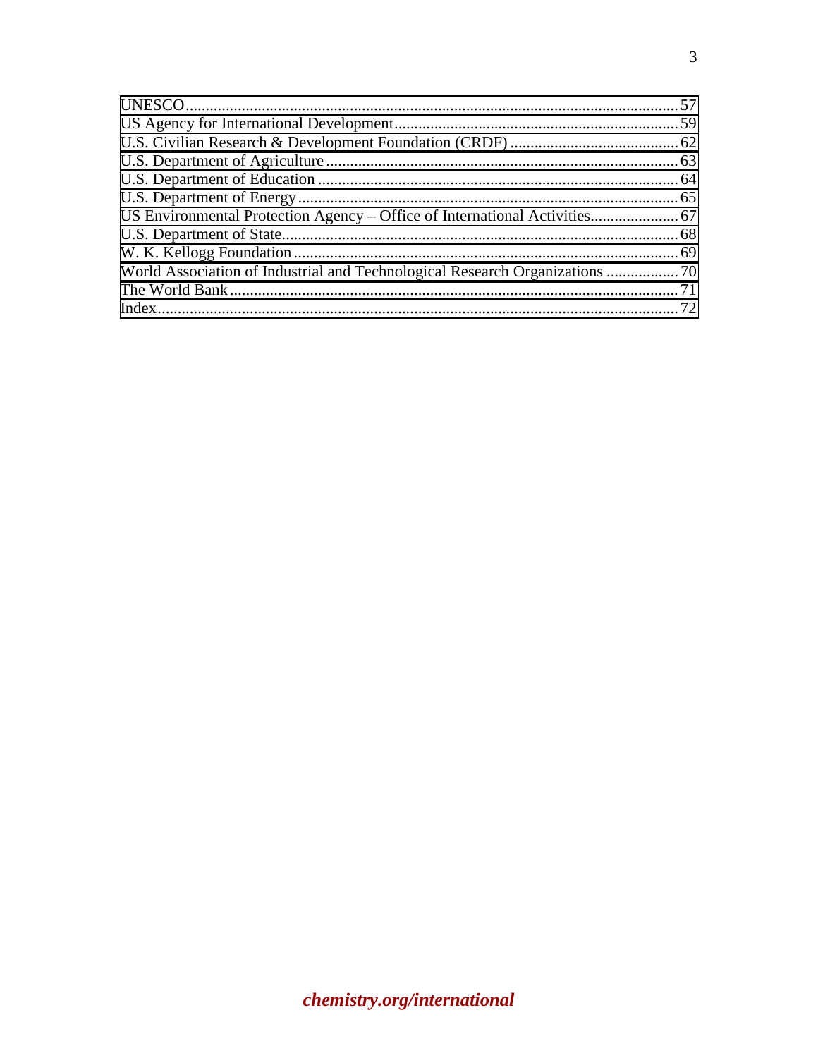| | |
|---|---|
| UNESCO | 57 |
| US Agency for International Development | 59 |
| U.S. Civilian Research & Development Foundation (CRDF) | 62 |
| U.S. Department of Agriculture | 63 |
| U.S. Department of Education | 64 |
| U.S. Department of Energy | 65 |
| US Environmental Protection Agency – Office of International Activities | 67 |
| U.S. Department of State | 68 |
| W. K. Kellogg Foundation | 69 |
| World Association of Industrial and Technological Research Organizations | 70 |
| The World Bank | 71 |
| Index | 72 |

*chemistry.org/international*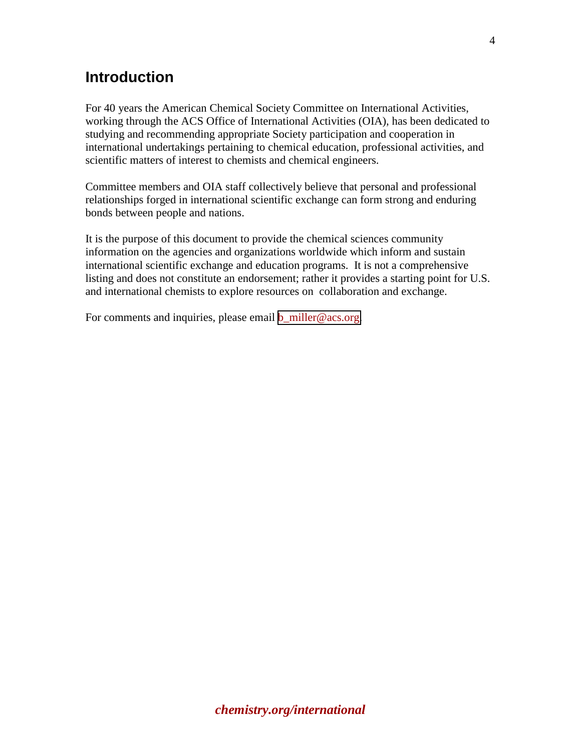## Introduction

For 40 years the American Chemical Society Committee on International Activities, working through the ACS Office of International Activities (OIA), has been dedicated to studying and recommending appropriate Society participation and cooperation in international undertakings pertaining to chemical education, professional activities, and scientific matters of interest to chemists and chemical engineers.

Committee members and OIA staff collectively believe that personal and professional relationships forged in international scientific exchange can form strong and enduring bonds between people and nations.

It is the purpose of this document to provide the chemical sciences community information on the agencies and organizations worldwide which inform and sustain international scientific exchange and education programs. It is not a comprehensive listing and does not constitute an endorsement; rather it provides a starting point for U.S. and international chemists to explore resources on collaboration and exchange.

For comments and inquiries, please email b_miller@acs.org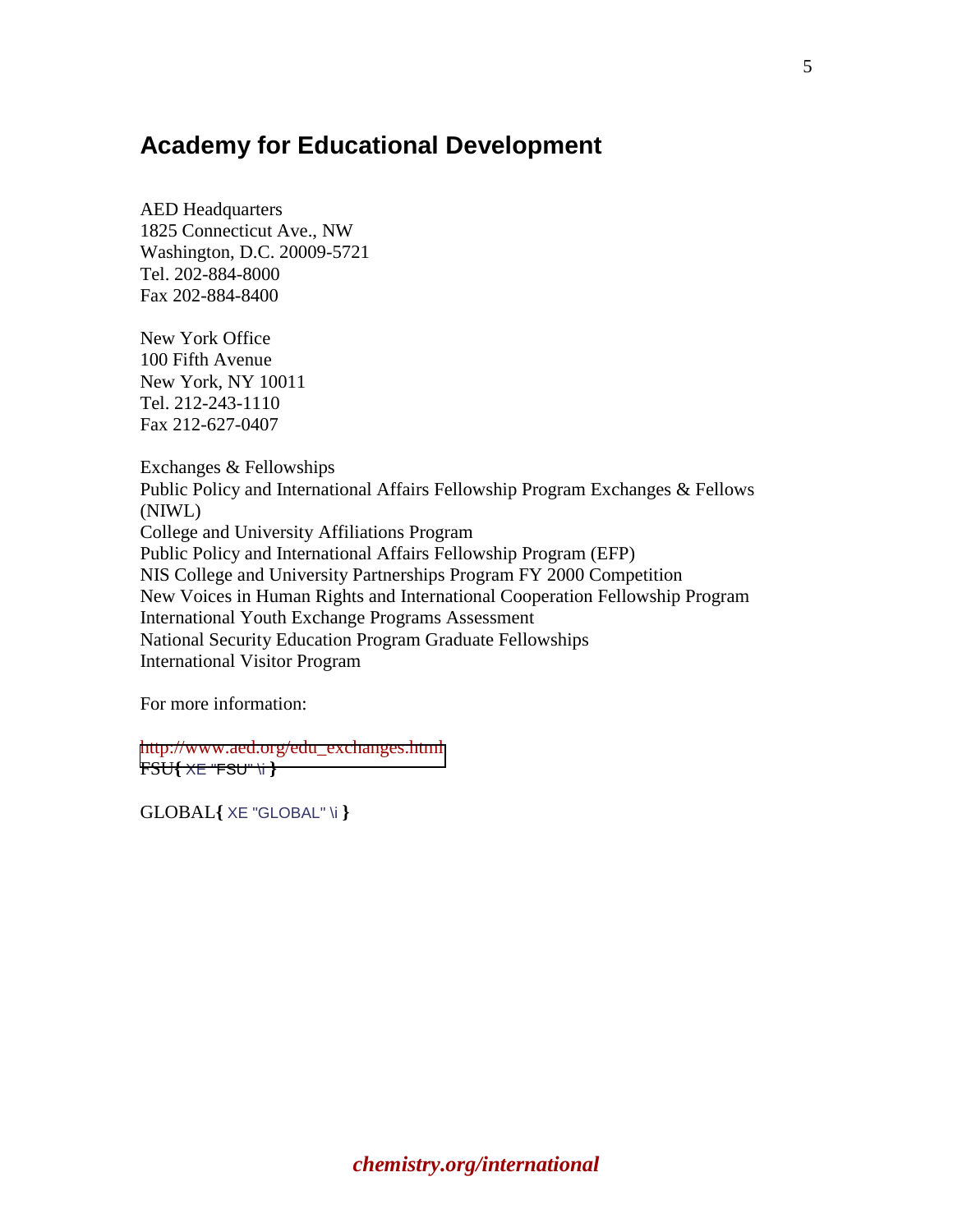# Academy for Educational Development

AED Headquarters
1825 Connecticut Ave., NW
Washington, D.C. 20009-5721
Tel. 202-884-8000
Fax 202-884-8400

New York Office
100 Fifth Avenue
New York, NY 10011
Tel. 212-243-1110
Fax 212-627-0407

Exchanges & Fellowships
Public Policy and International Affairs Fellowship Program Exchanges & Fellows (NIWL)
College and University Affiliations Program
Public Policy and International Affairs Fellowship Program (EFP)
NIS College and University Partnerships Program FY 2000 Competition
New Voices in Human Rights and International Cooperation Fellowship Program
International Youth Exchange Programs Assessment
National Security Education Program Graduate Fellowships
International Visitor Program

For more information:

http://www.aed.org/edu_exchanges.html
FSU{ XE "FSU" \i }

GLOBAL{ XE "GLOBAL" \i }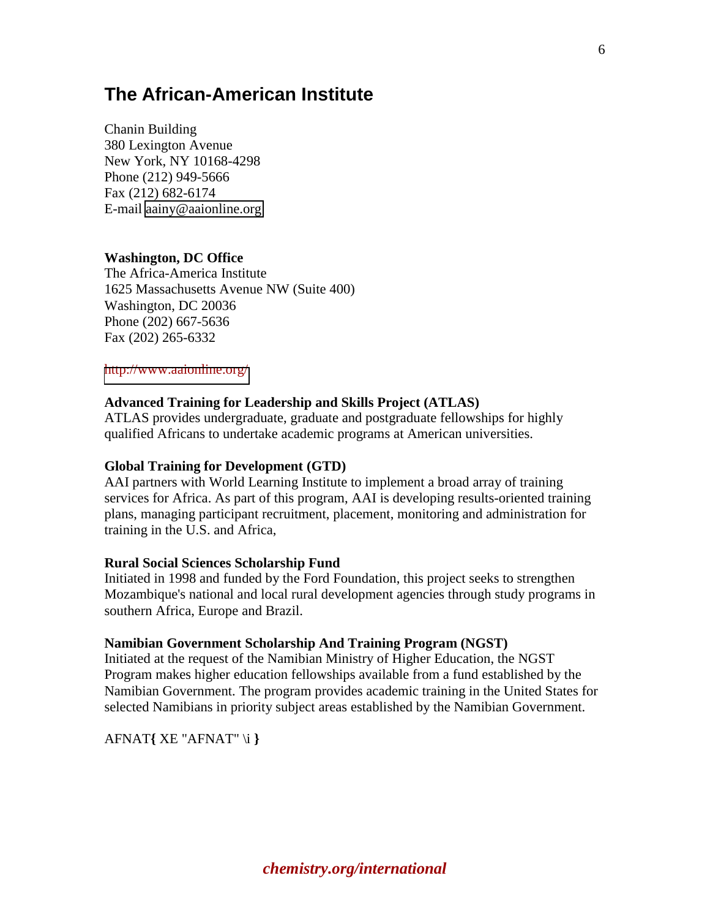## The African-American Institute

Chanin Building
380 Lexington Avenue
New York, NY 10168-4298
Phone (212) 949-5666
Fax (212) 682-6174
E-mail aainy@aaionline.org

**Washington, DC Office**
The Africa-America Institute
1625 Massachusetts Avenue NW (Suite 400)
Washington, DC 20036
Phone (202) 667-5636
Fax (202) 265-6332

http://www.aaionline.org/

**Advanced Training for Leadership and Skills Project (ATLAS)**
ATLAS provides undergraduate, graduate and postgraduate fellowships for highly qualified Africans to undertake academic programs at American universities.

**Global Training for Development (GTD)**
AAI partners with World Learning Institute to implement a broad array of training services for Africa. As part of this program, AAI is developing results-oriented training plans, managing participant recruitment, placement, monitoring and administration for training in the U.S. and Africa,

**Rural Social Sciences Scholarship Fund**
Initiated in 1998 and funded by the Ford Foundation, this project seeks to strengthen Mozambique's national and local rural development agencies through study programs in southern Africa, Europe and Brazil.

**Namibian Government Scholarship And Training Program (NGST)**
Initiated at the request of the Namibian Ministry of Higher Education, the NGST Program makes higher education fellowships available from a fund established by the Namibian Government. The program provides academic training in the United States for selected Namibians in priority subject areas established by the Namibian Government.

AFNAT**{** XE "AFNAT" \i **}**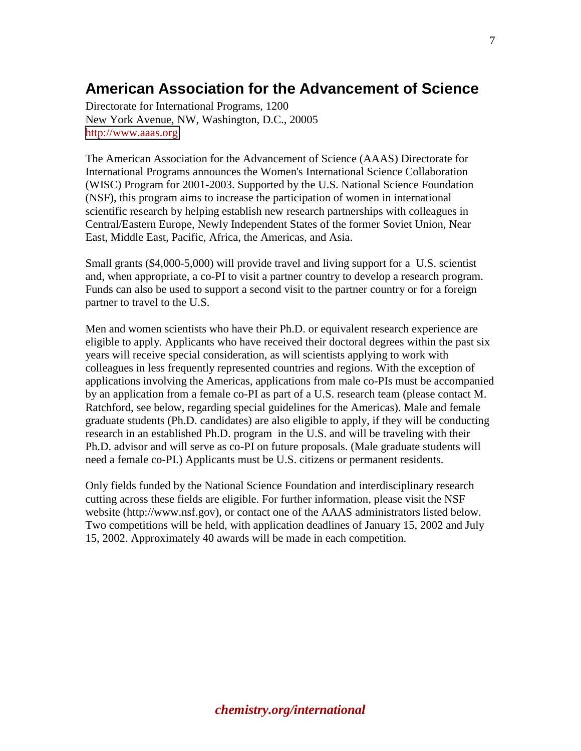## American Association for the Advancement of Science

Directorate for International Programs, 1200
New York Avenue, NW, Washington, D.C., 20005
http://www.aaas.org

The American Association for the Advancement of Science (AAAS) Directorate for International Programs announces the Women's International Science Collaboration (WISC) Program for 2001-2003. Supported by the U.S. National Science Foundation (NSF), this program aims to increase the participation of women in international scientific research by helping establish new research partnerships with colleagues in Central/Eastern Europe, Newly Independent States of the former Soviet Union, Near East, Middle East, Pacific, Africa, the Americas, and Asia.

Small grants ($4,000-5,000) will provide travel and living support for a U.S. scientist and, when appropriate, a co-PI to visit a partner country to develop a research program. Funds can also be used to support a second visit to the partner country or for a foreign partner to travel to the U.S.

Men and women scientists who have their Ph.D. or equivalent research experience are eligible to apply. Applicants who have received their doctoral degrees within the past six years will receive special consideration, as will scientists applying to work with colleagues in less frequently represented countries and regions. With the exception of applications involving the Americas, applications from male co-PIs must be accompanied by an application from a female co-PI as part of a U.S. research team (please contact M. Ratchford, see below, regarding special guidelines for the Americas). Male and female graduate students (Ph.D. candidates) are also eligible to apply, if they will be conducting research in an established Ph.D. program in the U.S. and will be traveling with their Ph.D. advisor and will serve as co-PI on future proposals. (Male graduate students will need a female co-PI.) Applicants must be U.S. citizens or permanent residents.

Only fields funded by the National Science Foundation and interdisciplinary research cutting across these fields are eligible. For further information, please visit the NSF website (http://www.nsf.gov), or contact one of the AAAS administrators listed below. Two competitions will be held, with application deadlines of January 15, 2002 and July 15, 2002. Approximately 40 awards will be made in each competition.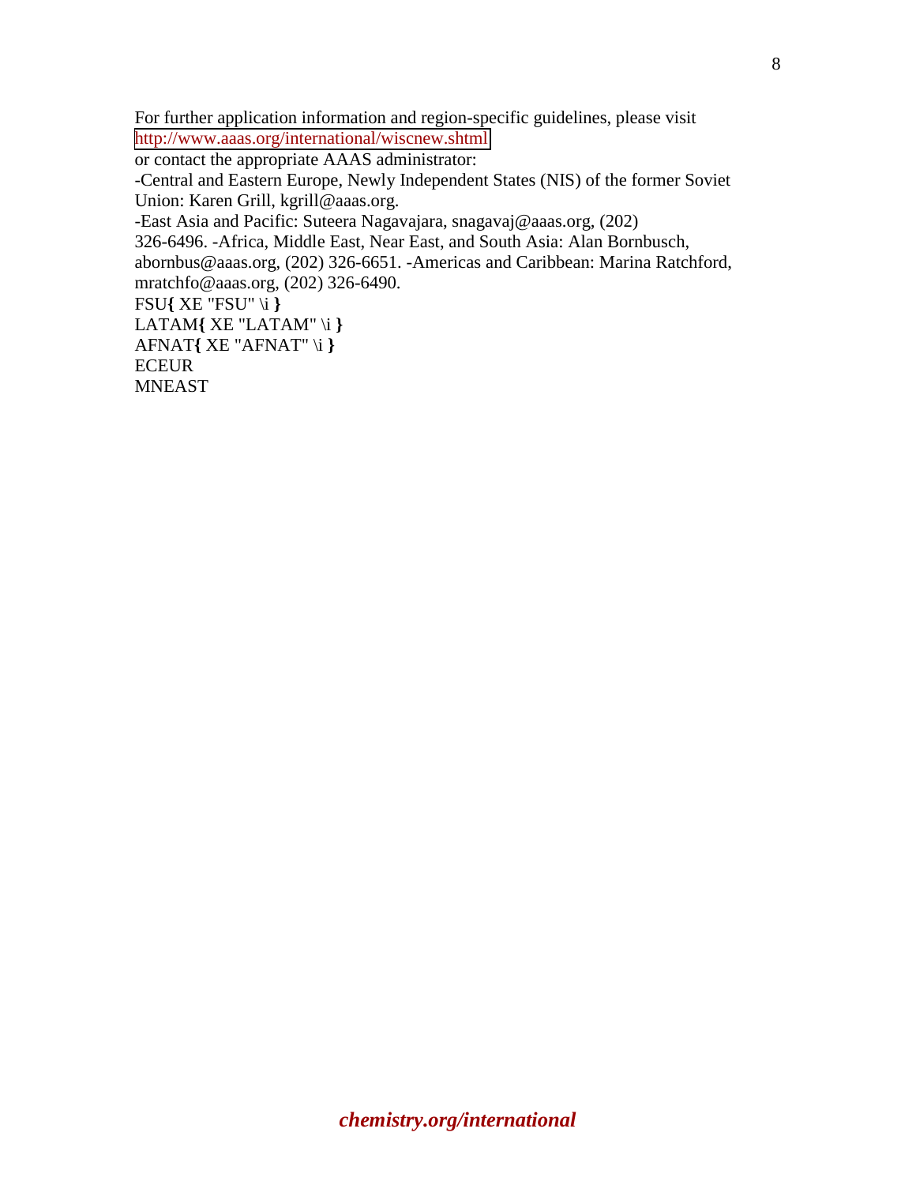For further application information and region-specific guidelines, please visit http://www.aaas.org/international/wiscnew.shtml
or contact the appropriate AAAS administrator:
-Central and Eastern Europe, Newly Independent States (NIS) of the former Soviet Union: Karen Grill, kgrill@aaas.org.
-East Asia and Pacific: Suteera Nagavajara, snagavaj@aaas.org, (202) 326-6496. -Africa, Middle East, Near East, and South Asia: Alan Bornbusch, abornbus@aaas.org, (202) 326-6651. -Americas and Caribbean: Marina Ratchford, mratchfo@aaas.org, (202) 326-6490.
FSU{ XE "FSU" \i }
LATAM{ XE "LATAM" \i }
AFNAT{ XE "AFNAT" \i }
ECEUR
MNEAST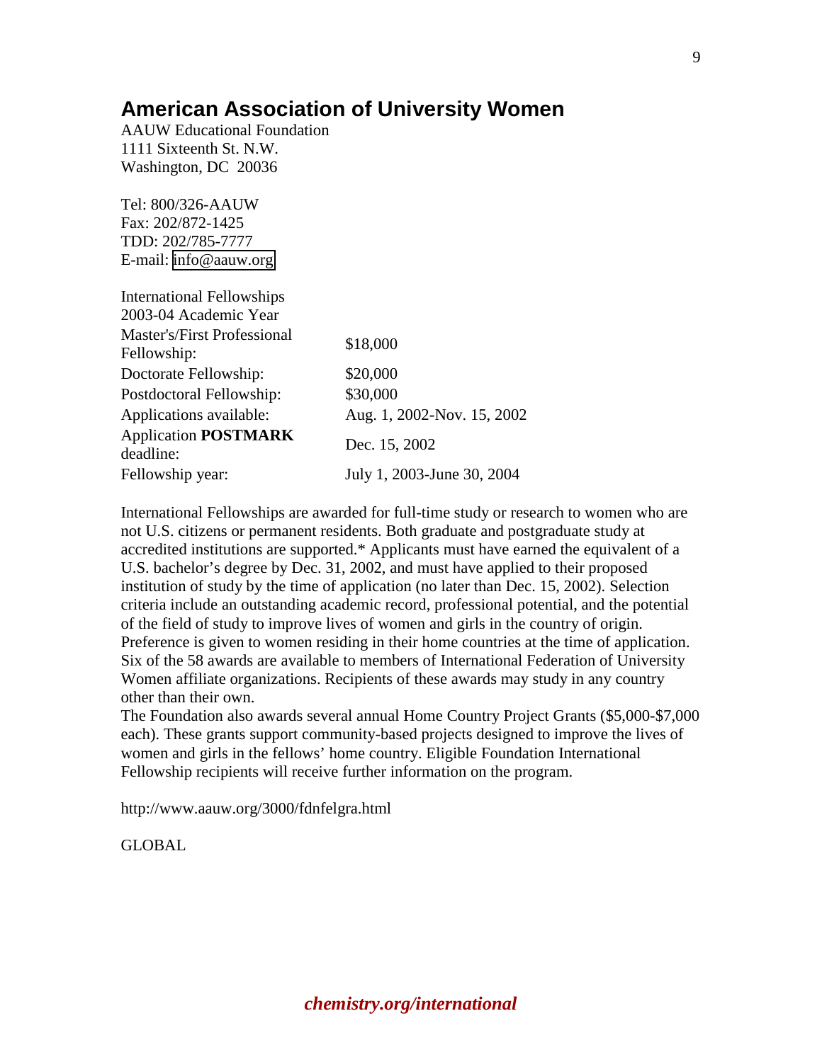## American Association of University Women

AAUW Educational Foundation
1111 Sixteenth St. N.W.
Washington, DC 20036

Tel: 800/326-AAUW
Fax: 202/872-1425
TDD: 202/785-7777
E-mail: info@aauw.org

| International Fellowships 2003-04 Academic Year | |
|---|---|
| Master's/First Professional Fellowship: | $18,000 |
| Doctorate Fellowship: | $20,000 |
| Postdoctoral Fellowship: | $30,000 |
| Applications available: | Aug. 1, 2002-Nov. 15, 2002 |
| Application **POSTMARK** deadline: | Dec. 15, 2002 |
| Fellowship year: | July 1, 2003-June 30, 2004 |

International Fellowships are awarded for full-time study or research to women who are not U.S. citizens or permanent residents. Both graduate and postgraduate study at accredited institutions are supported.* Applicants must have earned the equivalent of a U.S. bachelor's degree by Dec. 31, 2002, and must have applied to their proposed institution of study by the time of application (no later than Dec. 15, 2002). Selection criteria include an outstanding academic record, professional potential, and the potential of the field of study to improve lives of women and girls in the country of origin. Preference is given to women residing in their home countries at the time of application. Six of the 58 awards are available to members of International Federation of University Women affiliate organizations. Recipients of these awards may study in any country other than their own.

The Foundation also awards several annual Home Country Project Grants ($5,000-$7,000 each). These grants support community-based projects designed to improve the lives of women and girls in the fellows' home country. Eligible Foundation International Fellowship recipients will receive further information on the program.

http://www.aauw.org/3000/fdnfelgra.html

GLOBAL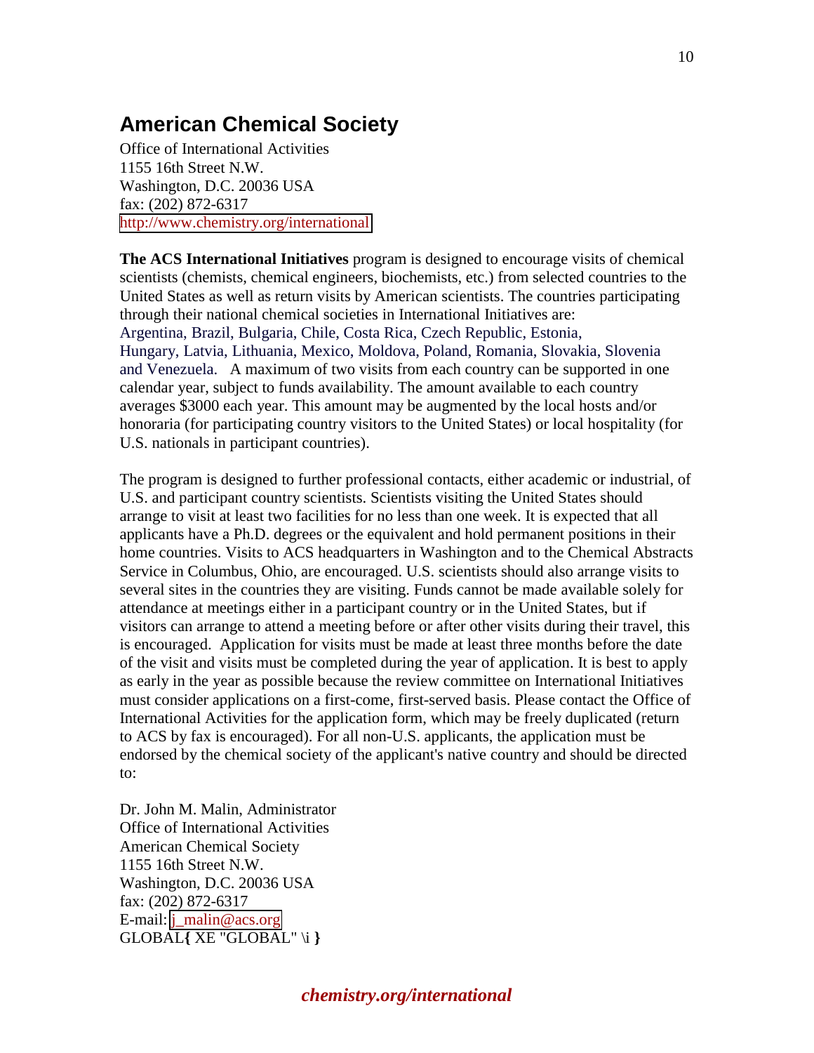## American Chemical Society

Office of International Activities
1155 16th Street N.W.
Washington, D.C. 20036 USA
fax: (202) 872-6317
http://www.chemistry.org/international

**The ACS International Initiatives** program is designed to encourage visits of chemical scientists (chemists, chemical engineers, biochemists, etc.) from selected countries to the United States as well as return visits by American scientists. The countries participating through their national chemical societies in International Initiatives are: Argentina, Brazil, Bulgaria, Chile, Costa Rica, Czech Republic, Estonia, Hungary, Latvia, Lithuania, Mexico, Moldova, Poland, Romania, Slovakia, Slovenia and Venezuela. A maximum of two visits from each country can be supported in one calendar year, subject to funds availability. The amount available to each country averages $3000 each year. This amount may be augmented by the local hosts and/or honoraria (for participating country visitors to the United States) or local hospitality (for U.S. nationals in participant countries).

The program is designed to further professional contacts, either academic or industrial, of U.S. and participant country scientists. Scientists visiting the United States should arrange to visit at least two facilities for no less than one week. It is expected that all applicants have a Ph.D. degrees or the equivalent and hold permanent positions in their home countries. Visits to ACS headquarters in Washington and to the Chemical Abstracts Service in Columbus, Ohio, are encouraged. U.S. scientists should also arrange visits to several sites in the countries they are visiting. Funds cannot be made available solely for attendance at meetings either in a participant country or in the United States, but if visitors can arrange to attend a meeting before or after other visits during their travel, this is encouraged. Application for visits must be made at least three months before the date of the visit and visits must be completed during the year of application. It is best to apply as early in the year as possible because the review committee on International Initiatives must consider applications on a first-come, first-served basis. Please contact the Office of International Activities for the application form, which may be freely duplicated (return to ACS by fax is encouraged). For all non-U.S. applicants, the application must be endorsed by the chemical society of the applicant's native country and should be directed to:

Dr. John M. Malin, Administrator
Office of International Activities
American Chemical Society
1155 16th Street N.W.
Washington, D.C. 20036 USA
fax: (202) 872-6317
E-mail: j_malin@acs.org
GLOBAL{ XE "GLOBAL" \i }

***chemistry.org/international***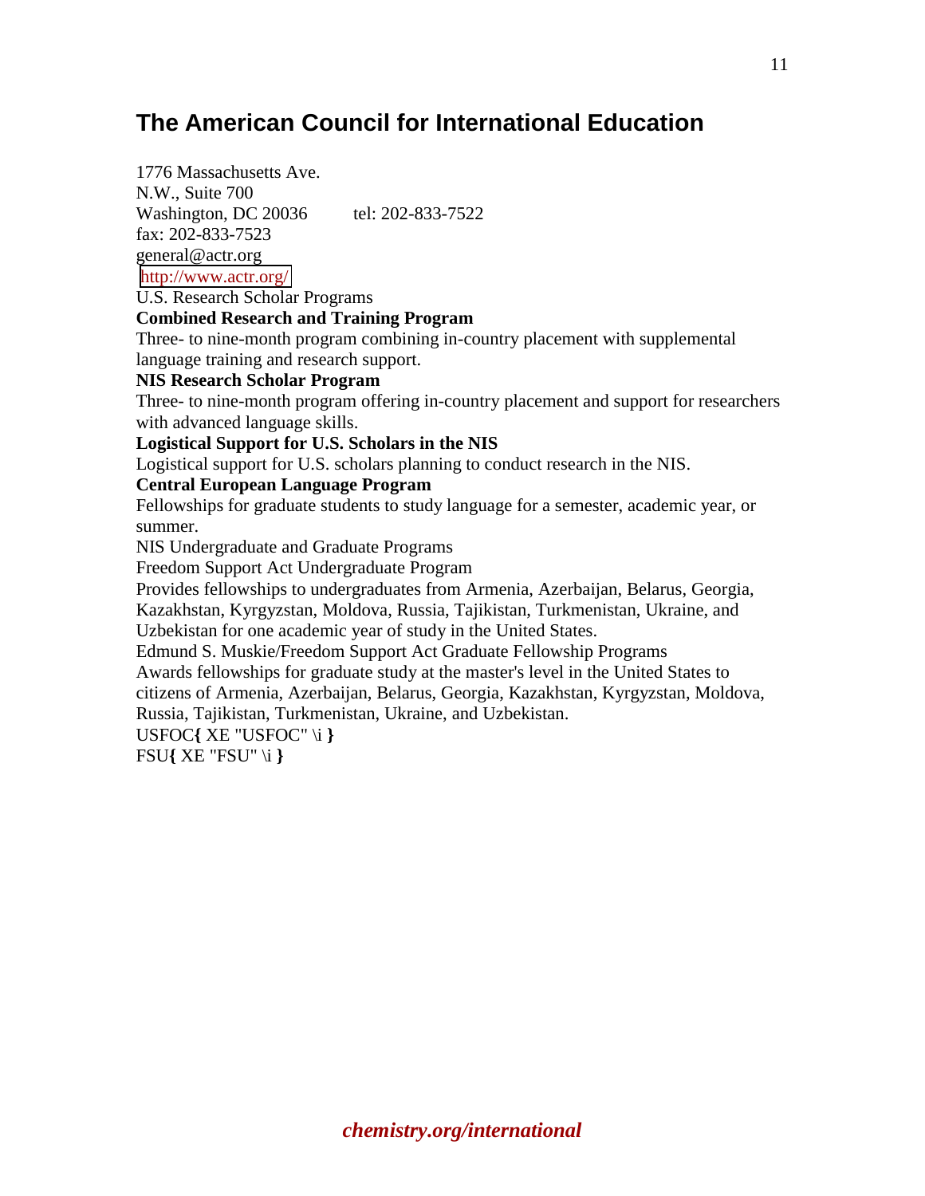# The American Council for International Education

1776 Massachusetts Ave.
N.W., Suite 700
Washington, DC 20036 tel: 202-833-7522
fax: 202-833-7523
general@actr.org
http://www.actr.org/
U.S. Research Scholar Programs

**Combined Research and Training Program**
Three- to nine-month program combining in-country placement with supplemental language training and research support.

**NIS Research Scholar Program**
Three- to nine-month program offering in-country placement and support for researchers with advanced language skills.

**Logistical Support for U.S. Scholars in the NIS**
Logistical support for U.S. scholars planning to conduct research in the NIS.

**Central European Language Program**
Fellowships for graduate students to study language for a semester, academic year, or summer.

NIS Undergraduate and Graduate Programs
Freedom Support Act Undergraduate Program
Provides fellowships to undergraduates from Armenia, Azerbaijan, Belarus, Georgia, Kazakhstan, Kyrgyzstan, Moldova, Russia, Tajikistan, Turkmenistan, Ukraine, and Uzbekistan for one academic year of study in the United States.
Edmund S. Muskie/Freedom Support Act Graduate Fellowship Programs
Awards fellowships for graduate study at the master's level in the United States to citizens of Armenia, Azerbaijan, Belarus, Georgia, Kazakhstan, Kyrgyzstan, Moldova, Russia, Tajikistan, Turkmenistan, Ukraine, and Uzbekistan.
USFOC**{** XE "USFOC" \i **}**
FSU**{** XE "FSU" \i **}**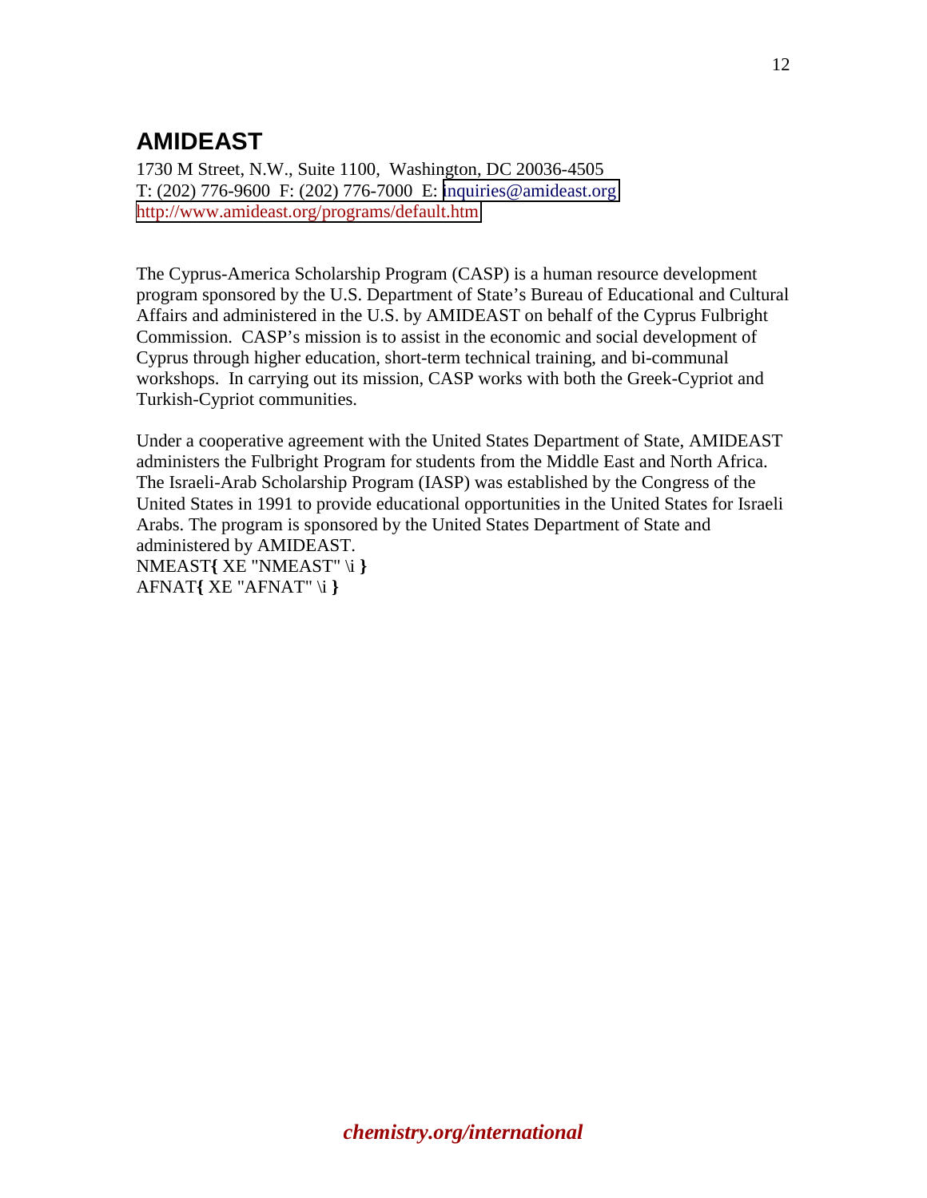## AMIDEAST

1730 M Street, N.W., Suite 1100, Washington, DC 20036-4505
T: (202) 776-9600 F: (202) 776-7000 E: inquiries@amideast.org
http://www.amideast.org/programs/default.htm

The Cyprus-America Scholarship Program (CASP) is a human resource development program sponsored by the U.S. Department of State's Bureau of Educational and Cultural Affairs and administered in the U.S. by AMIDEAST on behalf of the Cyprus Fulbright Commission. CASP's mission is to assist in the economic and social development of Cyprus through higher education, short-term technical training, and bi-communal workshops. In carrying out its mission, CASP works with both the Greek-Cypriot and Turkish-Cypriot communities.

Under a cooperative agreement with the United States Department of State, AMIDEAST administers the Fulbright Program for students from the Middle East and North Africa. The Israeli-Arab Scholarship Program (IASP) was established by the Congress of the United States in 1991 to provide educational opportunities in the United States for Israeli Arabs. The program is sponsored by the United States Department of State and administered by AMIDEAST.
NMEAST**{** XE "NMEAST" \i **}**
AFNAT**{** XE "AFNAT" \i **}**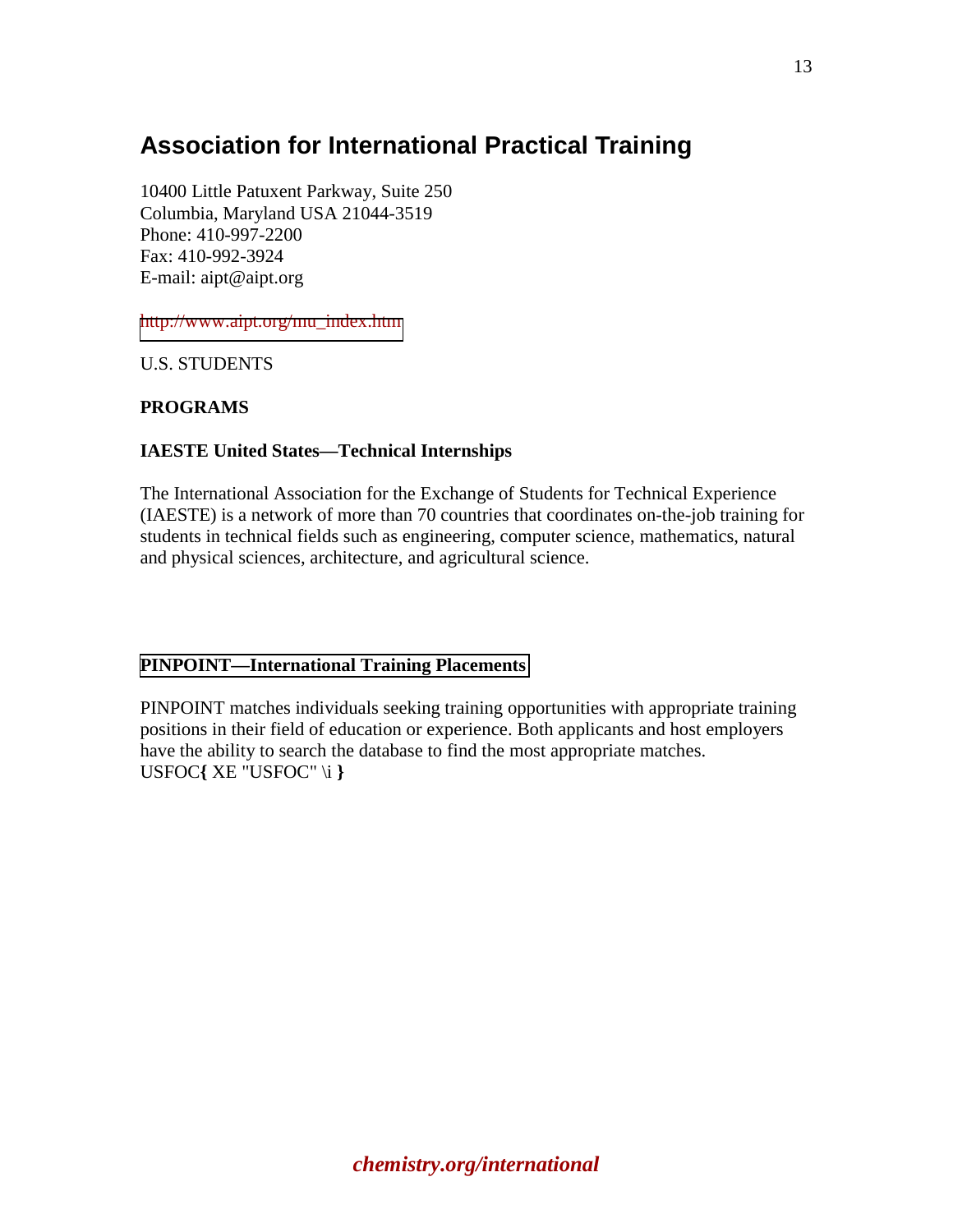# Association for International Practical Training

10400 Little Patuxent Parkway, Suite 250
Columbia, Maryland USA 21044-3519
Phone: 410-997-2200
Fax: 410-992-3924
E-mail: aipt@aipt.org

http://www.aipt.org/mu_index.htm

U.S. STUDENTS

**PROGRAMS**

**IAESTE United States—Technical Internships**

The International Association for the Exchange of Students for Technical Experience (IAESTE) is a network of more than 70 countries that coordinates on-the-job training for students in technical fields such as engineering, computer science, mathematics, natural and physical sciences, architecture, and agricultural science.

**PINPOINT—International Training Placements**

PINPOINT matches individuals seeking training opportunities with appropriate training positions in their field of education or experience. Both applicants and host employers have the ability to search the database to find the most appropriate matches.
USFOC**{** XE "USFOC" \i **}**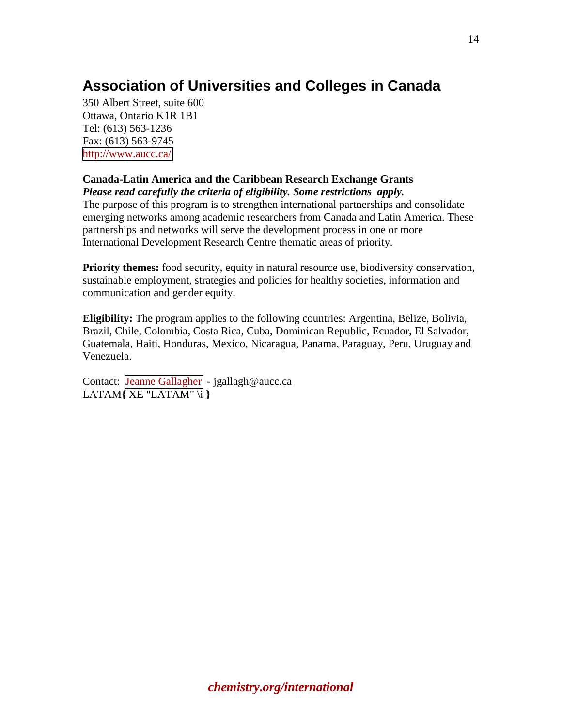## Association of Universities and Colleges in Canada

350 Albert Street, suite 600
Ottawa, Ontario K1R 1B1
Tel: (613) 563-1236
Fax: (613) 563-9745
http://www.aucc.ca/

**Canada-Latin America and the Caribbean Research Exchange Grants**
***Please read carefully the criteria of eligibility. Some restrictions apply.***
The purpose of this program is to strengthen international partnerships and consolidate emerging networks among academic researchers from Canada and Latin America. These partnerships and networks will serve the development process in one or more International Development Research Centre thematic areas of priority.

**Priority themes:** food security, equity in natural resource use, biodiversity conservation, sustainable employment, strategies and policies for healthy societies, information and communication and gender equity.

**Eligibility:** The program applies to the following countries: Argentina, Belize, Bolivia, Brazil, Chile, Colombia, Costa Rica, Cuba, Dominican Republic, Ecuador, El Salvador, Guatemala, Haiti, Honduras, Mexico, Nicaragua, Panama, Paraguay, Peru, Uruguay and Venezuela.

Contact: Jeanne Gallagher - jgallagh@aucc.ca
LATAM{ XE "LATAM" \i }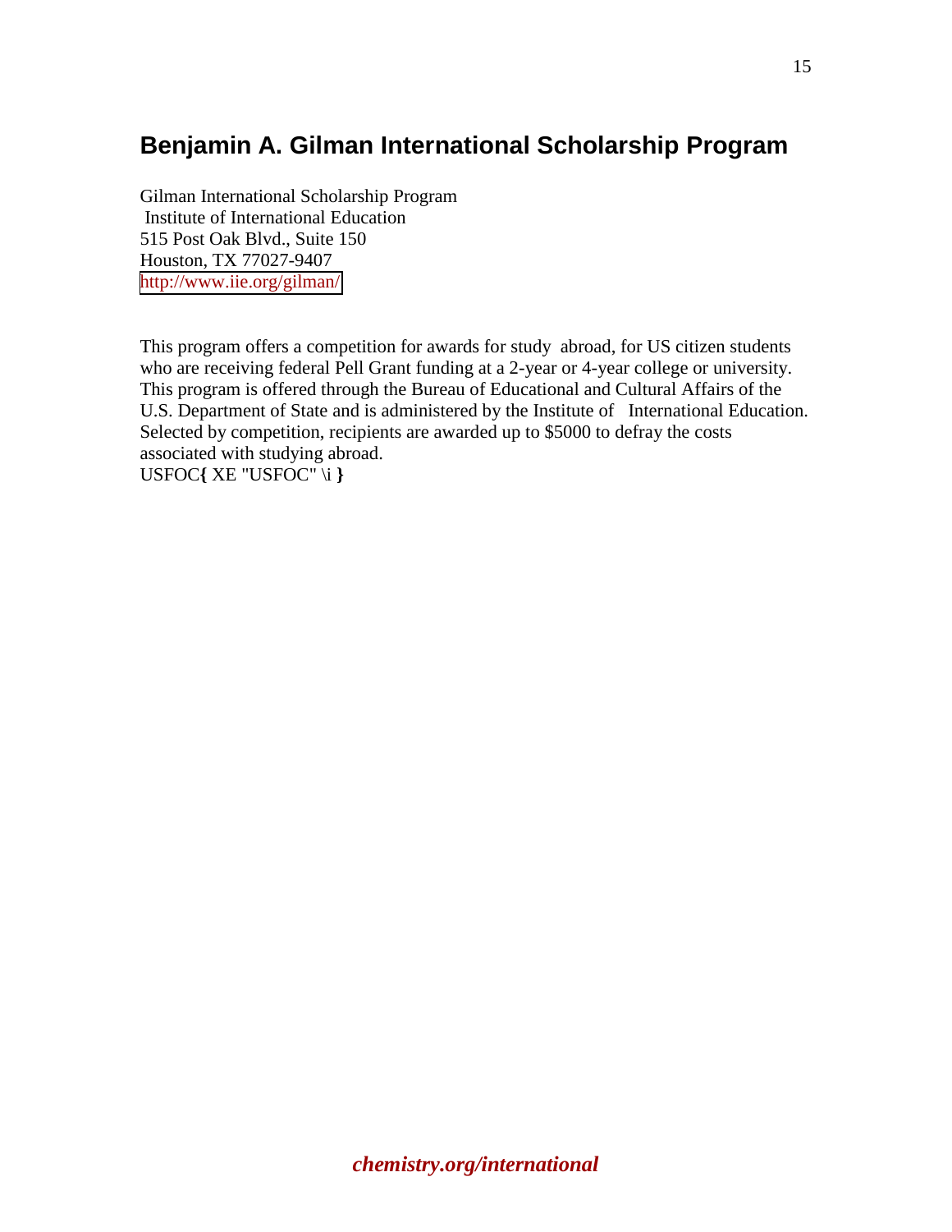## Benjamin A. Gilman International Scholarship Program

Gilman International Scholarship Program
Institute of International Education
515 Post Oak Blvd., Suite 150
Houston, TX 77027-9407
http://www.iie.org/gilman/

This program offers a competition for awards for study abroad, for US citizen students who are receiving federal Pell Grant funding at a 2-year or 4-year college or university. This program is offered through the Bureau of Educational and Cultural Affairs of the U.S. Department of State and is administered by the Institute of International Education. Selected by competition, recipients are awarded up to $5000 to defray the costs associated with studying abroad.
USFOC{ XE "USFOC" \i }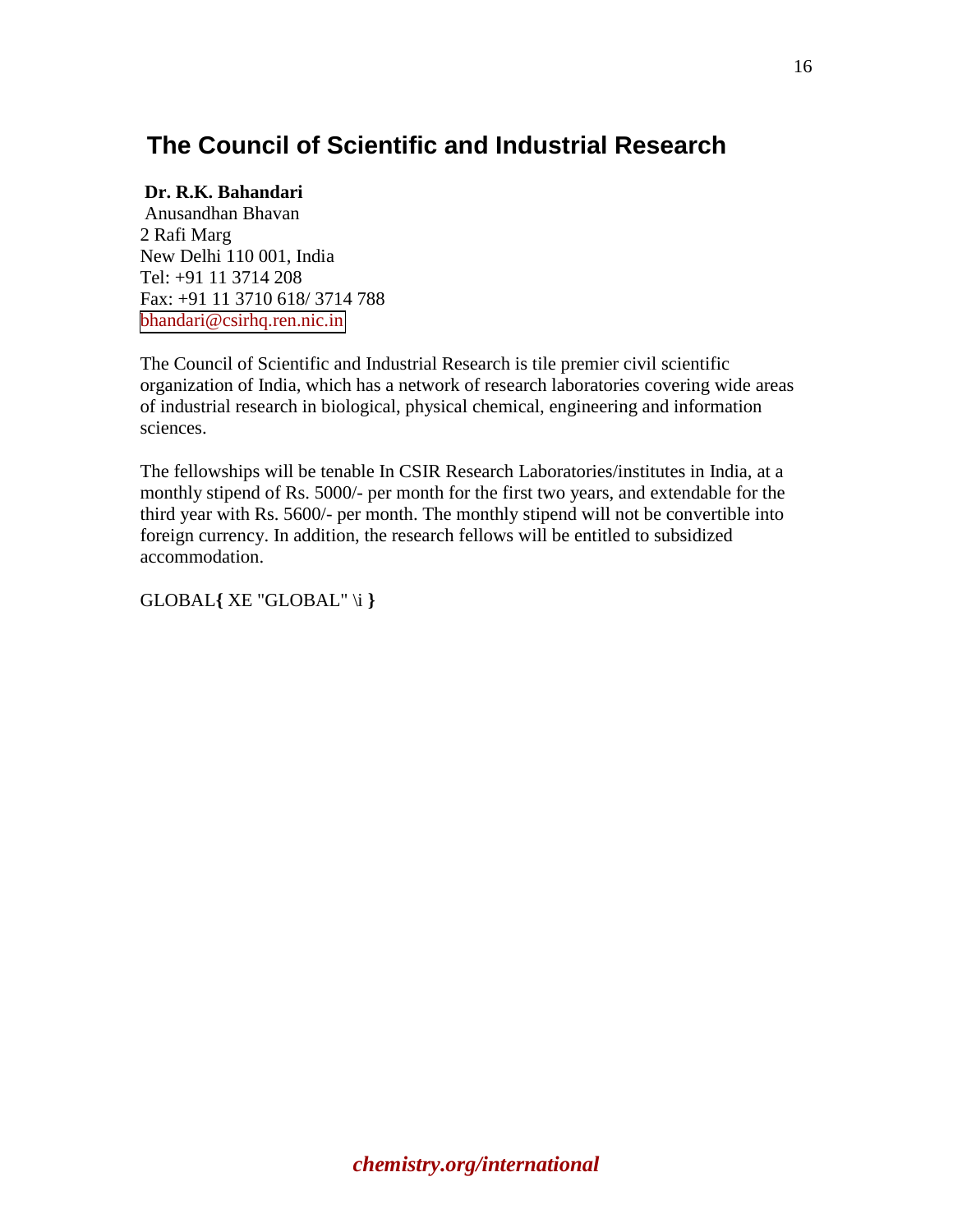## The Council of Scientific and Industrial Research

**Dr. R.K. Bahandari**
Anusandhan Bhavan
2 Rafi Marg
New Delhi 110 001, India
Tel: +91 11 3714 208
Fax: +91 11 3710 618/ 3714 788
bhandari@csirhq.ren.nic.in

The Council of Scientific and Industrial Research is tile premier civil scientific organization of India, which has a network of research laboratories covering wide areas of industrial research in biological, physical chemical, engineering and information sciences.

The fellowships will be tenable In CSIR Research Laboratories/institutes in India, at a monthly stipend of Rs. 5000/- per month for the first two years, and extendable for the third year with Rs. 5600/- per month. The monthly stipend will not be convertible into foreign currency. In addition, the research fellows will be entitled to subsidized accommodation.

GLOBAL{ XE "GLOBAL" \i }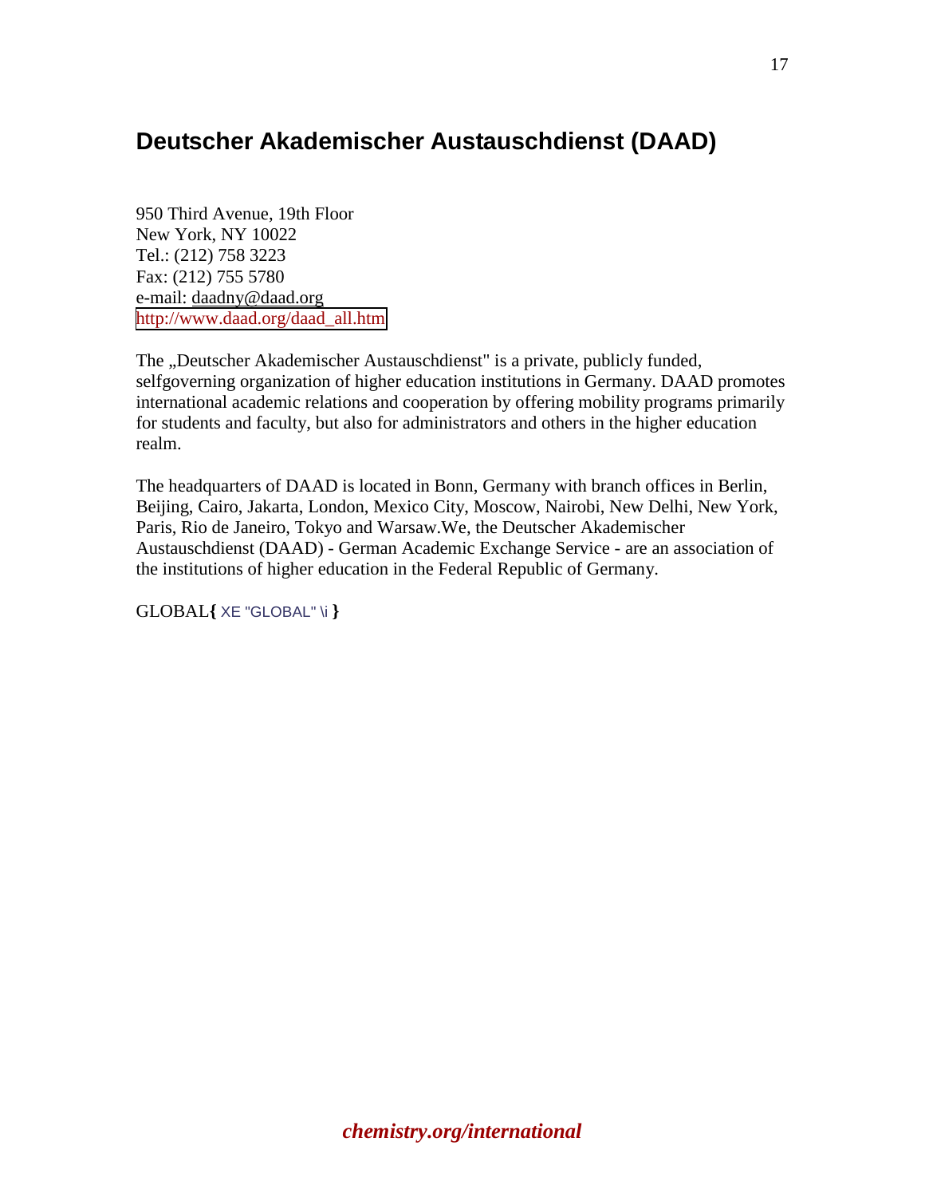# Deutscher Akademischer Austauschdienst (DAAD)

950 Third Avenue, 19th Floor
New York, NY 10022
Tel.: (212) 758 3223
Fax: (212) 755 5780
e-mail: daadny@daad.org
http://www.daad.org/daad_all.htm

The „Deutscher Akademischer Austauschdienst" is a private, publicly funded, selfgoverning organization of higher education institutions in Germany. DAAD promotes international academic relations and cooperation by offering mobility programs primarily for students and faculty, but also for administrators and others in the higher education realm.

The headquarters of DAAD is located in Bonn, Germany with branch offices in Berlin, Beijing, Cairo, Jakarta, London, Mexico City, Moscow, Nairobi, New Delhi, New York, Paris, Rio de Janeiro, Tokyo and Warsaw.We, the Deutscher Akademischer Austauschdienst (DAAD) - German Academic Exchange Service - are an association of the institutions of higher education in the Federal Republic of Germany.

GLOBAL{ XE "GLOBAL" \i }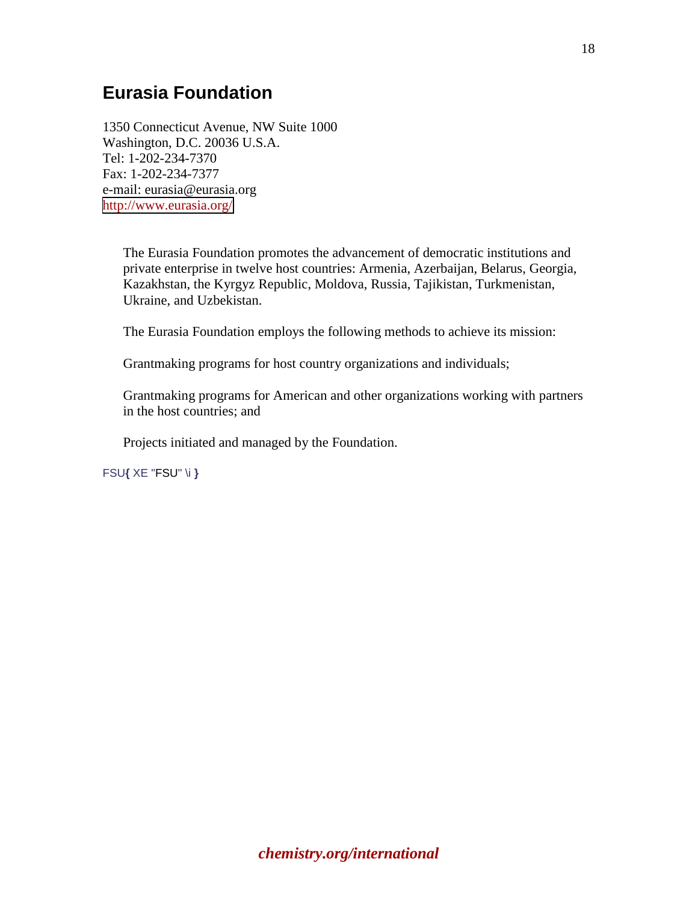## Eurasia Foundation

1350 Connecticut Avenue, NW Suite 1000
Washington, D.C. 20036 U.S.A.
Tel: 1-202-234-7370
Fax: 1-202-234-7377
e-mail: eurasia@eurasia.org
http://www.eurasia.org/

The Eurasia Foundation promotes the advancement of democratic institutions and private enterprise in twelve host countries: Armenia, Azerbaijan, Belarus, Georgia, Kazakhstan, the Kyrgyz Republic, Moldova, Russia, Tajikistan, Turkmenistan, Ukraine, and Uzbekistan.

The Eurasia Foundation employs the following methods to achieve its mission:

Grantmaking programs for host country organizations and individuals;

Grantmaking programs for American and other organizations working with partners in the host countries; and

Projects initiated and managed by the Foundation.

FSU{ XE "FSU" \i }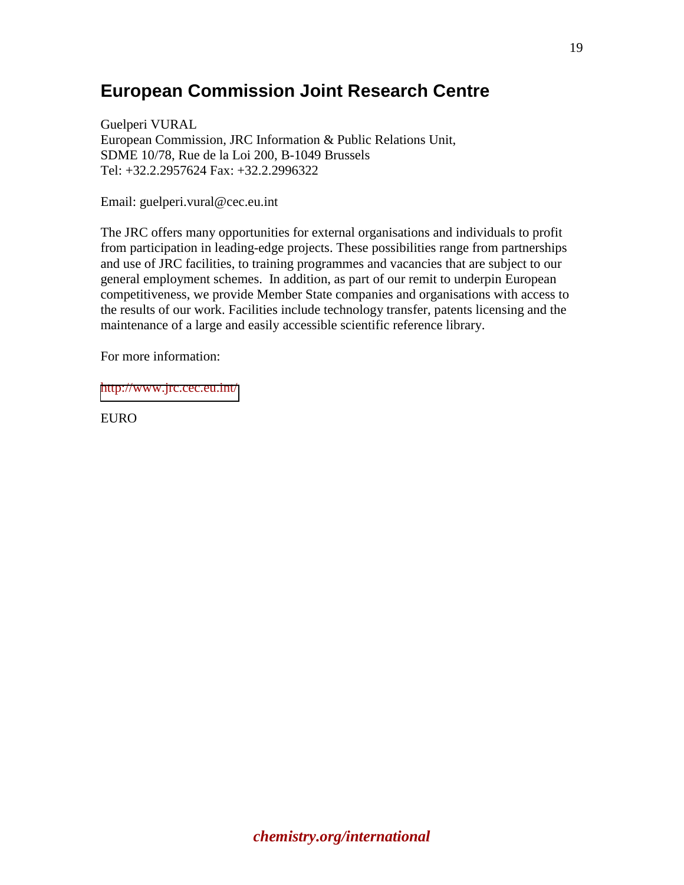## European Commission Joint Research Centre

Guelperi VURAL
European Commission, JRC Information & Public Relations Unit,
SDME 10/78, Rue de la Loi 200, B-1049 Brussels
Tel: +32.2.2957624 Fax: +32.2.2996322

Email: guelperi.vural@cec.eu.int

The JRC offers many opportunities for external organisations and individuals to profit from participation in leading-edge projects. These possibilities range from partnerships and use of JRC facilities, to training programmes and vacancies that are subject to our general employment schemes. In addition, as part of our remit to underpin European competitiveness, we provide Member State companies and organisations with access to the results of our work. Facilities include technology transfer, patents licensing and the maintenance of a large and easily accessible scientific reference library.

For more information:

http://www.jrc.cec.eu.int/

EURO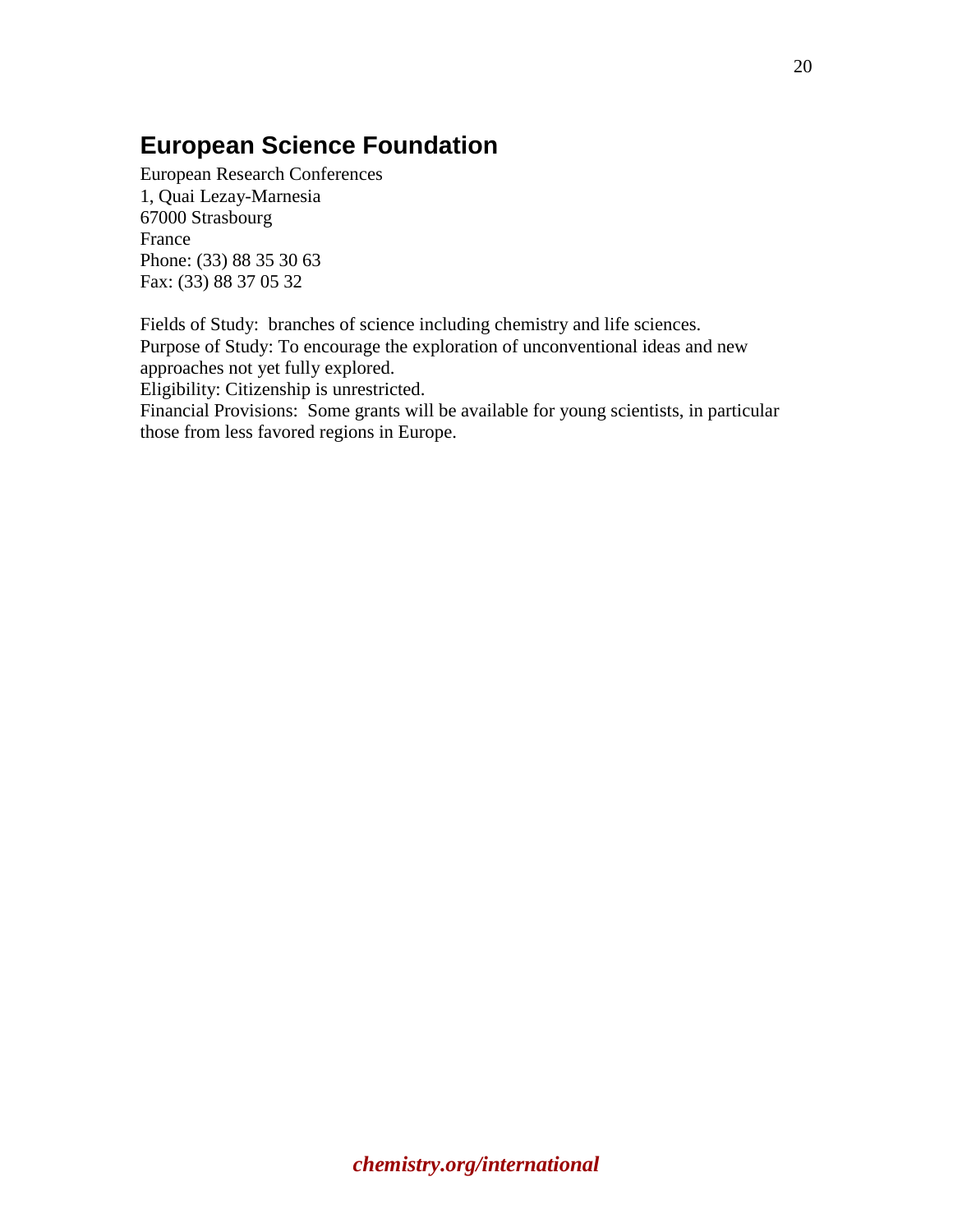## European Science Foundation

European Research Conferences
1, Quai Lezay-Marnesia
67000 Strasbourg
France
Phone: (33) 88 35 30 63
Fax: (33) 88 37 05 32

Fields of Study: branches of science including chemistry and life sciences.
Purpose of Study: To encourage the exploration of unconventional ideas and new approaches not yet fully explored.
Eligibility: Citizenship is unrestricted.
Financial Provisions: Some grants will be available for young scientists, in particular those from less favored regions in Europe.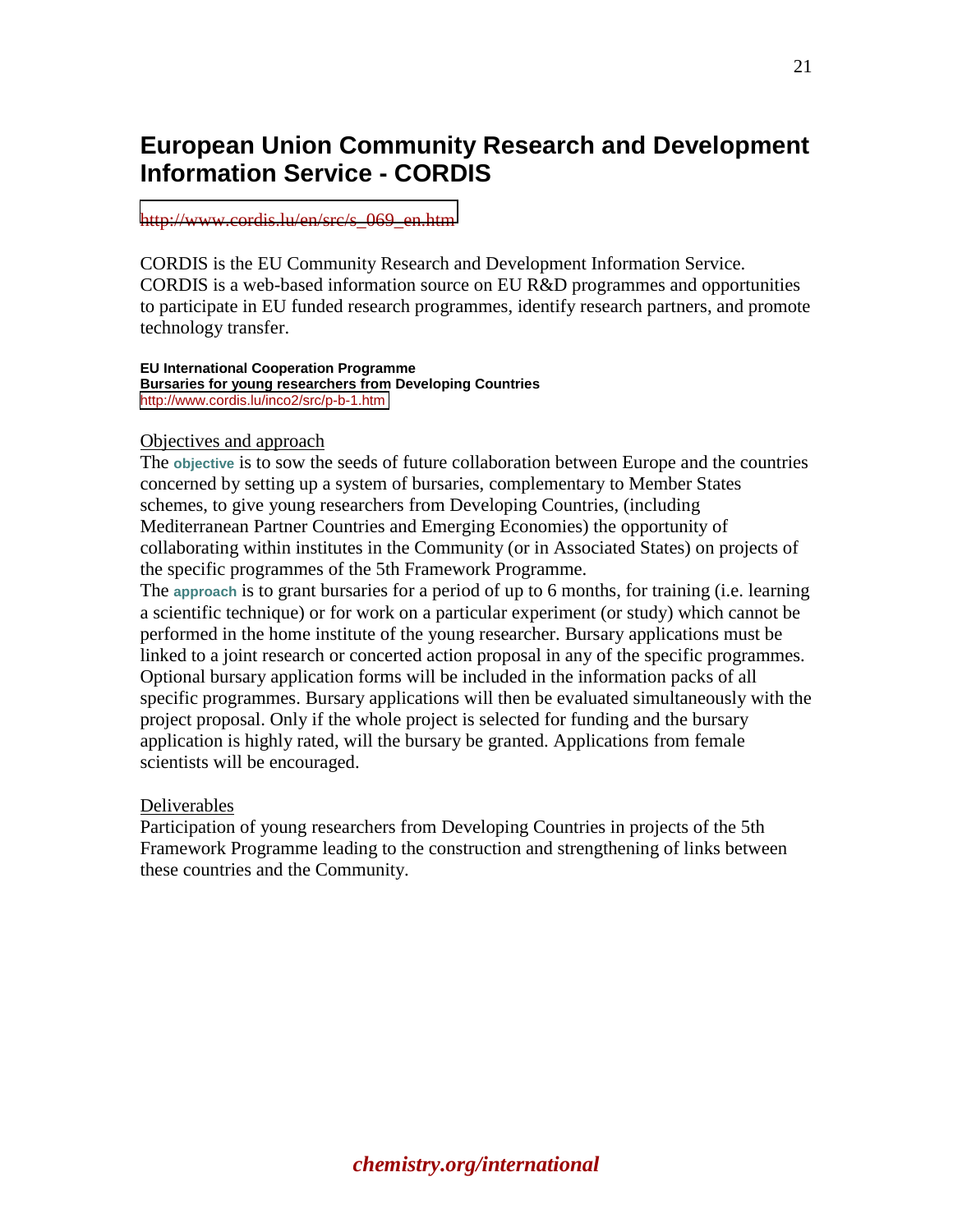# European Union Community Research and Development Information Service - CORDIS

http://www.cordis.lu/en/src/s_069_en.htm

CORDIS is the EU Community Research and Development Information Service. CORDIS is a web-based information source on EU R&D programmes and opportunities to participate in EU funded research programmes, identify research partners, and promote technology transfer.

**EU International Cooperation Programme**
**Bursaries for young researchers from Developing Countries**
http://www.cordis.lu/inco2/src/p-b-1.htm

Objectives and approach

The **objective** is to sow the seeds of future collaboration between Europe and the countries concerned by setting up a system of bursaries, complementary to Member States schemes, to give young researchers from Developing Countries, (including Mediterranean Partner Countries and Emerging Economies) the opportunity of collaborating within institutes in the Community (or in Associated States) on projects of the specific programmes of the 5th Framework Programme.

The **approach** is to grant bursaries for a period of up to 6 months, for training (i.e. learning a scientific technique) or for work on a particular experiment (or study) which cannot be performed in the home institute of the young researcher. Bursary applications must be linked to a joint research or concerted action proposal in any of the specific programmes. Optional bursary application forms will be included in the information packs of all specific programmes. Bursary applications will then be evaluated simultaneously with the project proposal. Only if the whole project is selected for funding and the bursary application is highly rated, will the bursary be granted. Applications from female scientists will be encouraged.

Deliverables

Participation of young researchers from Developing Countries in projects of the 5th Framework Programme leading to the construction and strengthening of links between these countries and the Community.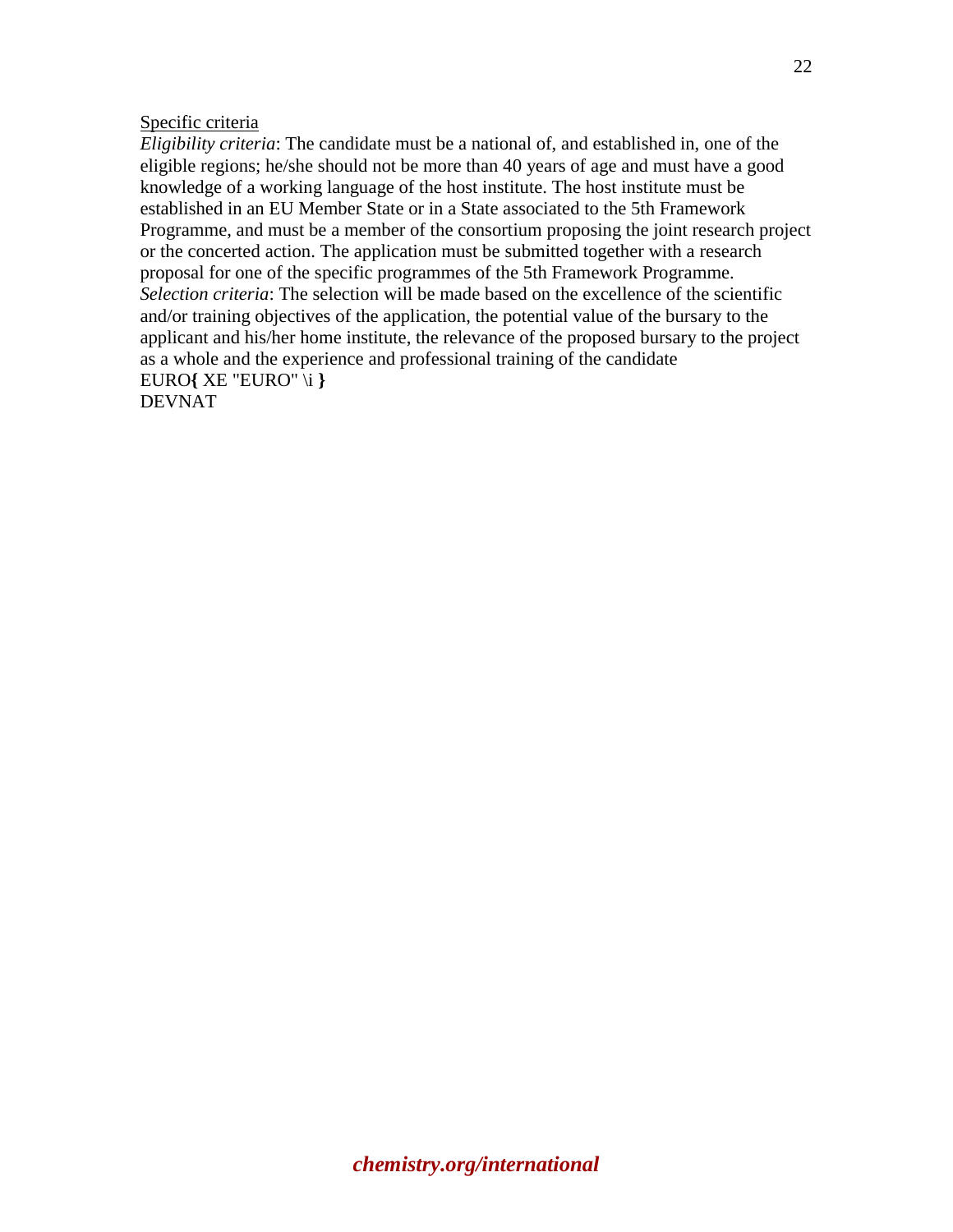<u>Specific criteria</u>
*Eligibility criteria*: The candidate must be a national of, and established in, one of the eligible regions; he/she should not be more than 40 years of age and must have a good knowledge of a working language of the host institute. The host institute must be established in an EU Member State or in a State associated to the 5th Framework Programme, and must be a member of the consortium proposing the joint research project or the concerted action. The application must be submitted together with a research proposal for one of the specific programmes of the 5th Framework Programme.
*Selection criteria*: The selection will be made based on the excellence of the scientific and/or training objectives of the application, the potential value of the bursary to the applicant and his/her home institute, the relevance of the proposed bursary to the project as a whole and the experience and professional training of the candidate
EURO**{** XE "EURO" \i **}**
DEVNAT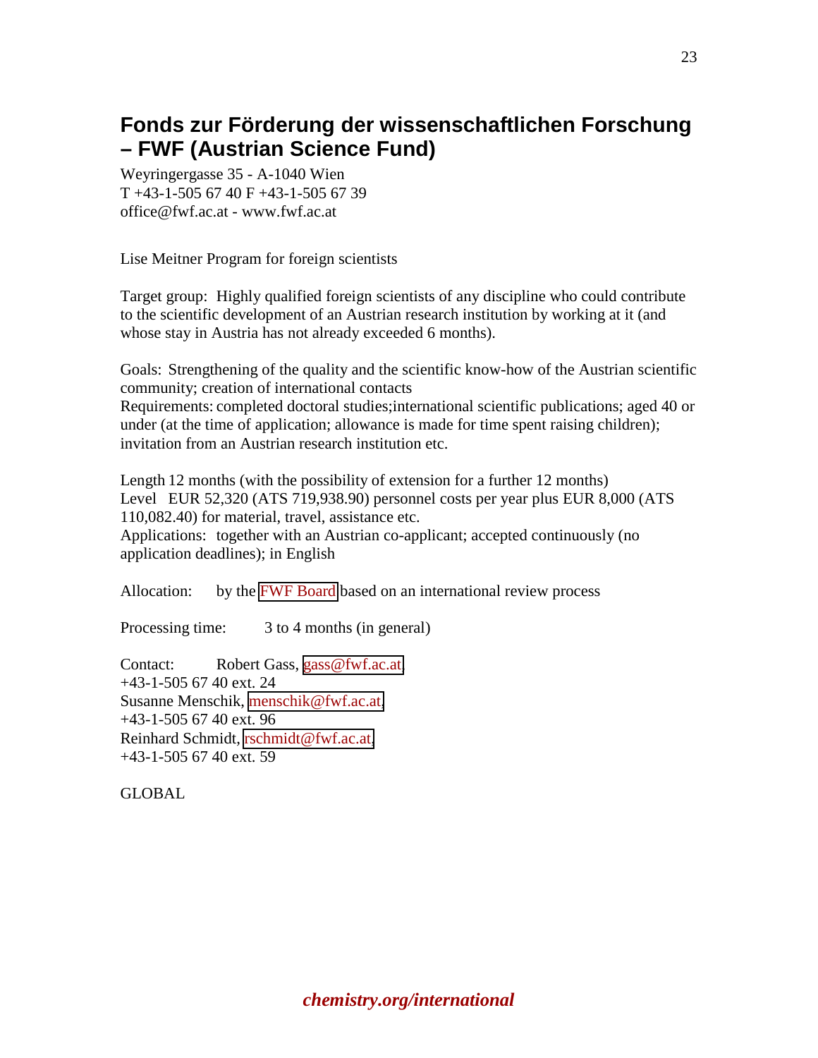## Fonds zur Förderung der wissenschaftlichen Forschung – FWF (Austrian Science Fund)

Weyringergasse 35 - A-1040 Wien
T +43-1-505 67 40 F +43-1-505 67 39
office@fwf.ac.at - www.fwf.ac.at

Lise Meitner Program for foreign scientists

Target group: Highly qualified foreign scientists of any discipline who could contribute to the scientific development of an Austrian research institution by working at it (and whose stay in Austria has not already exceeded 6 months).

Goals: Strengthening of the quality and the scientific know-how of the Austrian scientific community; creation of international contacts
Requirements: completed doctoral studies;international scientific publications; aged 40 or under (at the time of application; allowance is made for time spent raising children); invitation from an Austrian research institution etc.

Length 12 months (with the possibility of extension for a further 12 months)
Level EUR 52,320 (ATS 719,938.90) personnel costs per year plus EUR 8,000 (ATS 110,082.40) for material, travel, assistance etc.
Applications: together with an Austrian co-applicant; accepted continuously (no application deadlines); in English

Allocation: by the FWF Board based on an international review process

Processing time: 3 to 4 months (in general)

Contact: Robert Gass, gass@fwf.ac.at,
+43-1-505 67 40 ext. 24
Susanne Menschik, menschik@fwf.ac.at,
+43-1-505 67 40 ext. 96
Reinhard Schmidt, rschmidt@fwf.ac.at,
+43-1-505 67 40 ext. 59

GLOBAL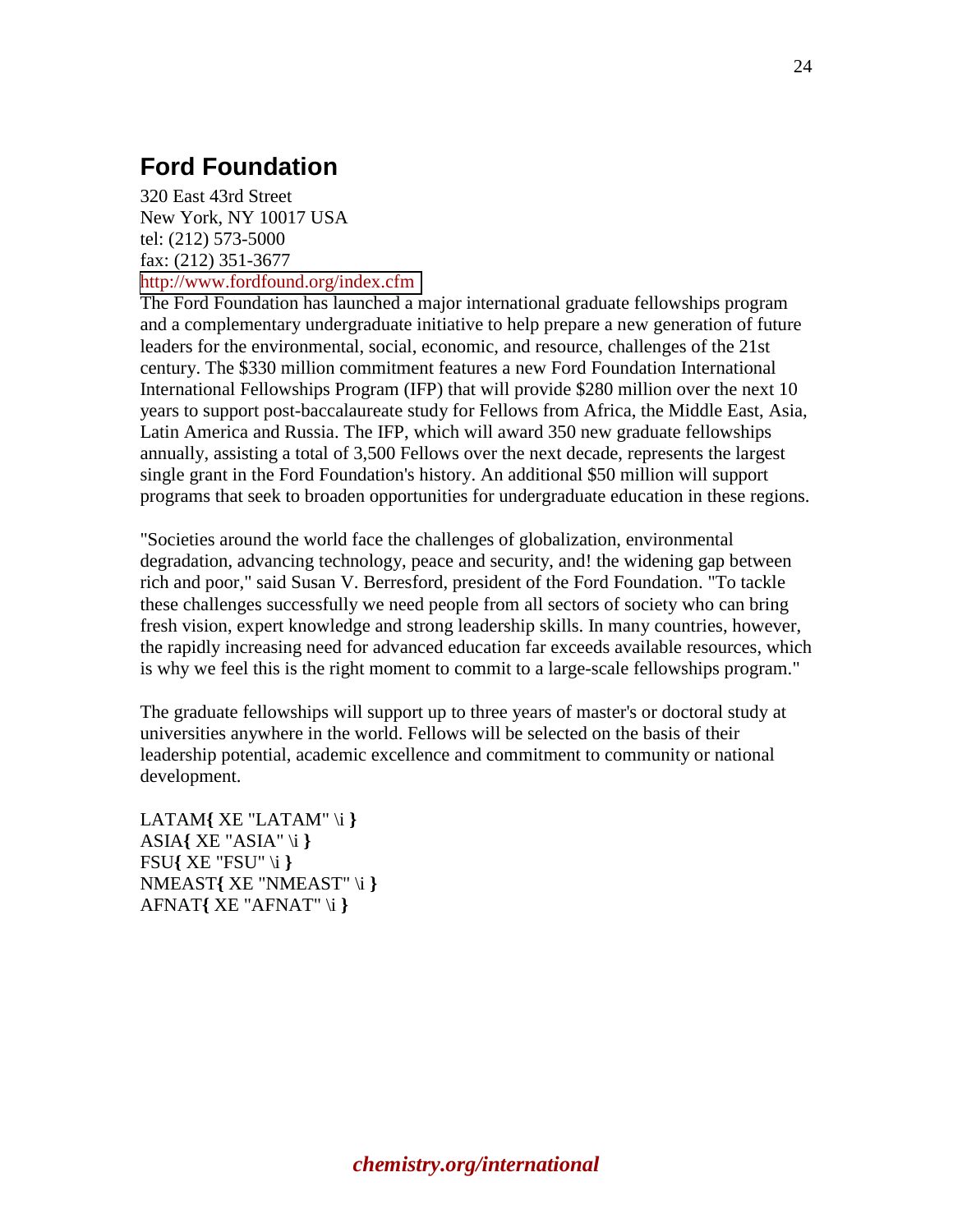## Ford Foundation

320 East 43rd Street
New York, NY 10017 USA
tel: (212) 573-5000
fax: (212) 351-3677
http://www.fordfound.org/index.cfm
The Ford Foundation has launched a major international graduate fellowships program and a complementary undergraduate initiative to help prepare a new generation of future leaders for the environmental, social, economic, and resource, challenges of the 21st century. The $330 million commitment features a new Ford Foundation International International Fellowships Program (IFP) that will provide $280 million over the next 10 years to support post-baccalaureate study for Fellows from Africa, the Middle East, Asia, Latin America and Russia. The IFP, which will award 350 new graduate fellowships annually, assisting a total of 3,500 Fellows over the next decade, represents the largest single grant in the Ford Foundation's history. An additional $50 million will support programs that seek to broaden opportunities for undergraduate education in these regions.

"Societies around the world face the challenges of globalization, environmental degradation, advancing technology, peace and security, and! the widening gap between rich and poor," said Susan V. Berresford, president of the Ford Foundation. "To tackle these challenges successfully we need people from all sectors of society who can bring fresh vision, expert knowledge and strong leadership skills. In many countries, however, the rapidly increasing need for advanced education far exceeds available resources, which is why we feel this is the right moment to commit to a large-scale fellowships program."

The graduate fellowships will support up to three years of master's or doctoral study at universities anywhere in the world. Fellows will be selected on the basis of their leadership potential, academic excellence and commitment to community or national development.

LATAM{ XE "LATAM" \i }
ASIA{ XE "ASIA" \i }
FSU{ XE "FSU" \i }
NMEAST{ XE "NMEAST" \i }
AFNAT{ XE "AFNAT" \i }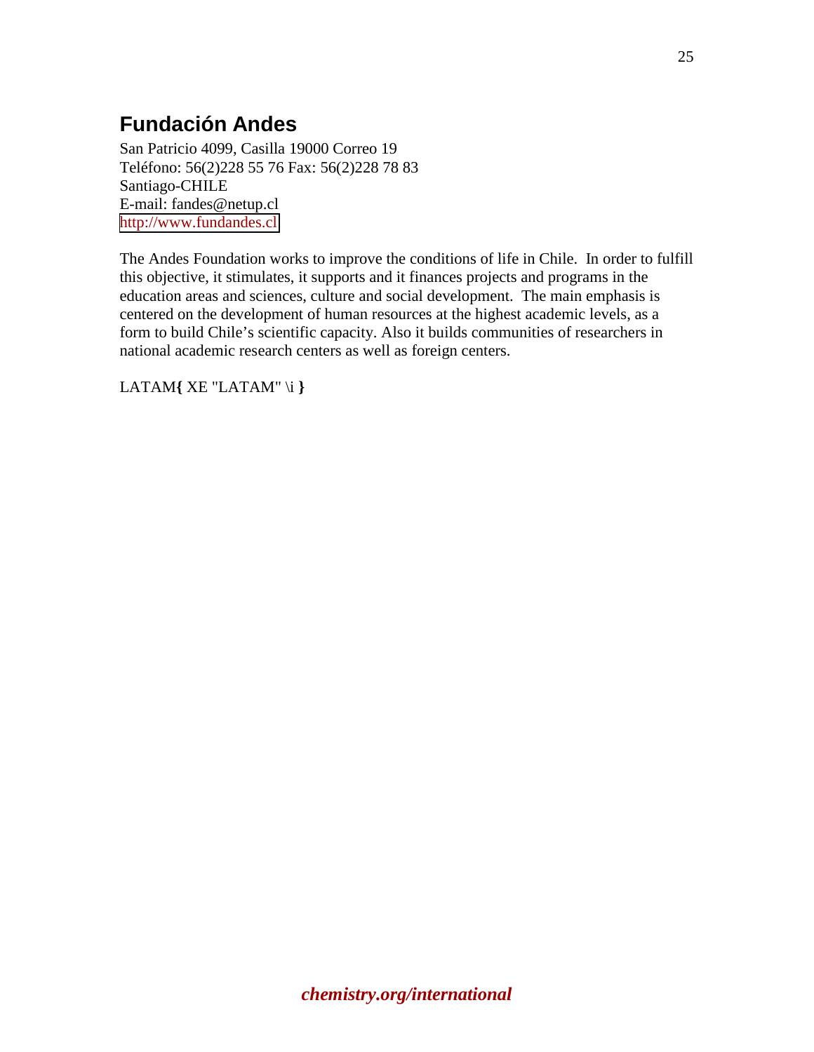## Fundación Andes

San Patricio 4099, Casilla 19000 Correo 19
Teléfono: 56(2)228 55 76 Fax: 56(2)228 78 83
Santiago-CHILE
E-mail: fandes@netup.cl
http://www.fundandes.cl

The Andes Foundation works to improve the conditions of life in Chile. In order to fulfill this objective, it stimulates, it supports and it finances projects and programs in the education areas and sciences, culture and social development. The main emphasis is centered on the development of human resources at the highest academic levels, as a form to build Chile's scientific capacity. Also it builds communities of researchers in national academic research centers as well as foreign centers.

LATAM{ XE "LATAM" \i }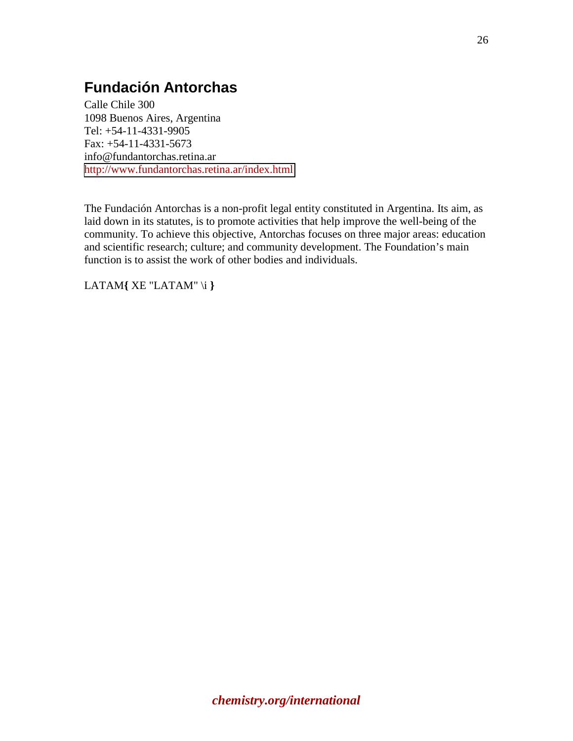## Fundación Antorchas

Calle Chile 300
1098 Buenos Aires, Argentina
Tel: +54-11-4331-9905
Fax: +54-11-4331-5673
info@fundantorchas.retina.ar
http://www.fundantorchas.retina.ar/index.html

The Fundación Antorchas is a non-profit legal entity constituted in Argentina. Its aim, as laid down in its statutes, is to promote activities that help improve the well-being of the community. To achieve this objective, Antorchas focuses on three major areas: education and scientific research; culture; and community development. The Foundation's main function is to assist the work of other bodies and individuals.

LATAM{ XE "LATAM" \i }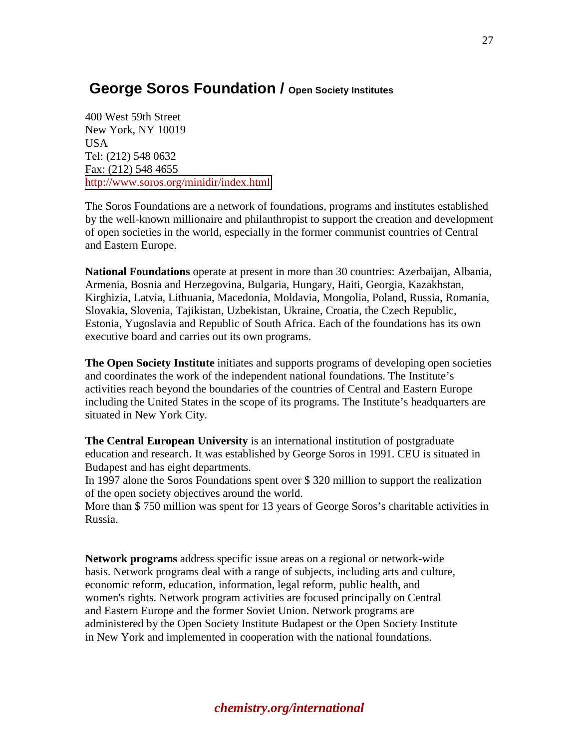## George Soros Foundation / Open Society Institutes

400 West 59th Street
New York, NY 10019
USA
Tel: (212) 548 0632
Fax: (212) 548 4655
http://www.soros.org/minidir/index.html

The Soros Foundations are a network of foundations, programs and institutes established by the well-known millionaire and philanthropist to support the creation and development of open societies in the world, especially in the former communist countries of Central and Eastern Europe.

**National Foundations** operate at present in more than 30 countries: Azerbaijan, Albania, Armenia, Bosnia and Herzegovina, Bulgaria, Hungary, Haiti, Georgia, Kazakhstan, Kirghizia, Latvia, Lithuania, Macedonia, Moldavia, Mongolia, Poland, Russia, Romania, Slovakia, Slovenia, Tajikistan, Uzbekistan, Ukraine, Croatia, the Czech Republic, Estonia, Yugoslavia and Republic of South Africa. Each of the foundations has its own executive board and carries out its own programs.

**The Open Society Institute** initiates and supports programs of developing open societies and coordinates the work of the independent national foundations. The Institute's activities reach beyond the boundaries of the countries of Central and Eastern Europe including the United States in the scope of its programs. The Institute's headquarters are situated in New York City.

**The Central European University** is an international institution of postgraduate education and research. It was established by George Soros in 1991. CEU is situated in Budapest and has eight departments.
In 1997 alone the Soros Foundations spent over $ 320 million to support the realization of the open society objectives around the world.
More than $ 750 million was spent for 13 years of George Soros's charitable activities in Russia.

**Network programs** address specific issue areas on a regional or network-wide basis. Network programs deal with a range of subjects, including arts and culture, economic reform, education, information, legal reform, public health, and women's rights. Network program activities are focused principally on Central and Eastern Europe and the former Soviet Union. Network programs are administered by the Open Society Institute Budapest or the Open Society Institute in New York and implemented in cooperation with the national foundations.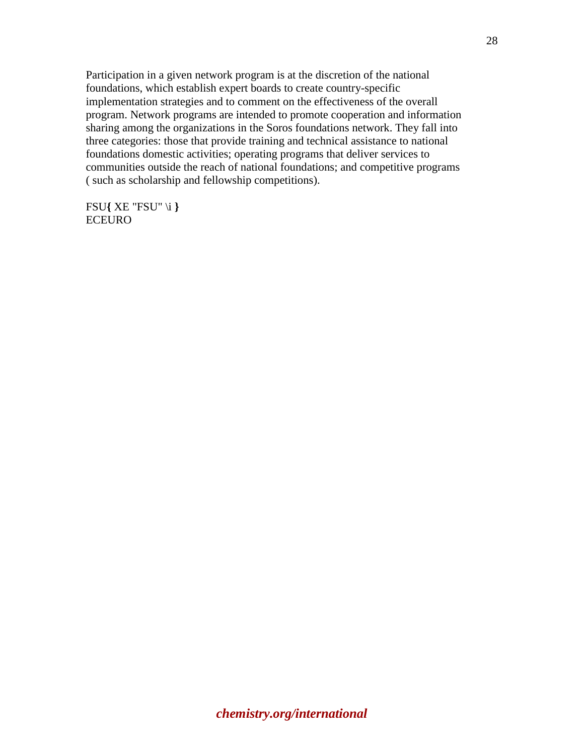Participation in a given network program is at the discretion of the national foundations, which establish expert boards to create country-specific implementation strategies and to comment on the effectiveness of the overall program. Network programs are intended to promote cooperation and information sharing among the organizations in the Soros foundations network. They fall into three categories: those that provide training and technical assistance to national foundations domestic activities; operating programs that deliver services to communities outside the reach of national foundations; and competitive programs ( such as scholarship and fellowship competitions).

FSU**{** XE "FSU" \i **}**
ECEURO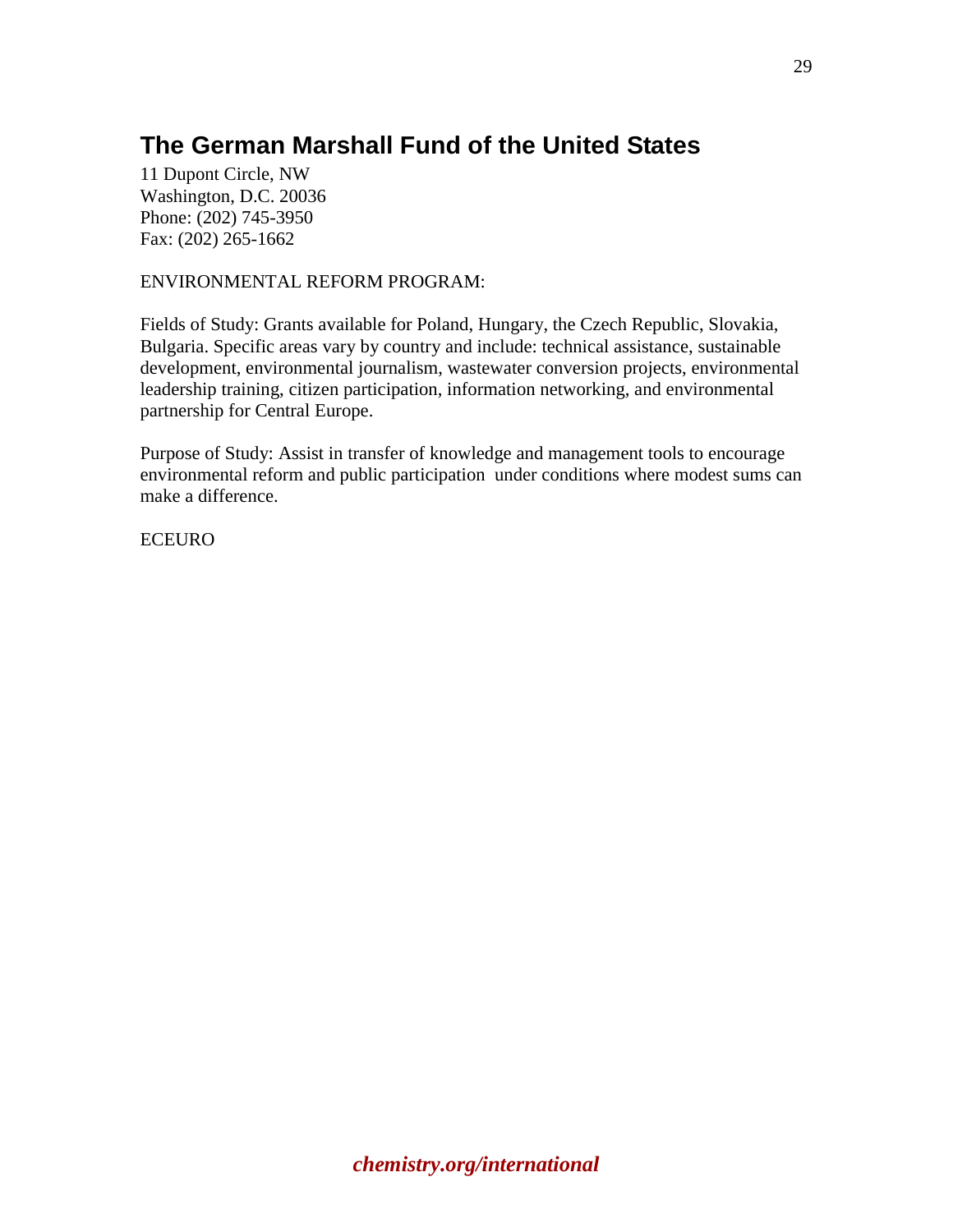## The German Marshall Fund of the United States

11 Dupont Circle, NW
Washington, D.C. 20036
Phone: (202) 745-3950
Fax: (202) 265-1662

ENVIRONMENTAL REFORM PROGRAM:

Fields of Study: Grants available for Poland, Hungary, the Czech Republic, Slovakia, Bulgaria. Specific areas vary by country and include: technical assistance, sustainable development, environmental journalism, wastewater conversion projects, environmental leadership training, citizen participation, information networking, and environmental partnership for Central Europe.

Purpose of Study: Assist in transfer of knowledge and management tools to encourage environmental reform and public participation under conditions where modest sums can make a difference.

ECEURO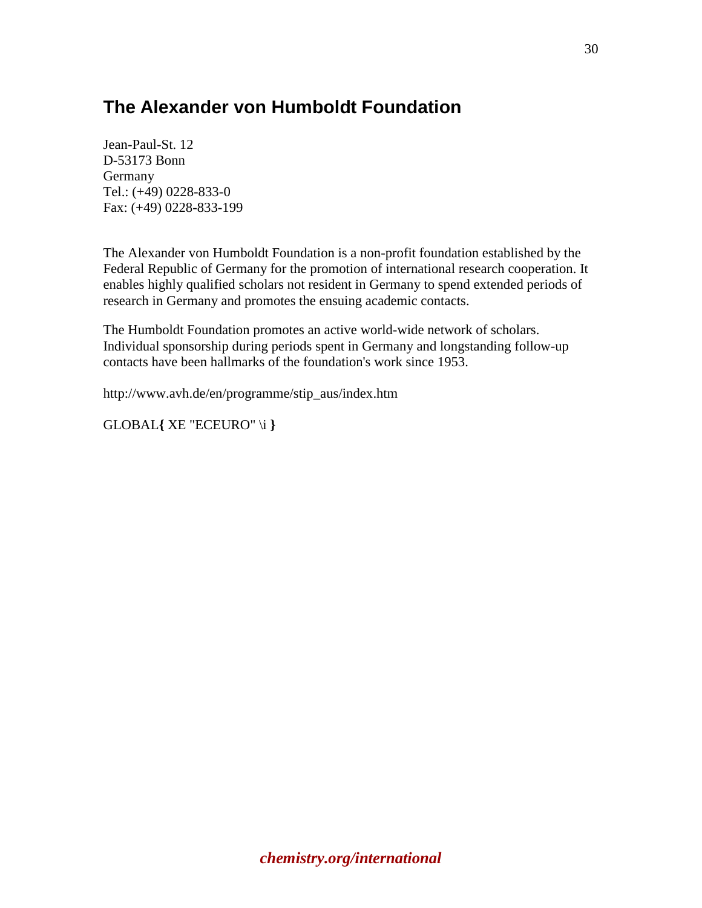## The Alexander von Humboldt Foundation

Jean-Paul-St. 12
D-53173 Bonn
Germany
Tel.: (+49) 0228-833-0
Fax: (+49) 0228-833-199

The Alexander von Humboldt Foundation is a non-profit foundation established by the Federal Republic of Germany for the promotion of international research cooperation. It enables highly qualified scholars not resident in Germany to spend extended periods of research in Germany and promotes the ensuing academic contacts.

The Humboldt Foundation promotes an active world-wide network of scholars. Individual sponsorship during periods spent in Germany and longstanding follow-up contacts have been hallmarks of the foundation's work since 1953.

http://www.avh.de/en/programme/stip_aus/index.htm

GLOBAL{ XE "ECEURO" \i }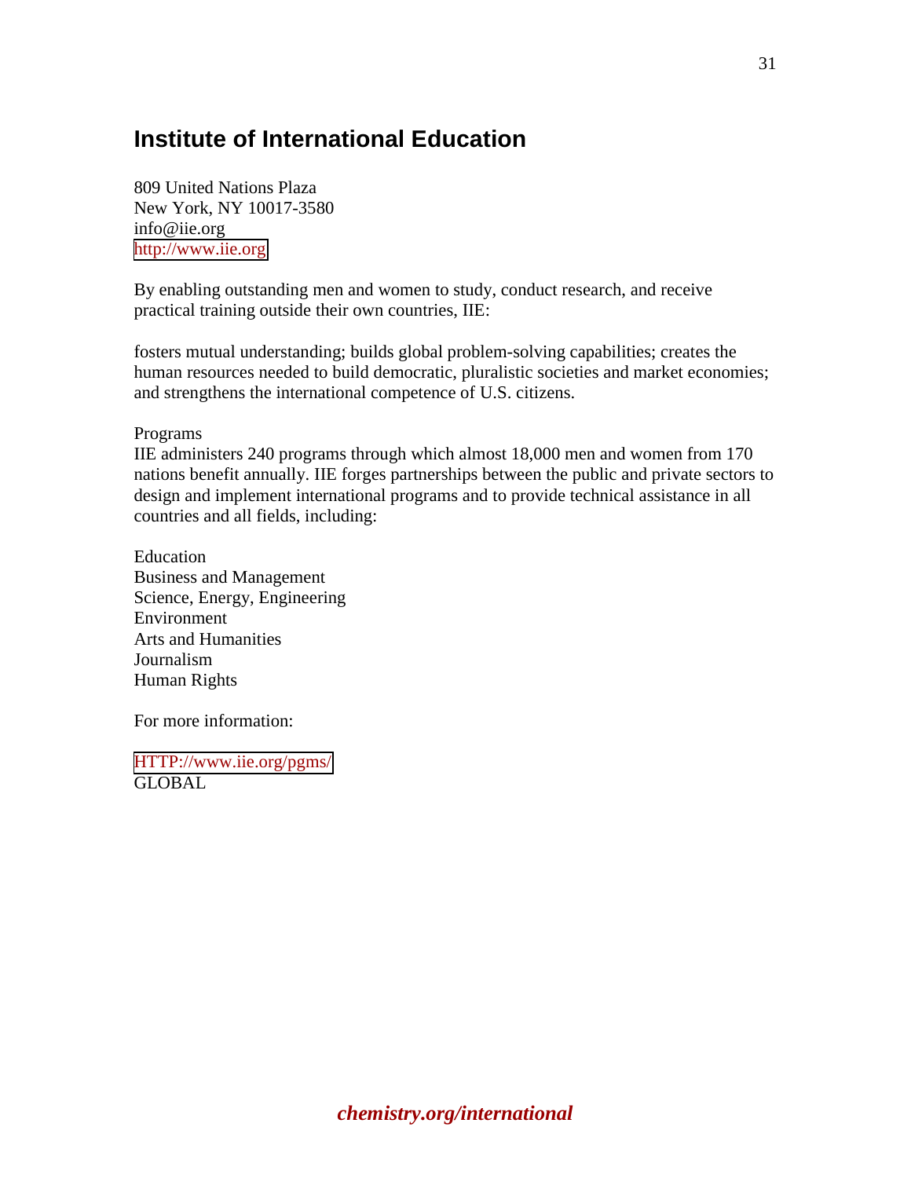## Institute of International Education

809 United Nations Plaza
New York, NY 10017-3580
info@iie.org
http://www.iie.org

By enabling outstanding men and women to study, conduct research, and receive practical training outside their own countries, IIE:

fosters mutual understanding; builds global problem-solving capabilities; creates the human resources needed to build democratic, pluralistic societies and market economies; and strengthens the international competence of U.S. citizens.

Programs
IIE administers 240 programs through which almost 18,000 men and women from 170 nations benefit annually. IIE forges partnerships between the public and private sectors to design and implement international programs and to provide technical assistance in all countries and all fields, including:

Education
Business and Management
Science, Energy, Engineering
Environment
Arts and Humanities
Journalism
Human Rights

For more information:

HTTP://www.iie.org/pgms/
GLOBAL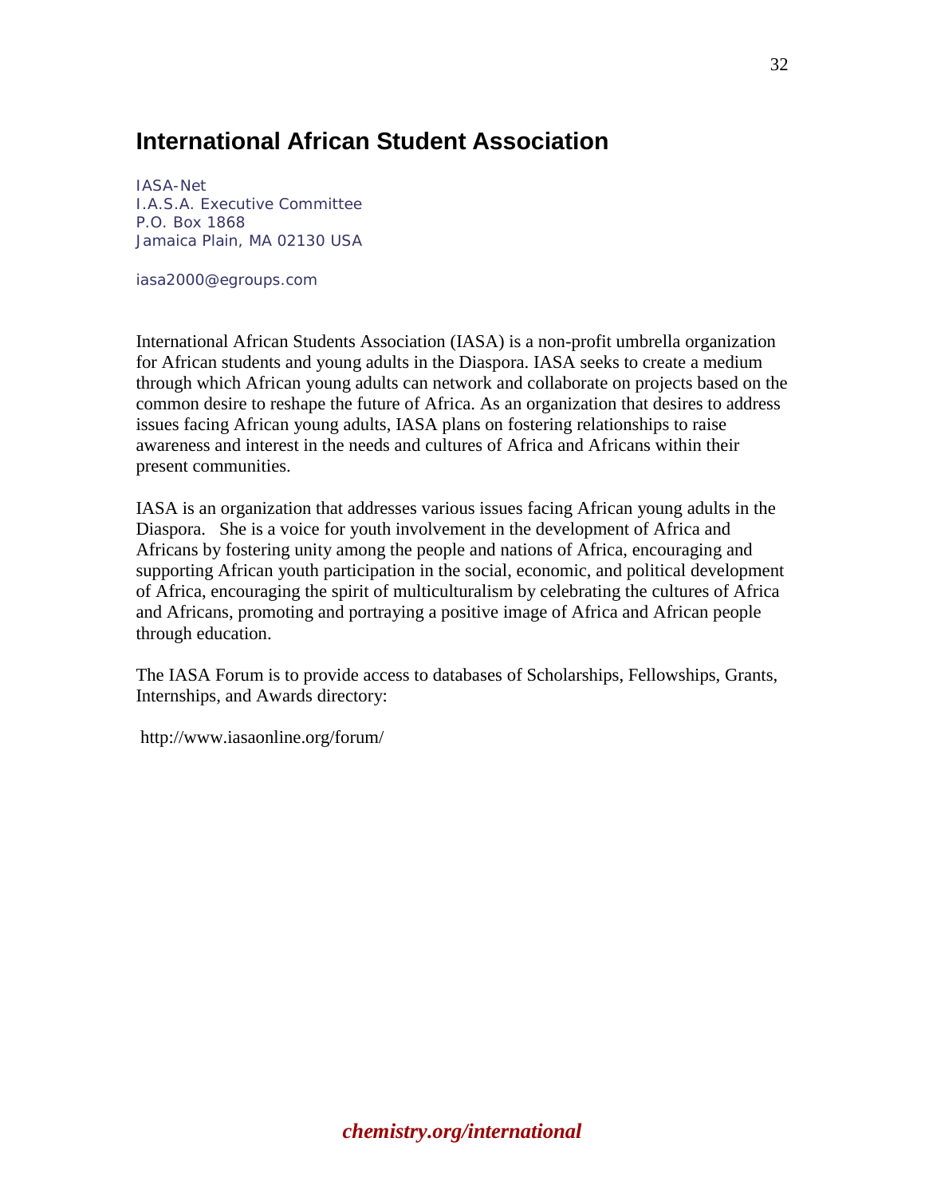## International African Student Association

IASA-Net
I.A.S.A. Executive Committee
P.O. Box 1868
Jamaica Plain, MA 02130 USA

iasa2000@egroups.com

International African Students Association (IASA) is a non-profit umbrella organization for African students and young adults in the Diaspora. IASA seeks to create a medium through which African young adults can network and collaborate on projects based on the common desire to reshape the future of Africa. As an organization that desires to address issues facing African young adults, IASA plans on fostering relationships to raise awareness and interest in the needs and cultures of Africa and Africans within their present communities.

IASA is an organization that addresses various issues facing African young adults in the Diaspora. She is a voice for youth involvement in the development of Africa and Africans by fostering unity among the people and nations of Africa, encouraging and supporting African youth participation in the social, economic, and political development of Africa, encouraging the spirit of multiculturalism by celebrating the cultures of Africa and Africans, promoting and portraying a positive image of Africa and African people through education.

The IASA Forum is to provide access to databases of Scholarships, Fellowships, Grants, Internships, and Awards directory:

http://www.iasaonline.org/forum/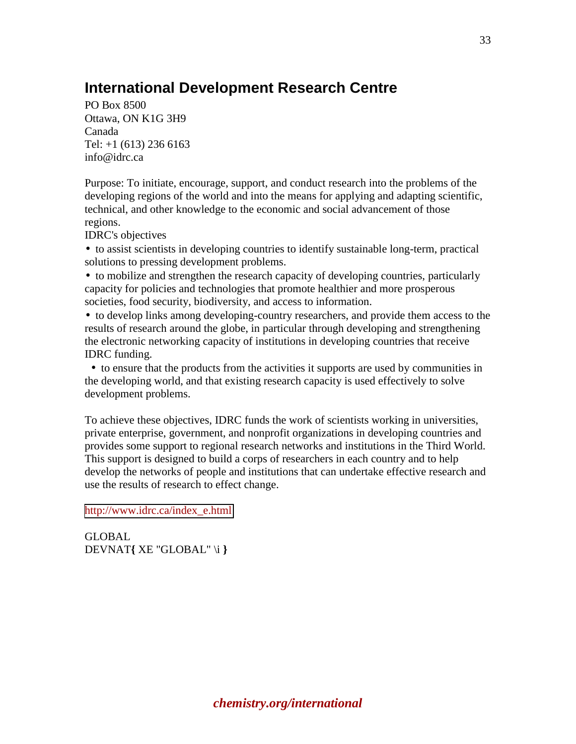# International Development Research Centre

PO Box 8500
Ottawa, ON K1G 3H9
Canada
Tel: +1 (613) 236 6163
info@idrc.ca

Purpose: To initiate, encourage, support, and conduct research into the problems of the developing regions of the world and into the means for applying and adapting scientific, technical, and other knowledge to the economic and social advancement of those regions.

IDRC's objectives

- to assist scientists in developing countries to identify sustainable long-term, practical solutions to pressing development problems.
- to mobilize and strengthen the research capacity of developing countries, particularly capacity for policies and technologies that promote healthier and more prosperous societies, food security, biodiversity, and access to information.
- to develop links among developing-country researchers, and provide them access to the results of research around the globe, in particular through developing and strengthening the electronic networking capacity of institutions in developing countries that receive IDRC funding.
- to ensure that the products from the activities it supports are used by communities in the developing world, and that existing research capacity is used effectively to solve development problems.

To achieve these objectives, IDRC funds the work of scientists working in universities, private enterprise, government, and nonprofit organizations in developing countries and provides some support to regional research networks and institutions in the Third World. This support is designed to build a corps of researchers in each country and to help develop the networks of people and institutions that can undertake effective research and use the results of research to effect change.

http://www.idrc.ca/index_e.html

GLOBAL
DEVNAT{ XE "GLOBAL" \i }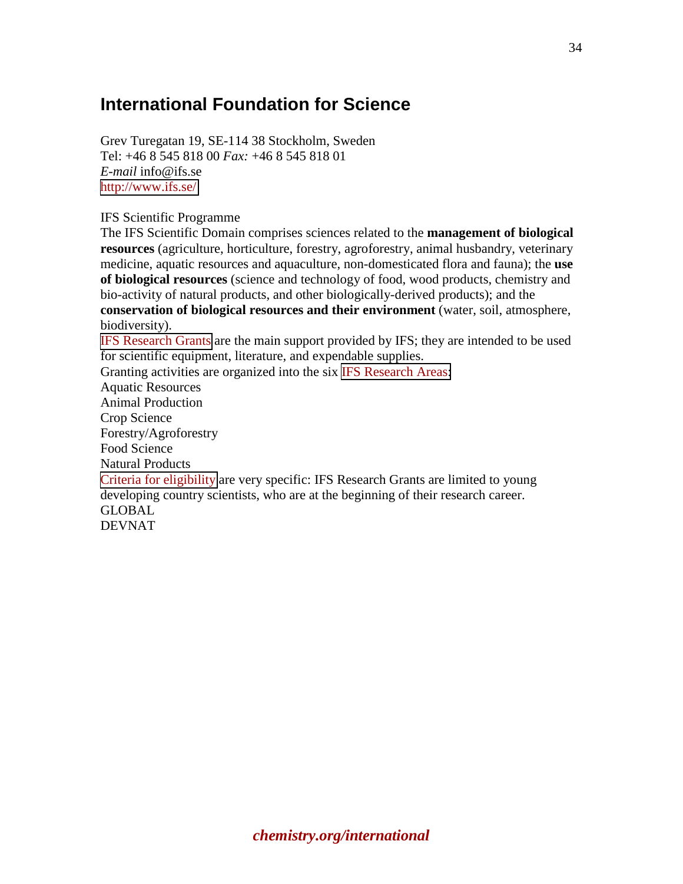## International Foundation for Science

Grev Turegatan 19, SE-114 38 Stockholm, Sweden
Tel: +46 8 545 818 00 *Fax:* +46 8 545 818 01
*E-mail* info@ifs.se
http://www.ifs.se/

IFS Scientific Programme

The IFS Scientific Domain comprises sciences related to the **management of biological resources** (agriculture, horticulture, forestry, agroforestry, animal husbandry, veterinary medicine, aquatic resources and aquaculture, non-domesticated flora and fauna); the **use of biological resources** (science and technology of food, wood products, chemistry and bio-activity of natural products, and other biologically-derived products); and the **conservation of biological resources and their environment** (water, soil, atmosphere, biodiversity).

IFS Research Grants are the main support provided by IFS; they are intended to be used for scientific equipment, literature, and expendable supplies.

Granting activities are organized into the six IFS Research Areas:

Aquatic Resources
Animal Production
Crop Science
Forestry/Agroforestry
Food Science
Natural Products

Criteria for eligibility are very specific: IFS Research Grants are limited to young developing country scientists, who are at the beginning of their research career.

GLOBAL
DEVNAT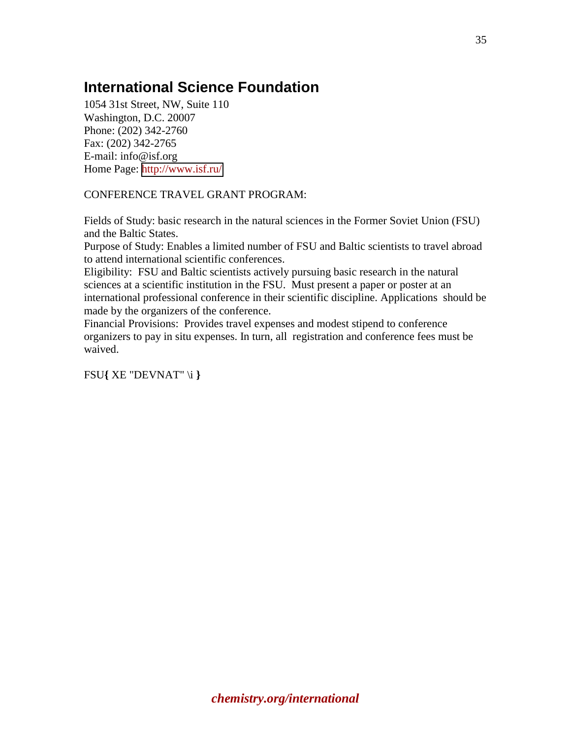## International Science Foundation

1054 31st Street, NW, Suite 110
Washington, D.C. 20007
Phone: (202) 342-2760
Fax: (202) 342-2765
E-mail: info@isf.org
Home Page: http://www.isf.ru/

CONFERENCE TRAVEL GRANT PROGRAM:

Fields of Study: basic research in the natural sciences in the Former Soviet Union (FSU) and the Baltic States.
Purpose of Study: Enables a limited number of FSU and Baltic scientists to travel abroad to attend international scientific conferences.
Eligibility: FSU and Baltic scientists actively pursuing basic research in the natural sciences at a scientific institution in the FSU. Must present a paper or poster at an international professional conference in their scientific discipline. Applications should be made by the organizers of the conference.
Financial Provisions: Provides travel expenses and modest stipend to conference organizers to pay in situ expenses. In turn, all registration and conference fees must be waived.

FSU{ XE "DEVNAT" \i }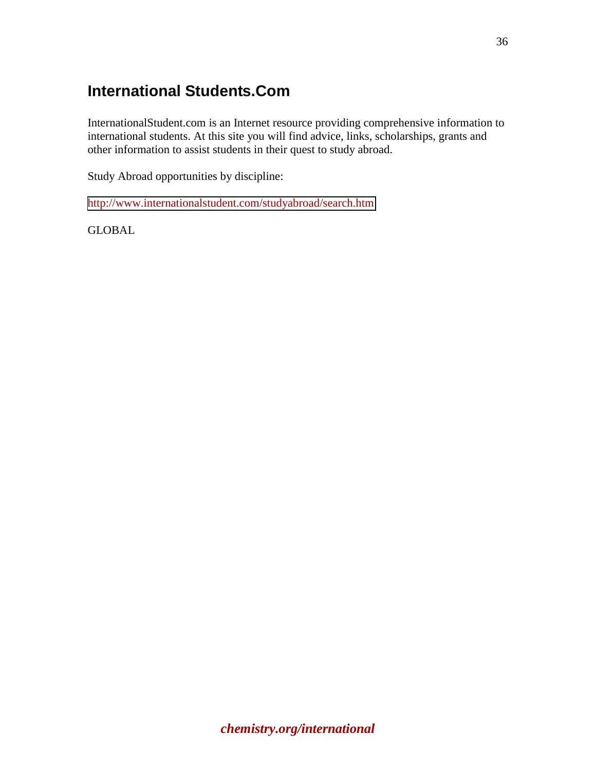## International Students.Com

InternationalStudent.com is an Internet resource providing comprehensive information to international students. At this site you will find advice, links, scholarships, grants and other information to assist students in their quest to study abroad.

Study Abroad opportunities by discipline:

http://www.internationalstudent.com/studyabroad/search.htm

GLOBAL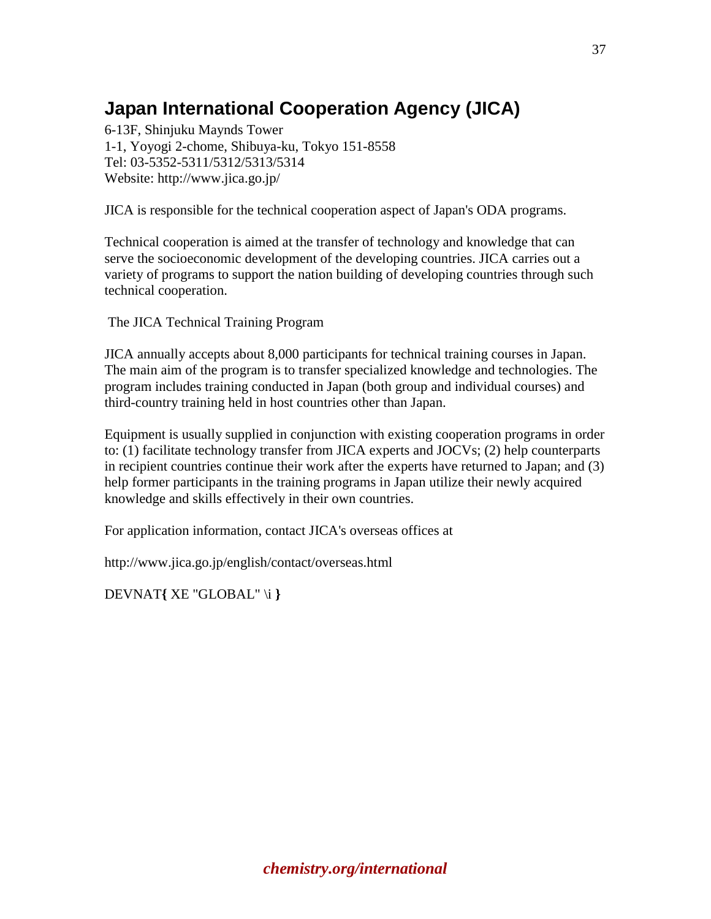## Japan International Cooperation Agency (JICA)

6-13F, Shinjuku Maynds Tower
1-1, Yoyogi 2-chome, Shibuya-ku, Tokyo 151-8558
Tel: 03-5352-5311/5312/5313/5314
Website: http://www.jica.go.jp/

JICA is responsible for the technical cooperation aspect of Japan's ODA programs.

Technical cooperation is aimed at the transfer of technology and knowledge that can serve the socioeconomic development of the developing countries. JICA carries out a variety of programs to support the nation building of developing countries through such technical cooperation.

The JICA Technical Training Program

JICA annually accepts about 8,000 participants for technical training courses in Japan. The main aim of the program is to transfer specialized knowledge and technologies. The program includes training conducted in Japan (both group and individual courses) and third-country training held in host countries other than Japan.

Equipment is usually supplied in conjunction with existing cooperation programs in order to: (1) facilitate technology transfer from JICA experts and JOCVs; (2) help counterparts in recipient countries continue their work after the experts have returned to Japan; and (3) help former participants in the training programs in Japan utilize their newly acquired knowledge and skills effectively in their own countries.

For application information, contact JICA's overseas offices at

http://www.jica.go.jp/english/contact/overseas.html

DEVNAT{ XE "GLOBAL" \i }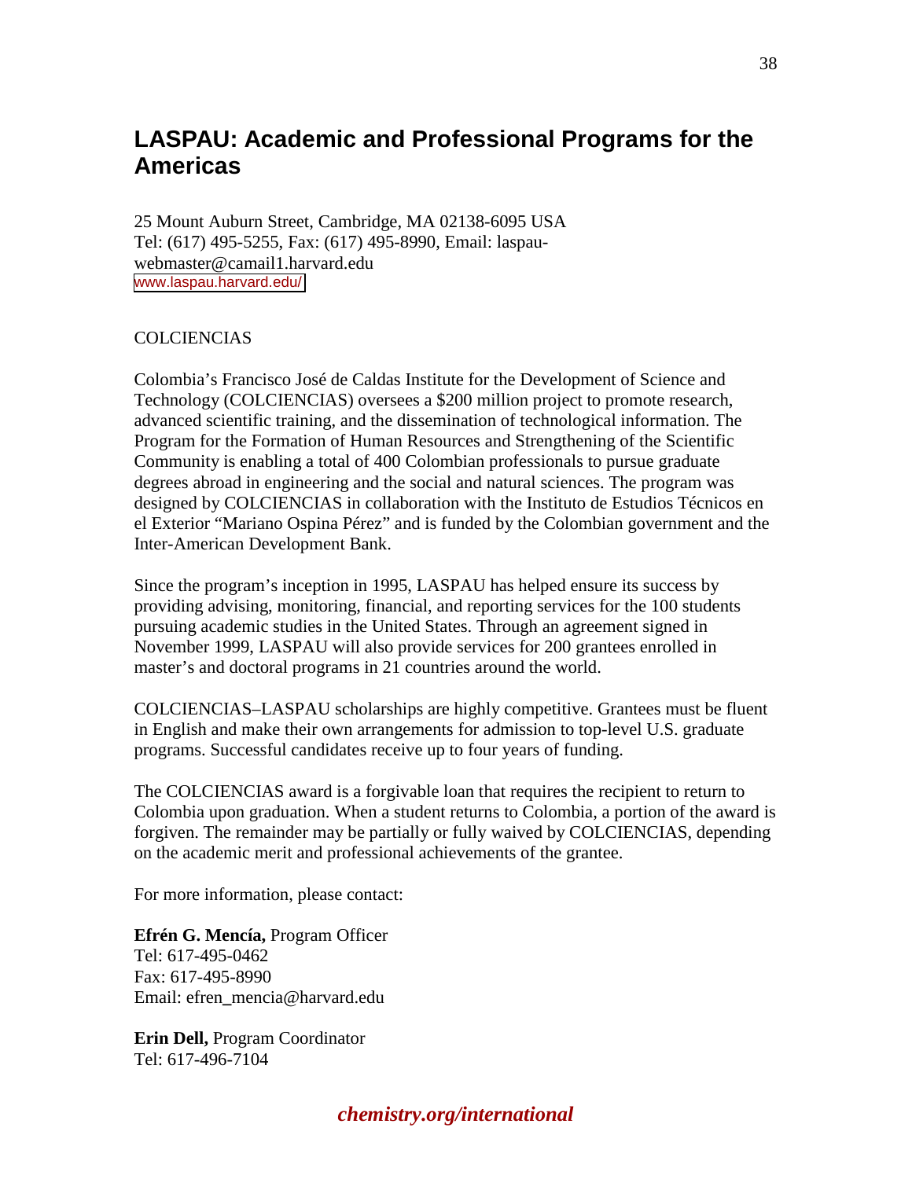## LASPAU: Academic and Professional Programs for the Americas

25 Mount Auburn Street, Cambridge, MA 02138-6095 USA
Tel: (617) 495-5255, Fax: (617) 495-8990, Email: laspau-webmaster@camail1.harvard.edu
www.laspau.harvard.edu/

COLCIENCIAS

Colombia's Francisco José de Caldas Institute for the Development of Science and Technology (COLCIENCIAS) oversees a $200 million project to promote research, advanced scientific training, and the dissemination of technological information. The Program for the Formation of Human Resources and Strengthening of the Scientific Community is enabling a total of 400 Colombian professionals to pursue graduate degrees abroad in engineering and the social and natural sciences. The program was designed by COLCIENCIAS in collaboration with the Instituto de Estudios Técnicos en el Exterior "Mariano Ospina Pérez" and is funded by the Colombian government and the Inter-American Development Bank.

Since the program's inception in 1995, LASPAU has helped ensure its success by providing advising, monitoring, financial, and reporting services for the 100 students pursuing academic studies in the United States. Through an agreement signed in November 1999, LASPAU will also provide services for 200 grantees enrolled in master's and doctoral programs in 21 countries around the world.

COLCIENCIAS–LASPAU scholarships are highly competitive. Grantees must be fluent in English and make their own arrangements for admission to top-level U.S. graduate programs. Successful candidates receive up to four years of funding.

The COLCIENCIAS award is a forgivable loan that requires the recipient to return to Colombia upon graduation. When a student returns to Colombia, a portion of the award is forgiven. The remainder may be partially or fully waived by COLCIENCIAS, depending on the academic merit and professional achievements of the grantee.

For more information, please contact:

**Efrén G. Mencía,** Program Officer
Tel: 617-495-0462
Fax: 617-495-8990
Email: efren_mencia@harvard.edu

**Erin Dell,** Program Coordinator
Tel: 617-496-7104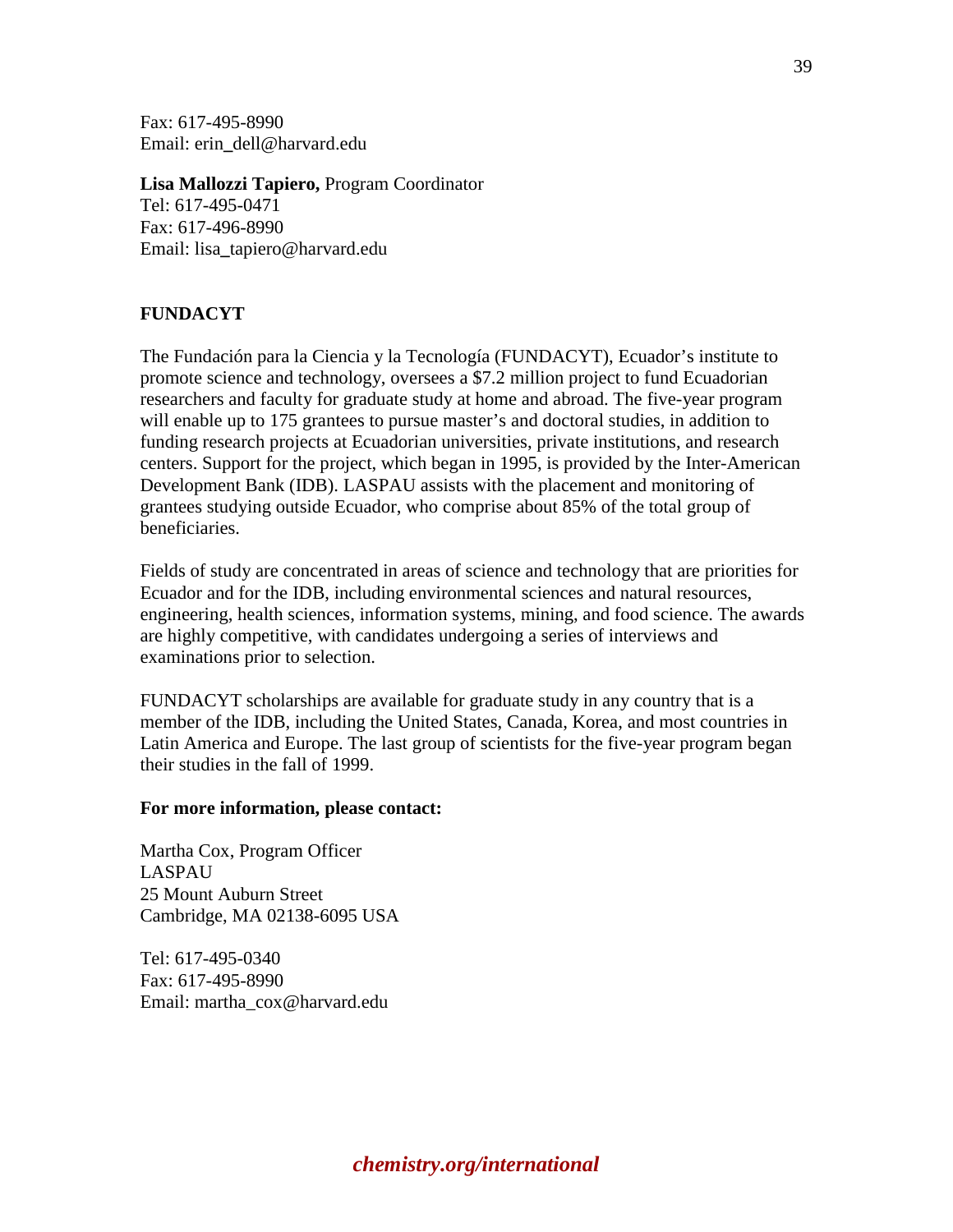Fax: 617-495-8990
Email: erin_dell@harvard.edu

**Lisa Mallozzi Tapiero,** Program Coordinator
Tel: 617-495-0471
Fax: 617-496-8990
Email: lisa_tapiero@harvard.edu

## FUNDACYT

The Fundación para la Ciencia y la Tecnología (FUNDACYT), Ecuador's institute to promote science and technology, oversees a $7.2 million project to fund Ecuadorian researchers and faculty for graduate study at home and abroad. The five-year program will enable up to 175 grantees to pursue master's and doctoral studies, in addition to funding research projects at Ecuadorian universities, private institutions, and research centers. Support for the project, which began in 1995, is provided by the Inter-American Development Bank (IDB). LASPAU assists with the placement and monitoring of grantees studying outside Ecuador, who comprise about 85% of the total group of beneficiaries.

Fields of study are concentrated in areas of science and technology that are priorities for Ecuador and for the IDB, including environmental sciences and natural resources, engineering, health sciences, information systems, mining, and food science. The awards are highly competitive, with candidates undergoing a series of interviews and examinations prior to selection.

FUNDACYT scholarships are available for graduate study in any country that is a member of the IDB, including the United States, Canada, Korea, and most countries in Latin America and Europe. The last group of scientists for the five-year program began their studies in the fall of 1999.

**For more information, please contact:**

Martha Cox, Program Officer
LASPAU
25 Mount Auburn Street
Cambridge, MA 02138-6095 USA

Tel: 617-495-0340
Fax: 617-495-8990
Email: martha_cox@harvard.edu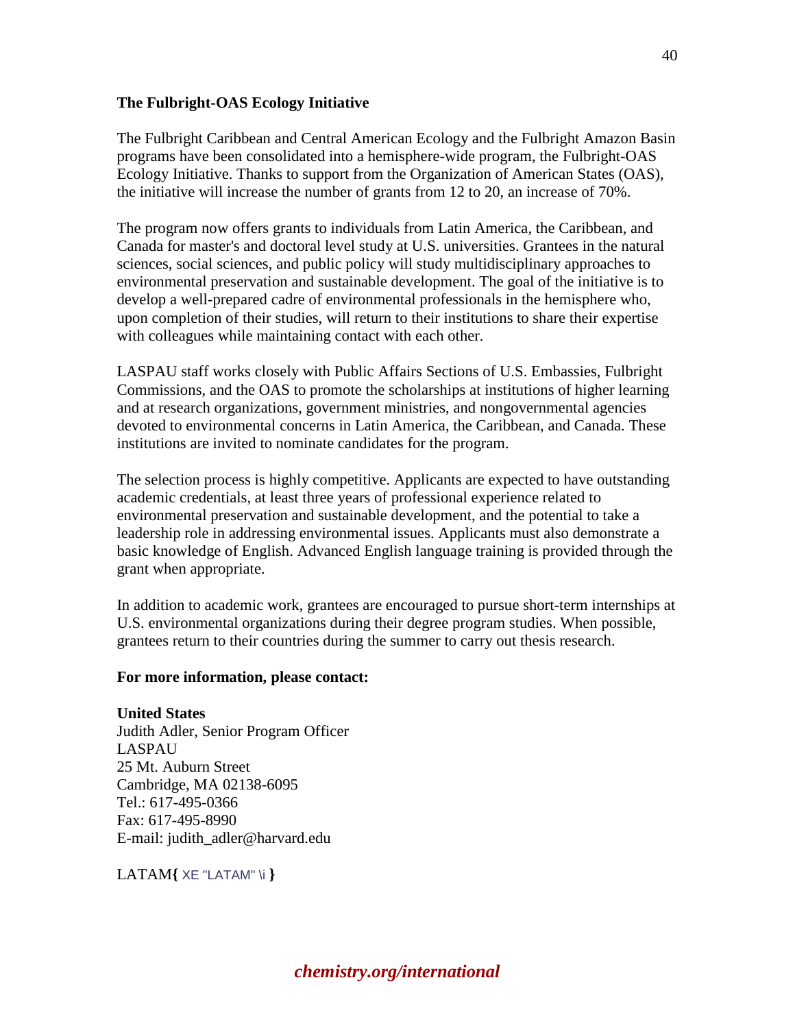**The Fulbright-OAS Ecology Initiative**

The Fulbright Caribbean and Central American Ecology and the Fulbright Amazon Basin programs have been consolidated into a hemisphere-wide program, the Fulbright-OAS Ecology Initiative. Thanks to support from the Organization of American States (OAS), the initiative will increase the number of grants from 12 to 20, an increase of 70%.

The program now offers grants to individuals from Latin America, the Caribbean, and Canada for master's and doctoral level study at U.S. universities. Grantees in the natural sciences, social sciences, and public policy will study multidisciplinary approaches to environmental preservation and sustainable development. The goal of the initiative is to develop a well-prepared cadre of environmental professionals in the hemisphere who, upon completion of their studies, will return to their institutions to share their expertise with colleagues while maintaining contact with each other.

LASPAU staff works closely with Public Affairs Sections of U.S. Embassies, Fulbright Commissions, and the OAS to promote the scholarships at institutions of higher learning and at research organizations, government ministries, and nongovernmental agencies devoted to environmental concerns in Latin America, the Caribbean, and Canada. These institutions are invited to nominate candidates for the program.

The selection process is highly competitive. Applicants are expected to have outstanding academic credentials, at least three years of professional experience related to environmental preservation and sustainable development, and the potential to take a leadership role in addressing environmental issues. Applicants must also demonstrate a basic knowledge of English. Advanced English language training is provided through the grant when appropriate.

In addition to academic work, grantees are encouraged to pursue short-term internships at U.S. environmental organizations during their degree program studies. When possible, grantees return to their countries during the summer to carry out thesis research.

**For more information, please contact:**

**United States**
Judith Adler, Senior Program Officer
LASPAU
25 Mt. Auburn Street
Cambridge, MA 02138-6095
Tel.: 617-495-0366
Fax: 617-495-8990
E-mail: judith_adler@harvard.edu

LATAM{ XE "LATAM" \i }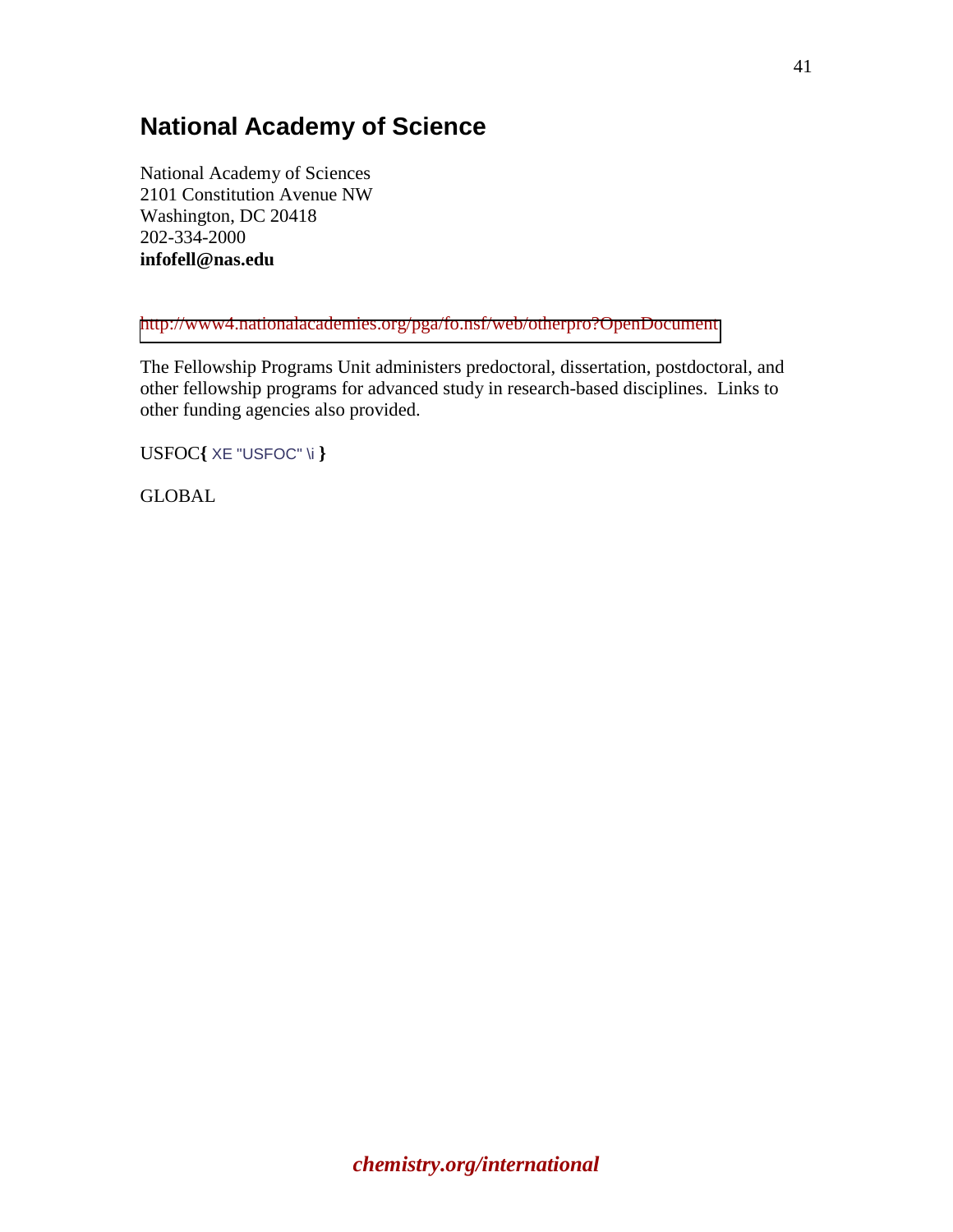## National Academy of Science

National Academy of Sciences
2101 Constitution Avenue NW
Washington, DC 20418
202-334-2000
**infofell@nas.edu**

http://www4.nationalacademies.org/pga/fo.nsf/web/otherpro?OpenDocument

The Fellowship Programs Unit administers predoctoral, dissertation, postdoctoral, and other fellowship programs for advanced study in research-based disciplines. Links to other funding agencies also provided.

USFOC{ XE "USFOC" \i }

GLOBAL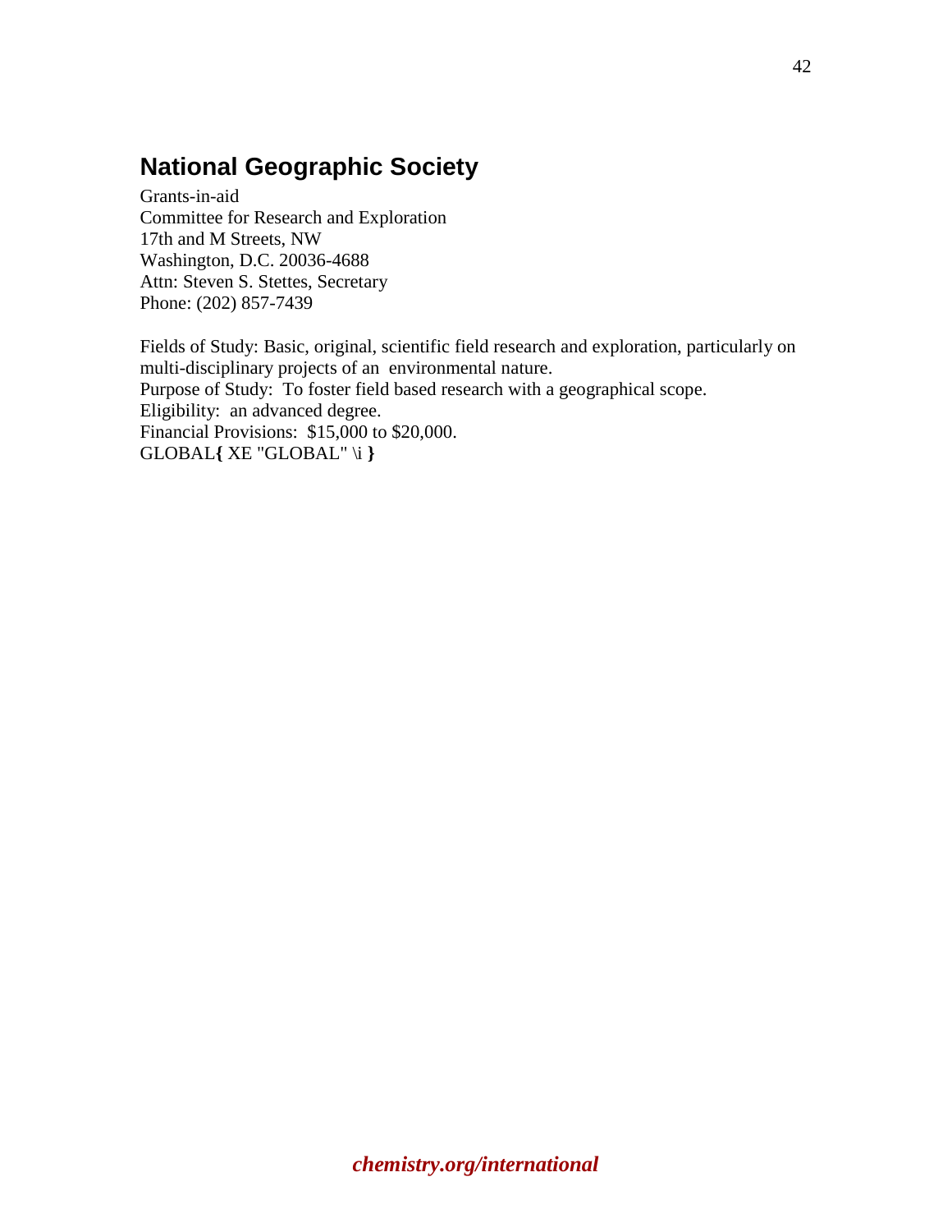## National Geographic Society

Grants-in-aid  
Committee for Research and Exploration  
17th and M Streets, NW  
Washington, D.C. 20036-4688  
Attn: Steven S. Stettes, Secretary  
Phone: (202) 857-7439

Fields of Study: Basic, original, scientific field research and exploration, particularly on multi-disciplinary projects of an environmental nature.  
Purpose of Study: To foster field based research with a geographical scope.  
Eligibility: an advanced degree.  
Financial Provisions: $15,000 to $20,000.  
GLOBAL{ XE "GLOBAL" \i }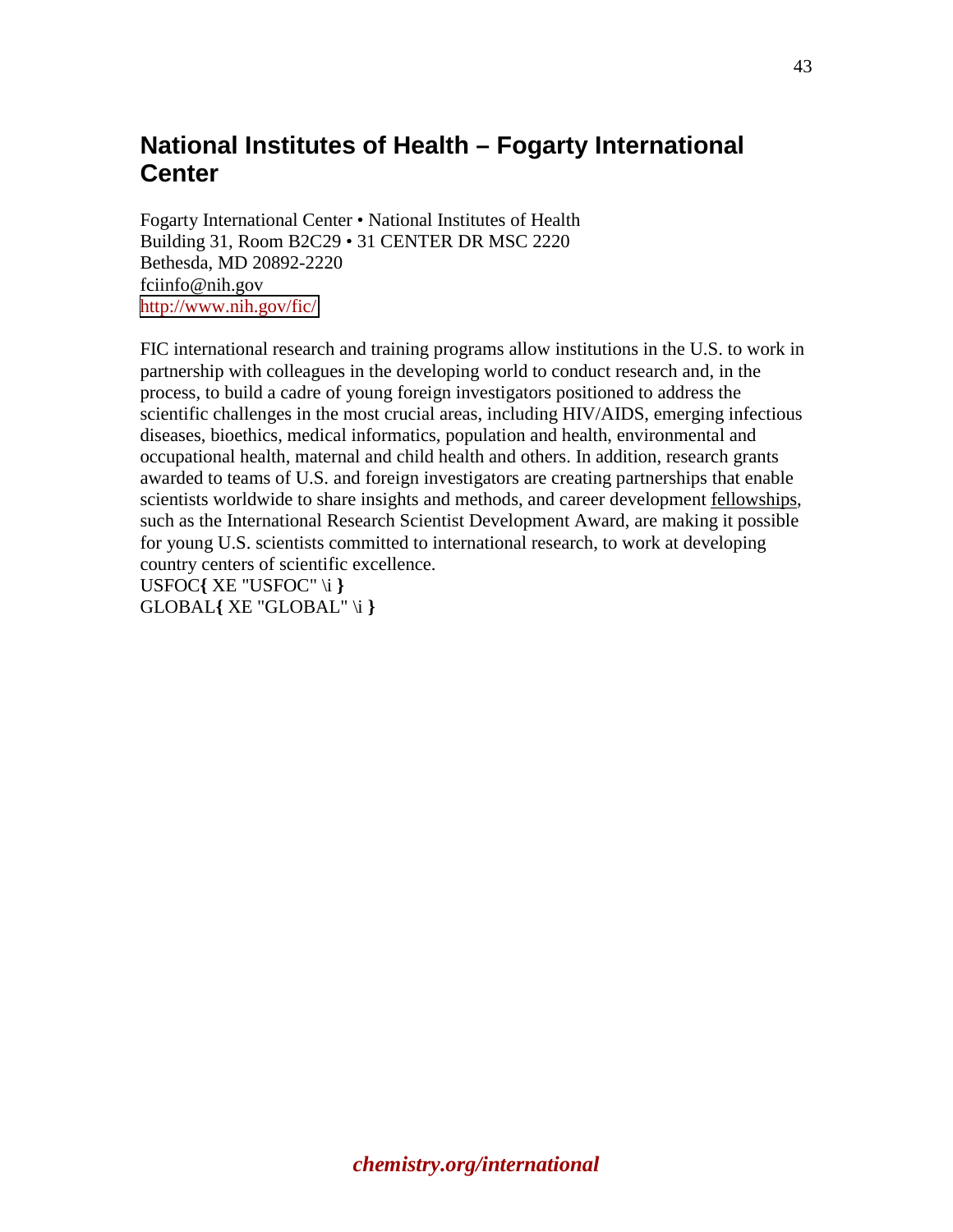## National Institutes of Health – Fogarty International Center

Fogarty International Center • National Institutes of Health
Building 31, Room B2C29 • 31 CENTER DR MSC 2220
Bethesda, MD 20892-2220
fciinfo@nih.gov
http://www.nih.gov/fic/

FIC international research and training programs allow institutions in the U.S. to work in partnership with colleagues in the developing world to conduct research and, in the process, to build a cadre of young foreign investigators positioned to address the scientific challenges in the most crucial areas, including HIV/AIDS, emerging infectious diseases, bioethics, medical informatics, population and health, environmental and occupational health, maternal and child health and others. In addition, research grants awarded to teams of U.S. and foreign investigators are creating partnerships that enable scientists worldwide to share insights and methods, and career development fellowships, such as the International Research Scientist Development Award, are making it possible for young U.S. scientists committed to international research, to work at developing country centers of scientific excellence.
USFOC{ XE "USFOC" \i }
GLOBAL{ XE "GLOBAL" \i }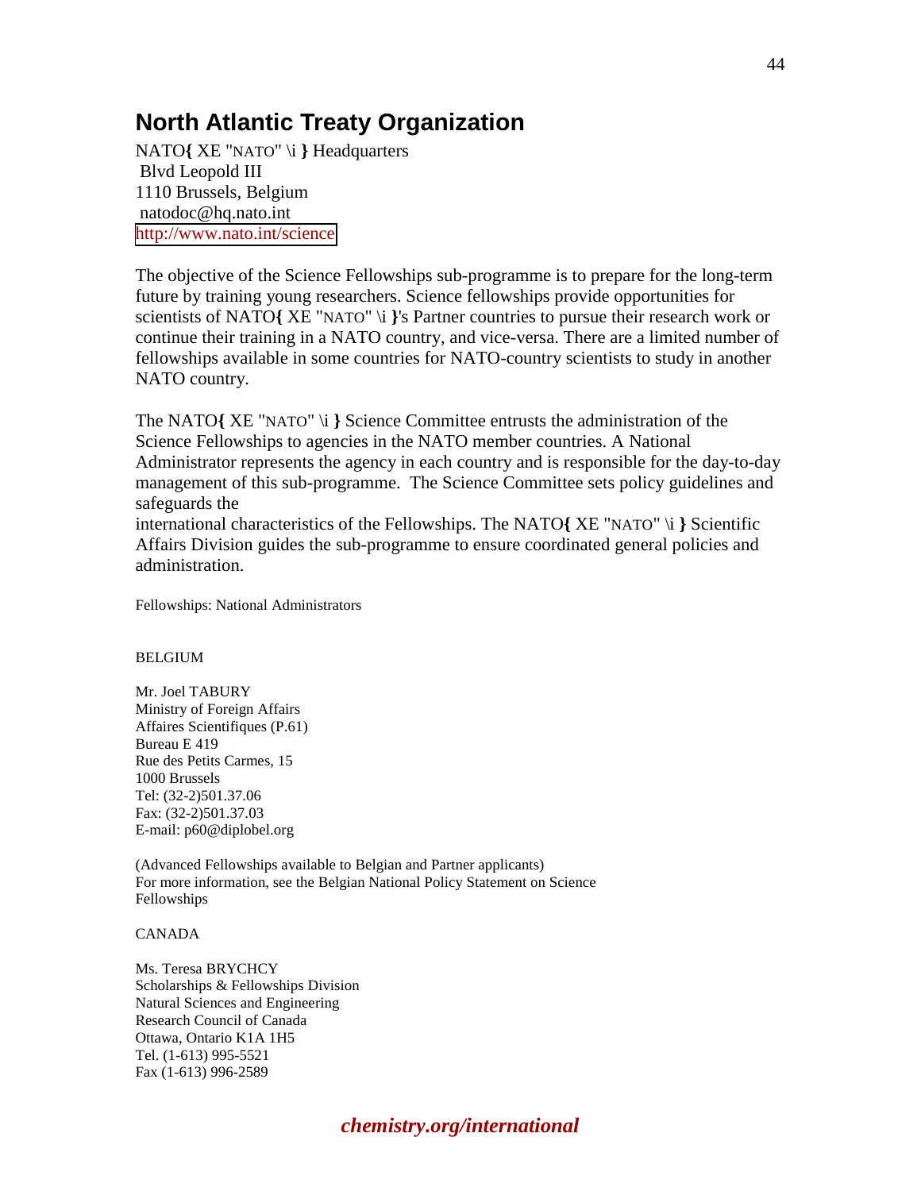# North Atlantic Treaty Organization

NATO{ XE "NATO" \i } Headquarters
Blvd Leopold III
1110 Brussels, Belgium
natodoc@hq.nato.int
http://www.nato.int/science

The objective of the Science Fellowships sub-programme is to prepare for the long-term future by training young researchers. Science fellowships provide opportunities for scientists of NATO{ XE "NATO" \i }'s Partner countries to pursue their research work or continue their training in a NATO country, and vice-versa. There are a limited number of fellowships available in some countries for NATO-country scientists to study in another NATO country.

The NATO{ XE "NATO" \i } Science Committee entrusts the administration of the Science Fellowships to agencies in the NATO member countries. A National Administrator represents the agency in each country and is responsible for the day-to-day management of this sub-programme. The Science Committee sets policy guidelines and safeguards the international characteristics of the Fellowships. The NATO{ XE "NATO" \i } Scientific Affairs Division guides the sub-programme to ensure coordinated general policies and administration.

Fellowships: National Administrators

BELGIUM

Mr. Joel TABURY
Ministry of Foreign Affairs
Affaires Scientifiques (P.61)
Bureau E 419
Rue des Petits Carmes, 15
1000 Brussels
Tel: (32-2)501.37.06
Fax: (32-2)501.37.03
E-mail: p60@diplobel.org

(Advanced Fellowships available to Belgian and Partner applicants)
For more information, see the Belgian National Policy Statement on Science Fellowships

CANADA

Ms. Teresa BRYCHCY
Scholarships & Fellowships Division
Natural Sciences and Engineering
Research Council of Canada
Ottawa, Ontario K1A 1H5
Tel. (1-613) 995-5521
Fax (1-613) 996-2589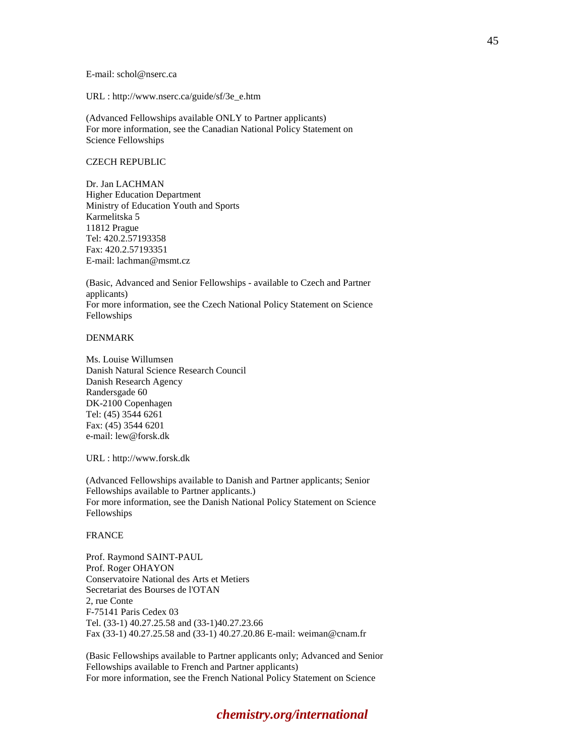E-mail: schol@nserc.ca

URL : http://www.nserc.ca/guide/sf/3e_e.htm

(Advanced Fellowships available ONLY to Partner applicants)
For more information, see the Canadian National Policy Statement on Science Fellowships

CZECH REPUBLIC

Dr. Jan LACHMAN
Higher Education Department
Ministry of Education Youth and Sports
Karmelitska 5
11812 Prague
Tel: 420.2.57193358
Fax: 420.2.57193351
E-mail: lachman@msmt.cz

(Basic, Advanced and Senior Fellowships - available to Czech and Partner applicants)
For more information, see the Czech National Policy Statement on Science Fellowships

DENMARK

Ms. Louise Willumsen
Danish Natural Science Research Council
Danish Research Agency
Randersgade 60
DK-2100 Copenhagen
Tel: (45) 3544 6261
Fax: (45) 3544 6201
e-mail: lew@forsk.dk

URL : http://www.forsk.dk

(Advanced Fellowships available to Danish and Partner applicants; Senior Fellowships available to Partner applicants.)
For more information, see the Danish National Policy Statement on Science Fellowships

FRANCE

Prof. Raymond SAINT-PAUL
Prof. Roger OHAYON
Conservatoire National des Arts et Metiers
Secretariat des Bourses de l'OTAN
2, rue Conte
F-75141 Paris Cedex 03
Tel. (33-1) 40.27.25.58 and (33-1)40.27.23.66
Fax (33-1) 40.27.25.58 and (33-1) 40.27.20.86 E-mail: weiman@cnam.fr

(Basic Fellowships available to Partner applicants only; Advanced and Senior Fellowships available to French and Partner applicants)
For more information, see the French National Policy Statement on Science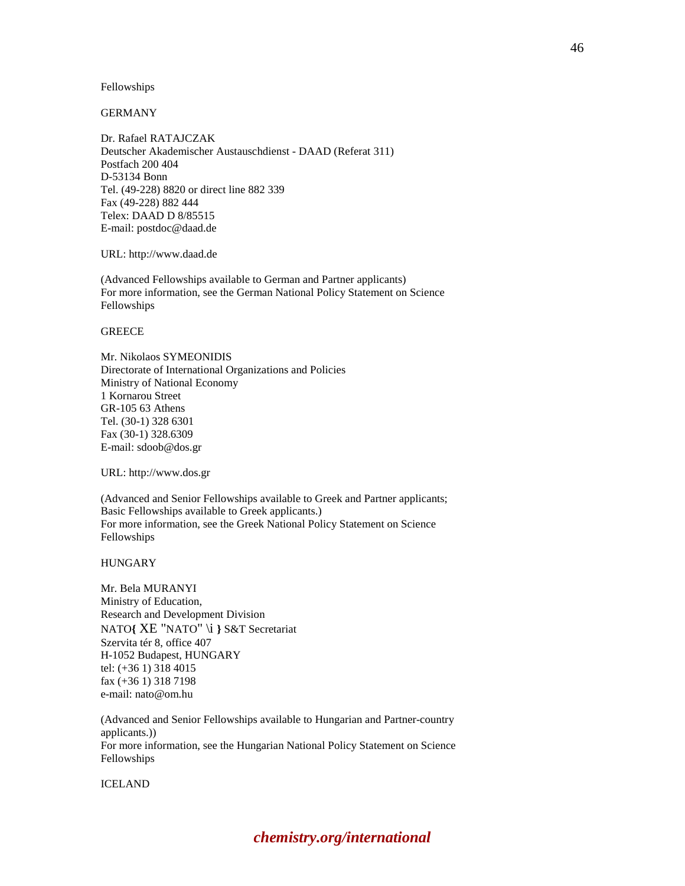Fellowships

GERMANY

Dr. Rafael RATAJCZAK
Deutscher Akademischer Austauschdienst - DAAD (Referat 311)
Postfach 200 404
D-53134 Bonn
Tel. (49-228) 8820 or direct line 882 339
Fax (49-228) 882 444
Telex: DAAD D 8/85515
E-mail: postdoc@daad.de

URL: http://www.daad.de

(Advanced Fellowships available to German and Partner applicants)
For more information, see the German National Policy Statement on Science Fellowships

GREECE

Mr. Nikolaos SYMEONIDIS
Directorate of International Organizations and Policies
Ministry of National Economy
1 Kornarou Street
GR-105 63 Athens
Tel. (30-1) 328 6301
Fax (30-1) 328.6309
E-mail: sdoob@dos.gr

URL: http://www.dos.gr

(Advanced and Senior Fellowships available to Greek and Partner applicants;
Basic Fellowships available to Greek applicants.)
For more information, see the Greek National Policy Statement on Science Fellowships

HUNGARY

Mr. Bela MURANYI
Ministry of Education,
Research and Development Division
NATO{ XE "NATO" \i } S&T Secretariat
Szervita tér 8, office 407
H-1052 Budapest, HUNGARY
tel: (+36 1) 318 4015
fax (+36 1) 318 7198
e-mail: nato@om.hu

(Advanced and Senior Fellowships available to Hungarian and Partner-country applicants.))
For more information, see the Hungarian National Policy Statement on Science Fellowships

ICELAND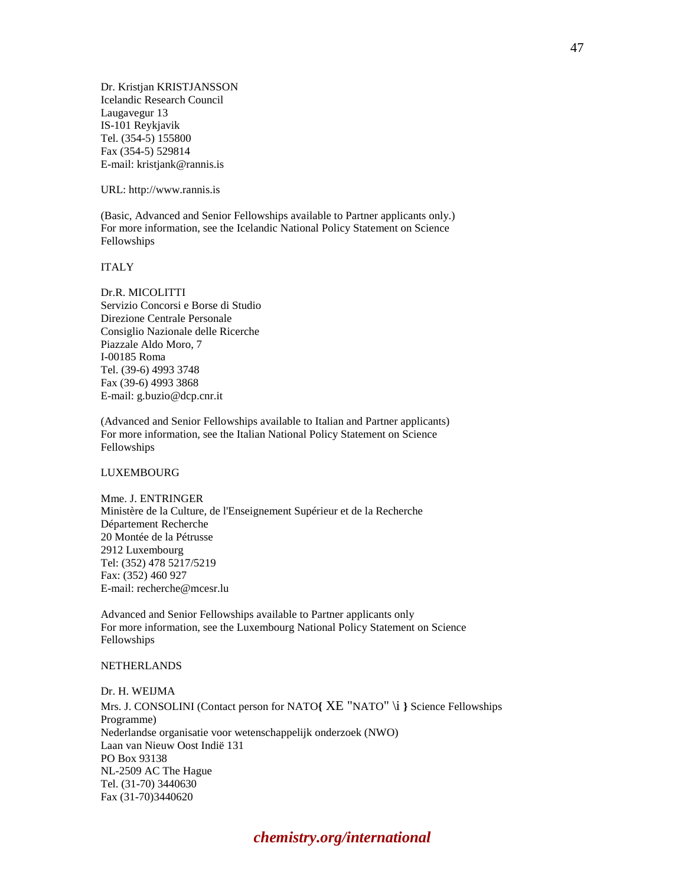Dr. Kristjan KRISTJANSSON
Icelandic Research Council
Laugavegur 13
IS-101 Reykjavik
Tel. (354-5) 155800
Fax (354-5) 529814
E-mail: kristjank@rannis.is

URL: http://www.rannis.is

(Basic, Advanced and Senior Fellowships available to Partner applicants only.)
For more information, see the Icelandic National Policy Statement on Science Fellowships

ITALY

Dr.R. MICOLITTI
Servizio Concorsi e Borse di Studio
Direzione Centrale Personale
Consiglio Nazionale delle Ricerche
Piazzale Aldo Moro, 7
I-00185 Roma
Tel. (39-6) 4993 3748
Fax (39-6) 4993 3868
E-mail: g.buzio@dcp.cnr.it

(Advanced and Senior Fellowships available to Italian and Partner applicants)
For more information, see the Italian National Policy Statement on Science Fellowships

LUXEMBOURG

Mme. J. ENTRINGER
Ministère de la Culture, de l'Enseignement Supérieur et de la Recherche
Département Recherche
20 Montée de la Pétrusse
2912 Luxembourg
Tel: (352) 478 5217/5219
Fax: (352) 460 927
E-mail: recherche@mcesr.lu

Advanced and Senior Fellowships available to Partner applicants only
For more information, see the Luxembourg National Policy Statement on Science Fellowships

NETHERLANDS

Dr. H. WEIJMA
Mrs. J. CONSOLINI (Contact person for NATO{ XE "NATO" \i } Science Fellowships Programme)
Nederlandse organisatie voor wetenschappelijk onderzoek (NWO)
Laan van Nieuw Oost Indië 131
PO Box 93138
NL-2509 AC The Hague
Tel. (31-70) 3440630
Fax (31-70)3440620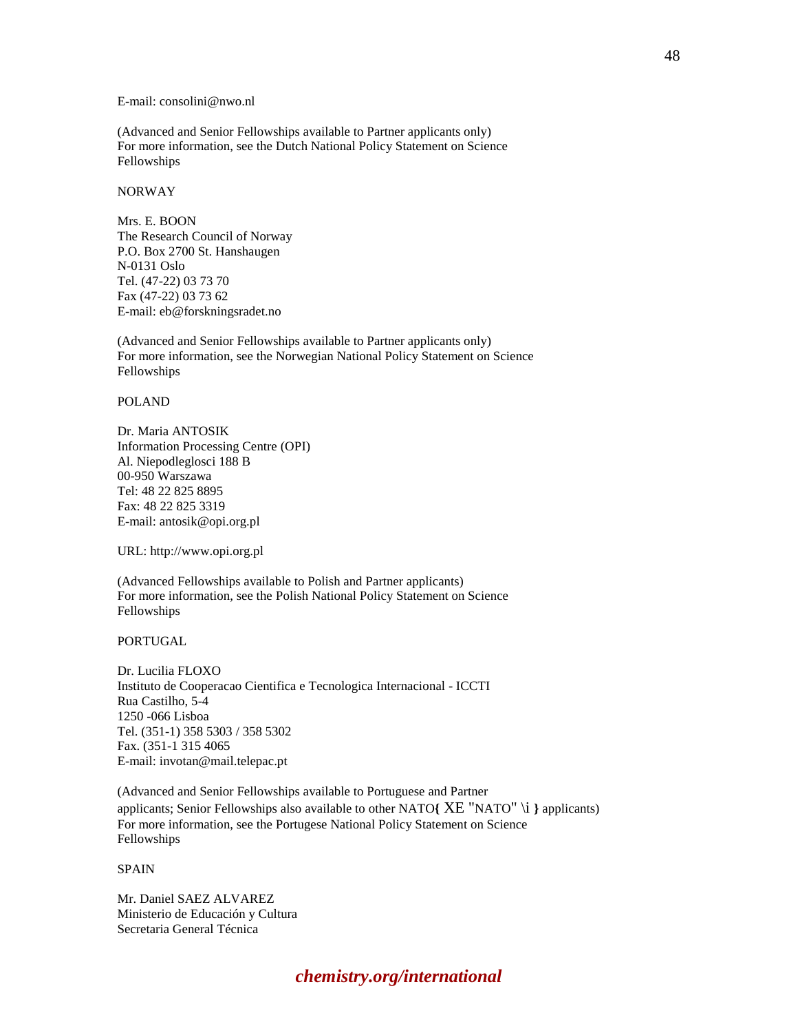E-mail: consolini@nwo.nl

(Advanced and Senior Fellowships available to Partner applicants only)
For more information, see the Dutch National Policy Statement on Science Fellowships

NORWAY

Mrs. E. BOON
The Research Council of Norway
P.O. Box 2700 St. Hanshaugen
N-0131 Oslo
Tel. (47-22) 03 73 70
Fax (47-22) 03 73 62
E-mail: eb@forskningsradet.no

(Advanced and Senior Fellowships available to Partner applicants only)
For more information, see the Norwegian National Policy Statement on Science Fellowships

POLAND

Dr. Maria ANTOSIK
Information Processing Centre (OPI)
Al. Niepodleglosci 188 B
00-950 Warszawa
Tel: 48 22 825 8895
Fax: 48 22 825 3319
E-mail: antosik@opi.org.pl

URL: http://www.opi.org.pl

(Advanced Fellowships available to Polish and Partner applicants)
For more information, see the Polish National Policy Statement on Science Fellowships

PORTUGAL

Dr. Lucilia FLOXO
Instituto de Cooperacao Cientifica e Tecnologica Internacional - ICCTI
Rua Castilho, 5-4
1250 -066 Lisboa
Tel. (351-1) 358 5303 / 358 5302
Fax. (351-1 315 4065
E-mail: invotan@mail.telepac.pt

(Advanced and Senior Fellowships available to Portuguese and Partner applicants; Senior Fellowships also available to other NATO{ XE "NATO" \i } applicants)
For more information, see the Portugese National Policy Statement on Science Fellowships

SPAIN

Mr. Daniel SAEZ ALVAREZ
Ministerio de Educación y Cultura
Secretaria General Técnica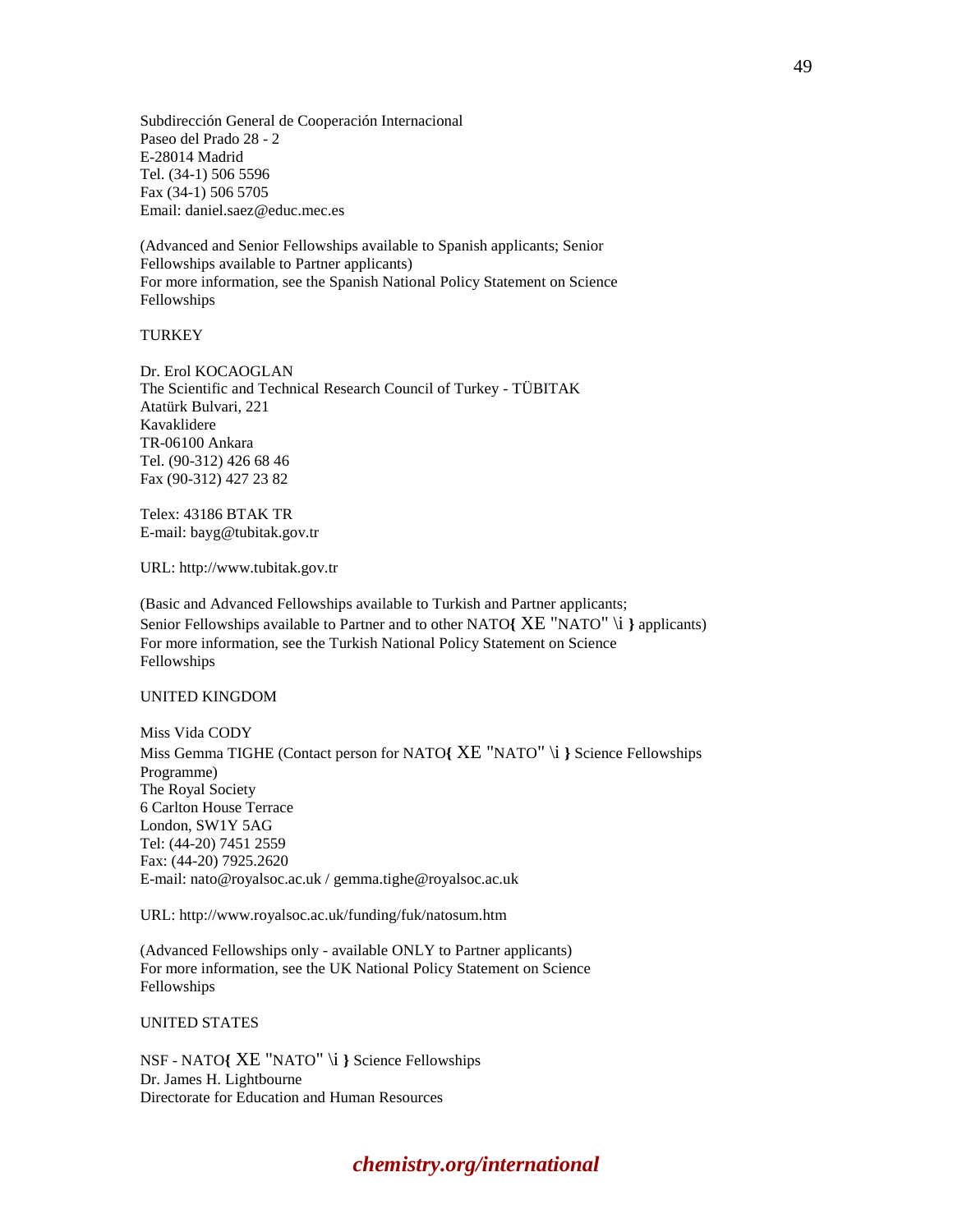Subdirección General de Cooperación Internacional
Paseo del Prado 28 - 2
E-28014 Madrid
Tel. (34-1) 506 5596
Fax (34-1) 506 5705
Email: daniel.saez@educ.mec.es

(Advanced and Senior Fellowships available to Spanish applicants; Senior Fellowships available to Partner applicants)
For more information, see the Spanish National Policy Statement on Science Fellowships

TURKEY

Dr. Erol KOCAOGLAN
The Scientific and Technical Research Council of Turkey - TÜBITAK
Atatürk Bulvari, 221
Kavaklidere
TR-06100 Ankara
Tel. (90-312) 426 68 46
Fax (90-312) 427 23 82

Telex: 43186 BTAK TR
E-mail: bayg@tubitak.gov.tr

URL: http://www.tubitak.gov.tr

(Basic and Advanced Fellowships available to Turkish and Partner applicants; Senior Fellowships available to Partner and to other NATO{ XE "NATO" \i } applicants)
For more information, see the Turkish National Policy Statement on Science Fellowships

UNITED KINGDOM

Miss Vida CODY
Miss Gemma TIGHE (Contact person for NATO{ XE "NATO" \i } Science Fellowships Programme)
The Royal Society
6 Carlton House Terrace
London, SW1Y 5AG
Tel: (44-20) 7451 2559
Fax: (44-20) 7925.2620
E-mail: nato@royalsoc.ac.uk / gemma.tighe@royalsoc.ac.uk

URL: http://www.royalsoc.ac.uk/funding/fuk/natosum.htm

(Advanced Fellowships only - available ONLY to Partner applicants)
For more information, see the UK National Policy Statement on Science Fellowships

UNITED STATES

NSF - NATO{ XE "NATO" \i } Science Fellowships
Dr. James H. Lightbourne
Directorate for Education and Human Resources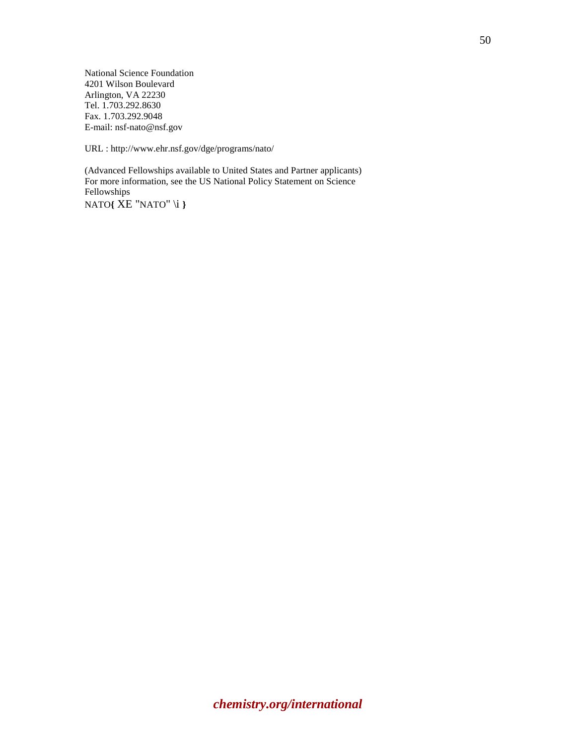National Science Foundation
4201 Wilson Boulevard
Arlington, VA 22230
Tel. 1.703.292.8630
Fax. 1.703.292.9048
E-mail: nsf-nato@nsf.gov

URL : http://www.ehr.nsf.gov/dge/programs/nato/

(Advanced Fellowships available to United States and Partner applicants)
For more information, see the US National Policy Statement on Science Fellowships
NATO{ XE "NATO" \i }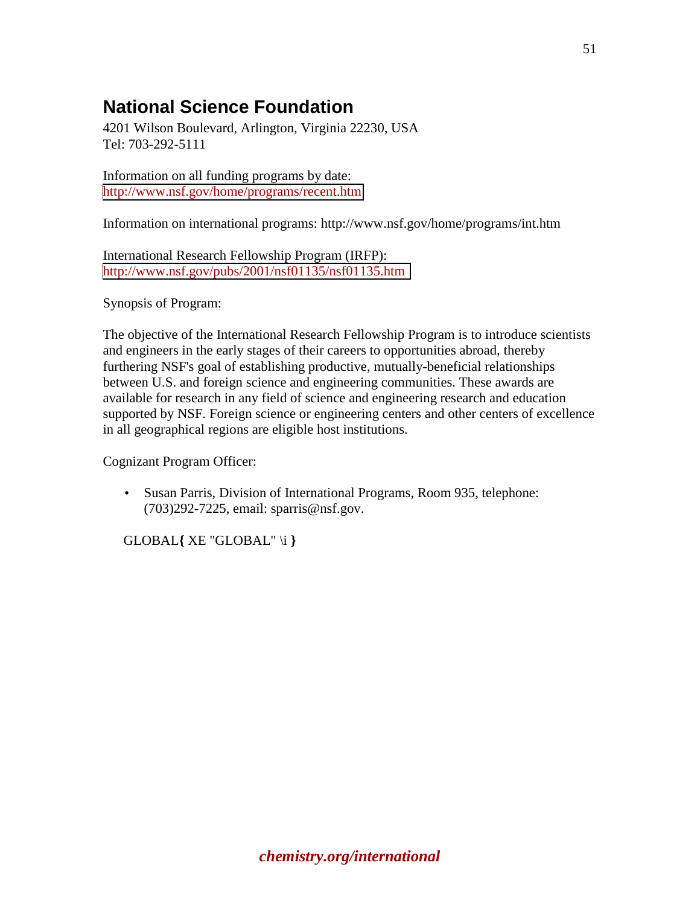## National Science Foundation

4201 Wilson Boulevard, Arlington, Virginia 22230, USA
Tel: 703-292-5111

Information on all funding programs by date:
http://www.nsf.gov/home/programs/recent.htm

Information on international programs: http://www.nsf.gov/home/programs/int.htm

International Research Fellowship Program (IRFP):
http://www.nsf.gov/pubs/2001/nsf01135/nsf01135.htm

Synopsis of Program:

The objective of the International Research Fellowship Program is to introduce scientists and engineers in the early stages of their careers to opportunities abroad, thereby furthering NSF's goal of establishing productive, mutually-beneficial relationships between U.S. and foreign science and engineering communities. These awards are available for research in any field of science and engineering research and education supported by NSF. Foreign science or engineering centers and other centers of excellence in all geographical regions are eligible host institutions.

Cognizant Program Officer:

- Susan Parris, Division of International Programs, Room 935, telephone: (703)292-7225, email: sparris@nsf.gov.

GLOBAL**{** XE "GLOBAL" \i **}**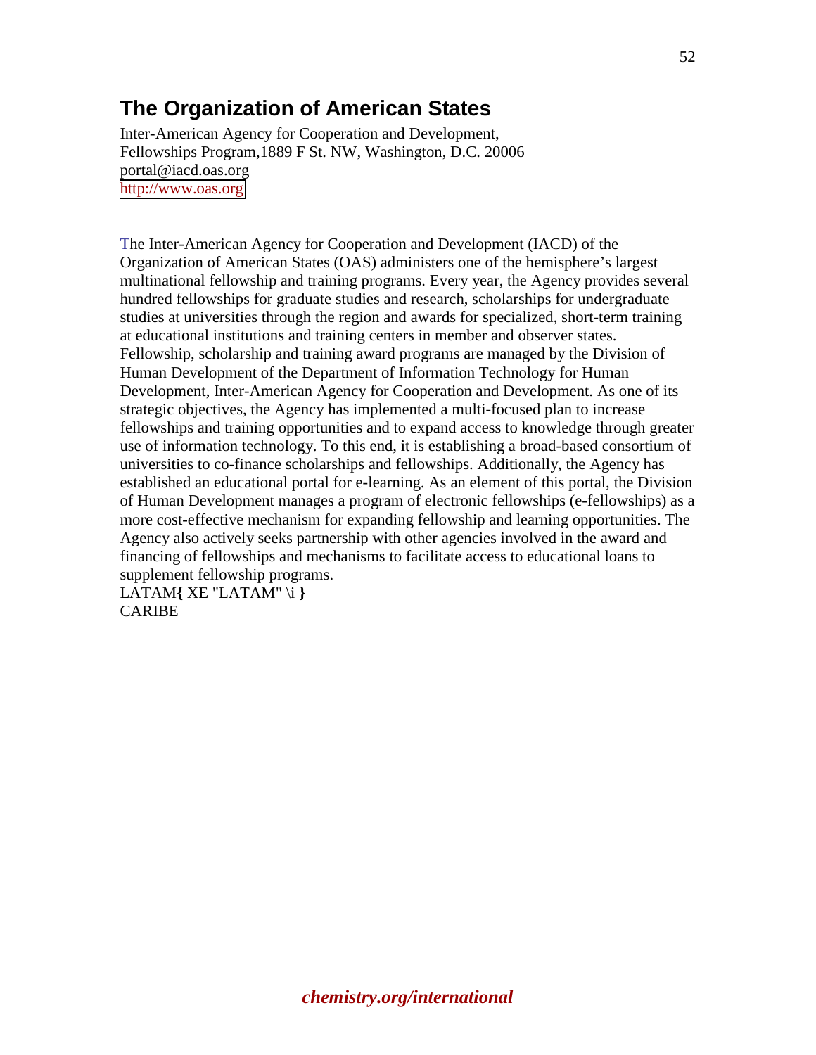# The Organization of American States

Inter-American Agency for Cooperation and Development,
Fellowships Program,1889 F St. NW, Washington, D.C. 20006
portal@iacd.oas.org
http://www.oas.org

The Inter-American Agency for Cooperation and Development (IACD) of the Organization of American States (OAS) administers one of the hemisphere's largest multinational fellowship and training programs. Every year, the Agency provides several hundred fellowships for graduate studies and research, scholarships for undergraduate studies at universities through the region and awards for specialized, short-term training at educational institutions and training centers in member and observer states. Fellowship, scholarship and training award programs are managed by the Division of Human Development of the Department of Information Technology for Human Development, Inter-American Agency for Cooperation and Development. As one of its strategic objectives, the Agency has implemented a multi-focused plan to increase fellowships and training opportunities and to expand access to knowledge through greater use of information technology. To this end, it is establishing a broad-based consortium of universities to co-finance scholarships and fellowships. Additionally, the Agency has established an educational portal for e-learning. As an element of this portal, the Division of Human Development manages a program of electronic fellowships (e-fellowships) as a more cost-effective mechanism for expanding fellowship and learning opportunities. The Agency also actively seeks partnership with other agencies involved in the award and financing of fellowships and mechanisms to facilitate access to educational loans to supplement fellowship programs.
LATAM{ XE "LATAM" \i }
CARIBE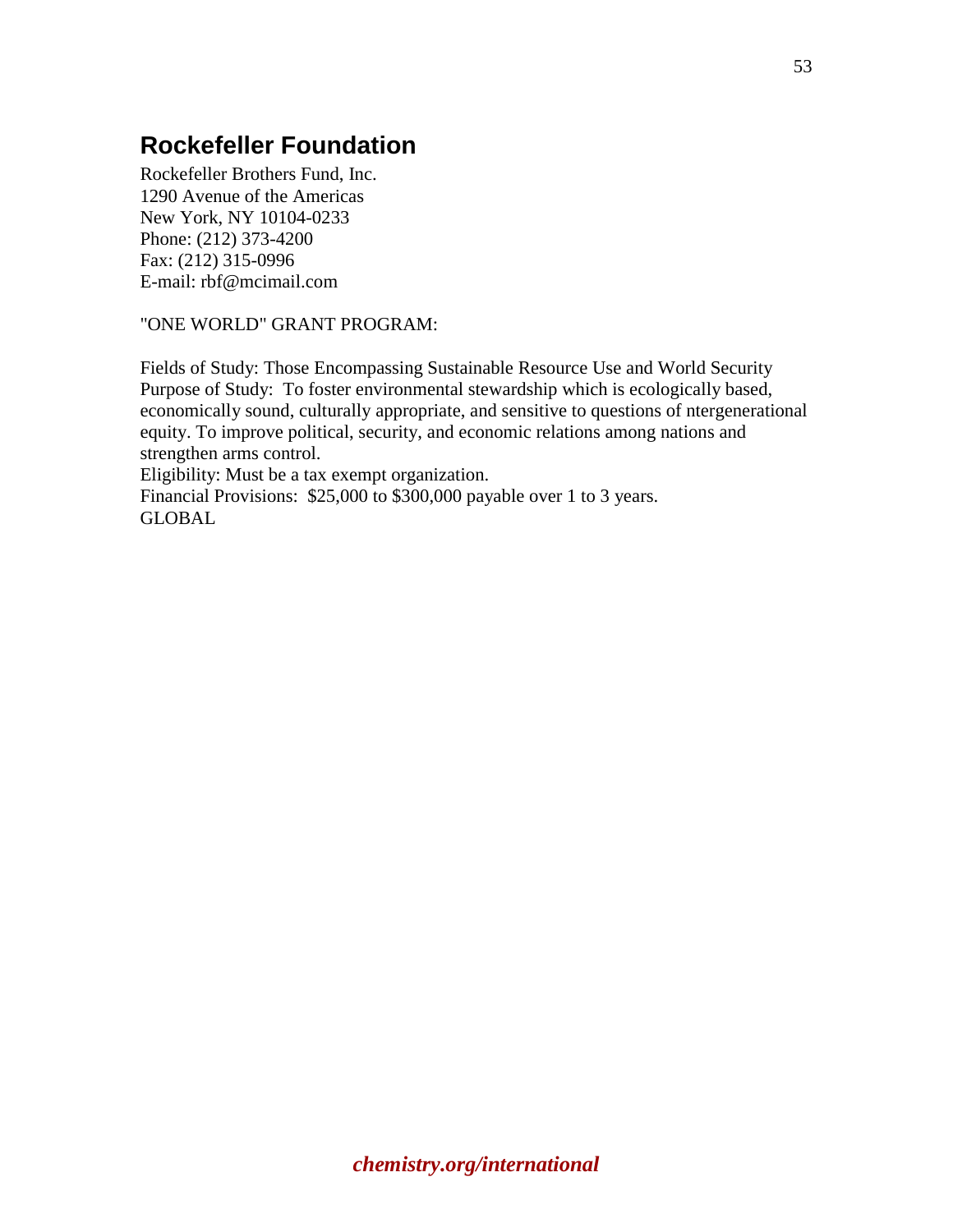## Rockefeller Foundation

Rockefeller Brothers Fund, Inc.
1290 Avenue of the Americas
New York, NY 10104-0233
Phone: (212) 373-4200
Fax: (212) 315-0996
E-mail: rbf@mcimail.com

"ONE WORLD" GRANT PROGRAM:

Fields of Study: Those Encompassing Sustainable Resource Use and World Security
Purpose of Study: To foster environmental stewardship which is ecologically based, economically sound, culturally appropriate, and sensitive to questions of ntergenerational equity. To improve political, security, and economic relations among nations and strengthen arms control.
Eligibility: Must be a tax exempt organization.
Financial Provisions: $25,000 to $300,000 payable over 1 to 3 years.
GLOBAL

***chemistry.org/international***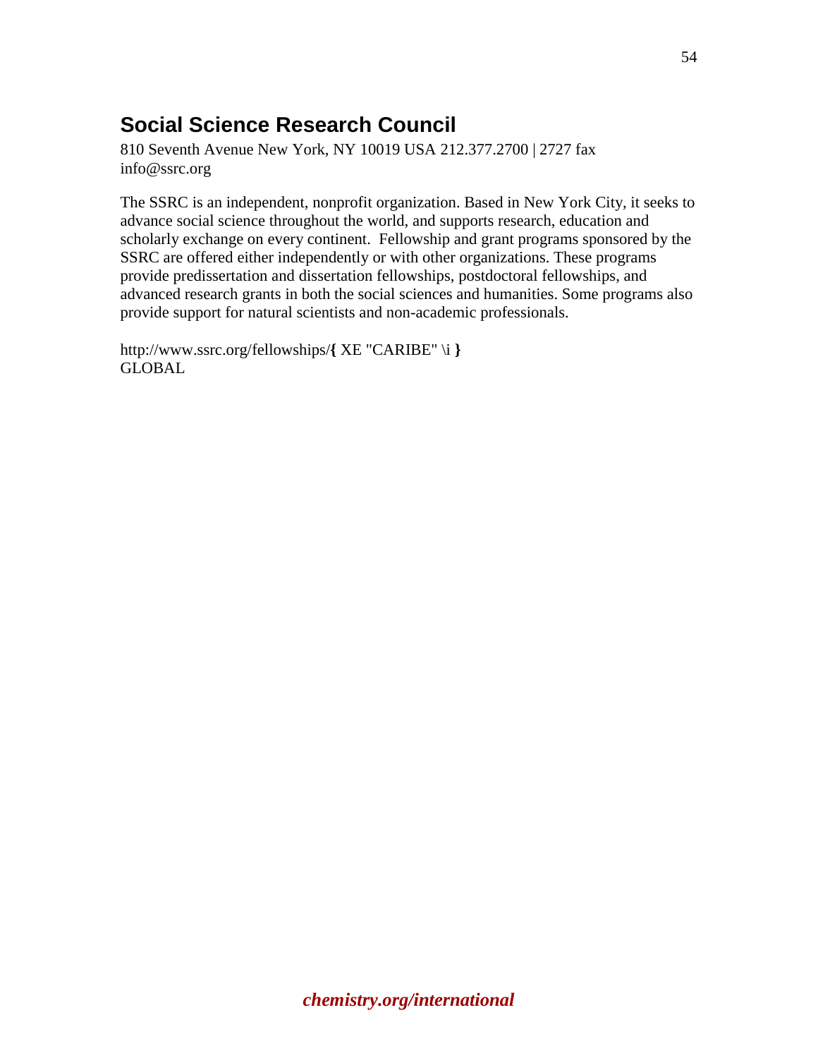## Social Science Research Council

810 Seventh Avenue New York, NY 10019 USA 212.377.2700 | 2727 fax
info@ssrc.org

The SSRC is an independent, nonprofit organization. Based in New York City, it seeks to advance social science throughout the world, and supports research, education and scholarly exchange on every continent. Fellowship and grant programs sponsored by the SSRC are offered either independently or with other organizations. These programs provide predissertation and dissertation fellowships, postdoctoral fellowships, and advanced research grants in both the social sciences and humanities. Some programs also provide support for natural scientists and non-academic professionals.

http://www.ssrc.org/fellowships/**{** XE "CARIBE" \i **}**
GLOBAL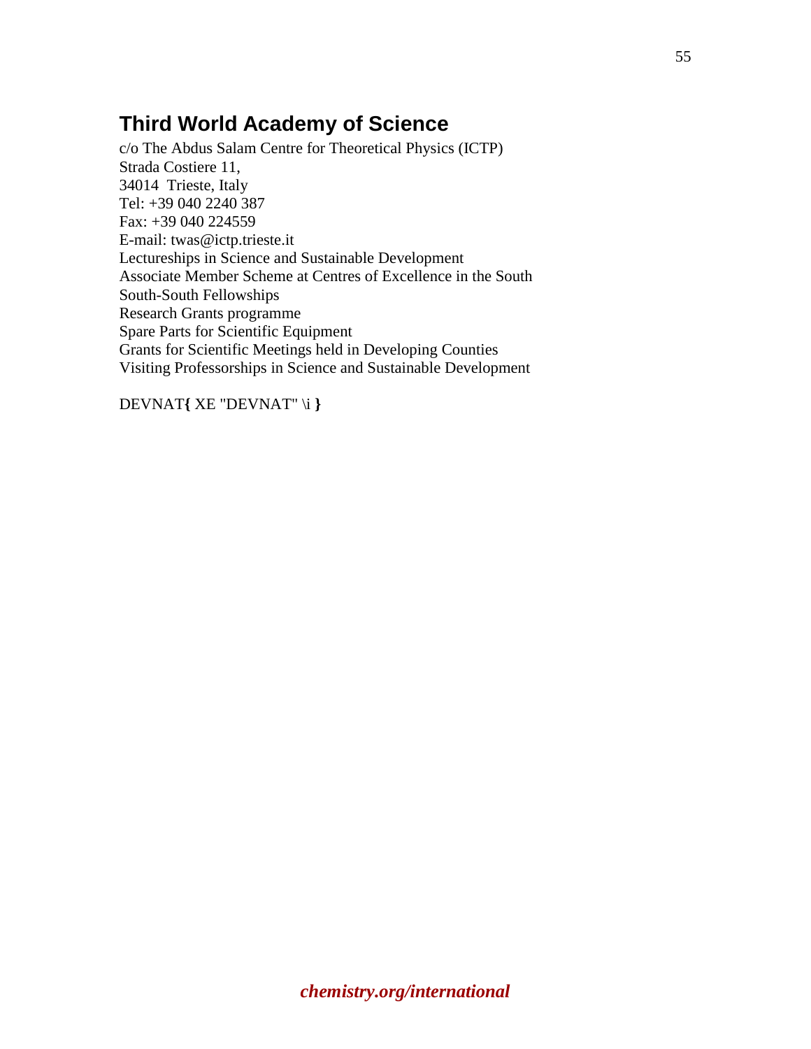## Third World Academy of Science

c/o The Abdus Salam Centre for Theoretical Physics (ICTP)
Strada Costiere 11,
34014 Trieste, Italy
Tel: +39 040 2240 387
Fax: +39 040 224559
E-mail: twas@ictp.trieste.it
Lectureships in Science and Sustainable Development
Associate Member Scheme at Centres of Excellence in the South
South-South Fellowships
Research Grants programme
Spare Parts for Scientific Equipment
Grants for Scientific Meetings held in Developing Counties
Visiting Professorships in Science and Sustainable Development

DEVNAT{ XE "DEVNAT" \i }

***chemistry.org/international***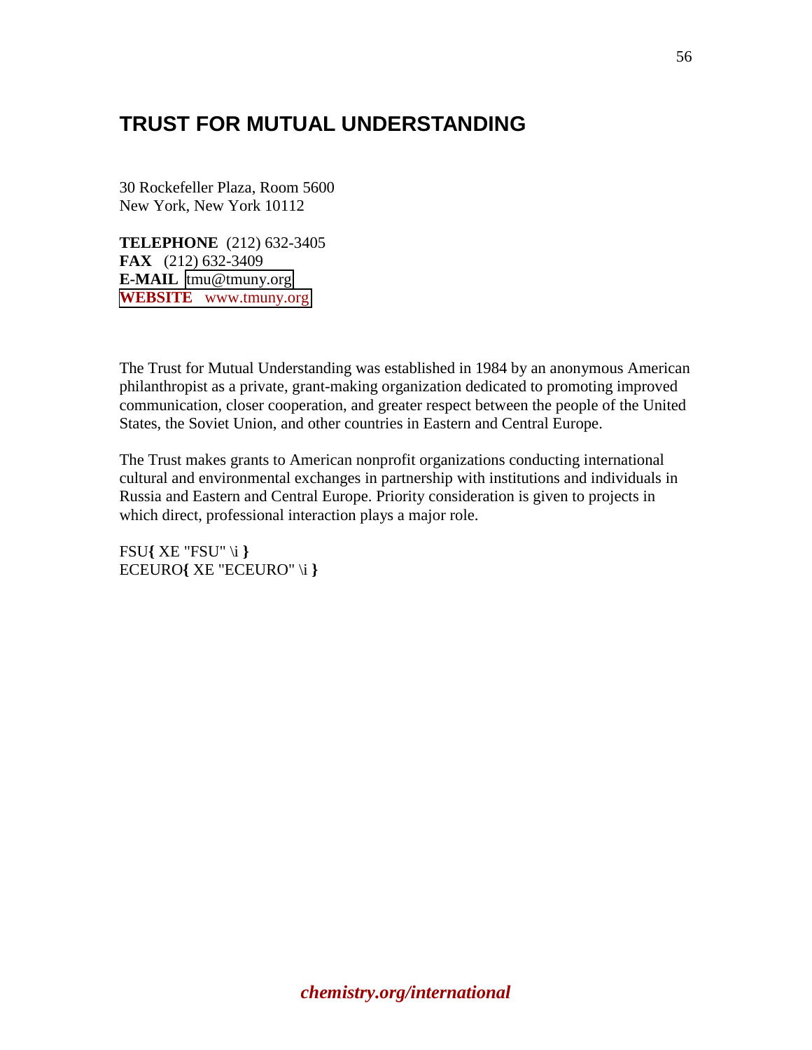## TRUST FOR MUTUAL UNDERSTANDING

30 Rockefeller Plaza, Room 5600
New York, New York 10112

**TELEPHONE** (212) 632-3405
**FAX** (212) 632-3409
**E-MAIL** tmu@tmuny.org
**WEBSITE** www.tmuny.org

The Trust for Mutual Understanding was established in 1984 by an anonymous American philanthropist as a private, grant-making organization dedicated to promoting improved communication, closer cooperation, and greater respect between the people of the United States, the Soviet Union, and other countries in Eastern and Central Europe.

The Trust makes grants to American nonprofit organizations conducting international cultural and environmental exchanges in partnership with institutions and individuals in Russia and Eastern and Central Europe. Priority consideration is given to projects in which direct, professional interaction plays a major role.

FSU{ XE "FSU" \i }
ECEURO{ XE "ECEURO" \i }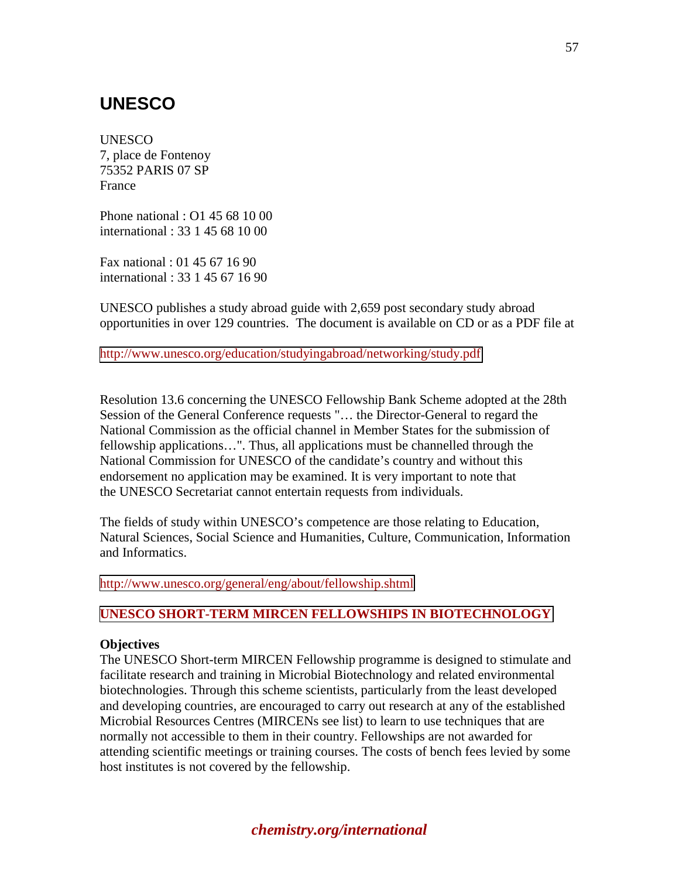## UNESCO

UNESCO
7, place de Fontenoy
75352 PARIS 07 SP
France

Phone national : O1 45 68 10 00
international : 33 1 45 68 10 00

Fax national : 01 45 67 16 90
international : 33 1 45 67 16 90

UNESCO publishes a study abroad guide with 2,659 post secondary study abroad opportunities in over 129 countries. The document is available on CD or as a PDF file at

http://www.unesco.org/education/studyingabroad/networking/study.pdf

Resolution 13.6 concerning the UNESCO Fellowship Bank Scheme adopted at the 28th Session of the General Conference requests "… the Director-General to regard the National Commission as the official channel in Member States for the submission of fellowship applications…". Thus, all applications must be channelled through the National Commission for UNESCO of the candidate's country and without this endorsement no application may be examined. It is very important to note that the UNESCO Secretariat cannot entertain requests from individuals.

The fields of study within UNESCO's competence are those relating to Education, Natural Sciences, Social Science and Humanities, Culture, Communication, Information and Informatics.

http://www.unesco.org/general/eng/about/fellowship.shtml

**UNESCO SHORT-TERM MIRCEN FELLOWSHIPS IN BIOTECHNOLOGY**

**Objectives**
The UNESCO Short-term MIRCEN Fellowship programme is designed to stimulate and facilitate research and training in Microbial Biotechnology and related environmental biotechnologies. Through this scheme scientists, particularly from the least developed and developing countries, are encouraged to carry out research at any of the established Microbial Resources Centres (MIRCENs see list) to learn to use techniques that are normally not accessible to them in their country. Fellowships are not awarded for attending scientific meetings or training courses. The costs of bench fees levied by some host institutes is not covered by the fellowship.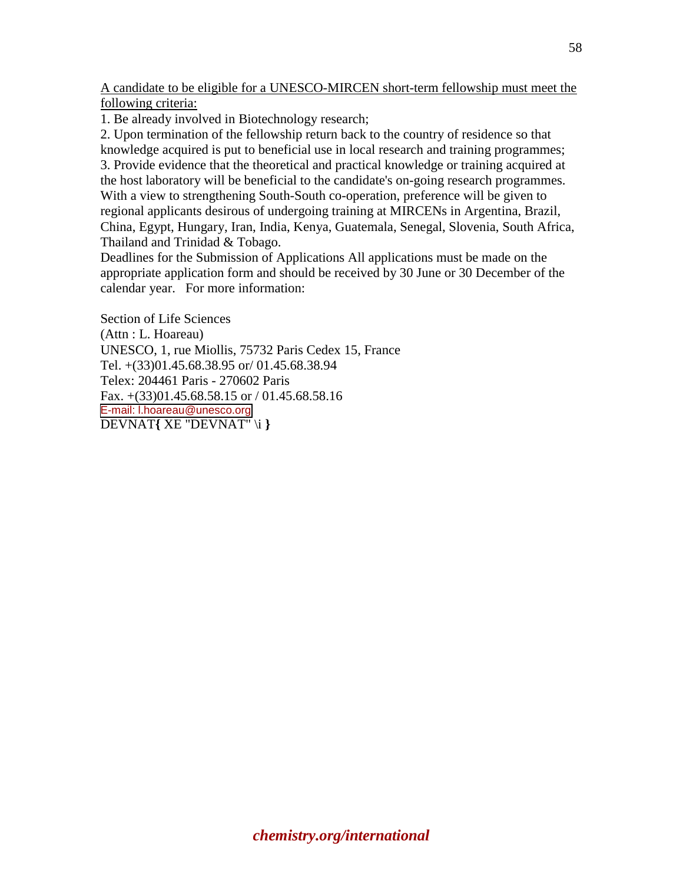A candidate to be eligible for a UNESCO-MIRCEN short-term fellowship must meet the following criteria:

1. Be already involved in Biotechnology research;
2. Upon termination of the fellowship return back to the country of residence so that knowledge acquired is put to beneficial use in local research and training programmes;
3. Provide evidence that the theoretical and practical knowledge or training acquired at the host laboratory will be beneficial to the candidate's on-going research programmes.

With a view to strengthening South-South co-operation, preference will be given to regional applicants desirous of undergoing training at MIRCENs in Argentina, Brazil, China, Egypt, Hungary, Iran, India, Kenya, Guatemala, Senegal, Slovenia, South Africa, Thailand and Trinidad & Tobago.

Deadlines for the Submission of Applications All applications must be made on the appropriate application form and should be received by 30 June or 30 December of the calendar year. For more information:

Section of Life Sciences
(Attn : L. Hoareau)
UNESCO, 1, rue Miollis, 75732 Paris Cedex 15, France
Tel. +(33)01.45.68.38.95 or/ 01.45.68.38.94
Telex: 204461 Paris - 270602 Paris
Fax. +(33)01.45.68.58.15 or / 01.45.68.58.16
E-mail: l.hoareau@unesco.org
DEVNAT{ XE "DEVNAT" \i }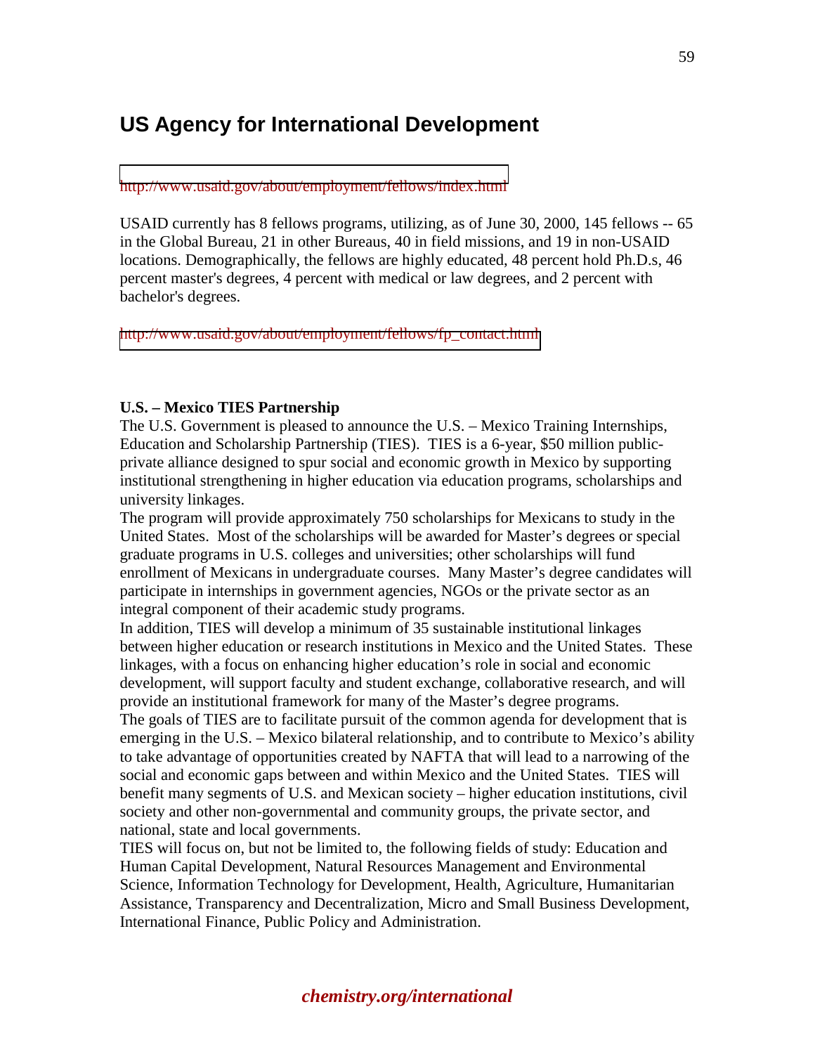# US Agency for International Development

http://www.usaid.gov/about/employment/fellows/index.html

USAID currently has 8 fellows programs, utilizing, as of June 30, 2000, 145 fellows -- 65 in the Global Bureau, 21 in other Bureaus, 40 in field missions, and 19 in non-USAID locations. Demographically, the fellows are highly educated, 48 percent hold Ph.D.s, 46 percent master's degrees, 4 percent with medical or law degrees, and 2 percent with bachelor's degrees.

http://www.usaid.gov/about/employment/fellows/fp_contact.html

**U.S. – Mexico TIES Partnership**

The U.S. Government is pleased to announce the U.S. – Mexico Training Internships, Education and Scholarship Partnership (TIES). TIES is a 6-year, $50 million public-private alliance designed to spur social and economic growth in Mexico by supporting institutional strengthening in higher education via education programs, scholarships and university linkages.

The program will provide approximately 750 scholarships for Mexicans to study in the United States. Most of the scholarships will be awarded for Master's degrees or special graduate programs in U.S. colleges and universities; other scholarships will fund enrollment of Mexicans in undergraduate courses. Many Master's degree candidates will participate in internships in government agencies, NGOs or the private sector as an integral component of their academic study programs.

In addition, TIES will develop a minimum of 35 sustainable institutional linkages between higher education or research institutions in Mexico and the United States. These linkages, with a focus on enhancing higher education's role in social and economic development, will support faculty and student exchange, collaborative research, and will provide an institutional framework for many of the Master's degree programs.

The goals of TIES are to facilitate pursuit of the common agenda for development that is emerging in the U.S. – Mexico bilateral relationship, and to contribute to Mexico's ability to take advantage of opportunities created by NAFTA that will lead to a narrowing of the social and economic gaps between and within Mexico and the United States. TIES will benefit many segments of U.S. and Mexican society – higher education institutions, civil society and other non-governmental and community groups, the private sector, and national, state and local governments.

TIES will focus on, but not be limited to, the following fields of study: Education and Human Capital Development, Natural Resources Management and Environmental Science, Information Technology for Development, Health, Agriculture, Humanitarian Assistance, Transparency and Decentralization, Micro and Small Business Development, International Finance, Public Policy and Administration.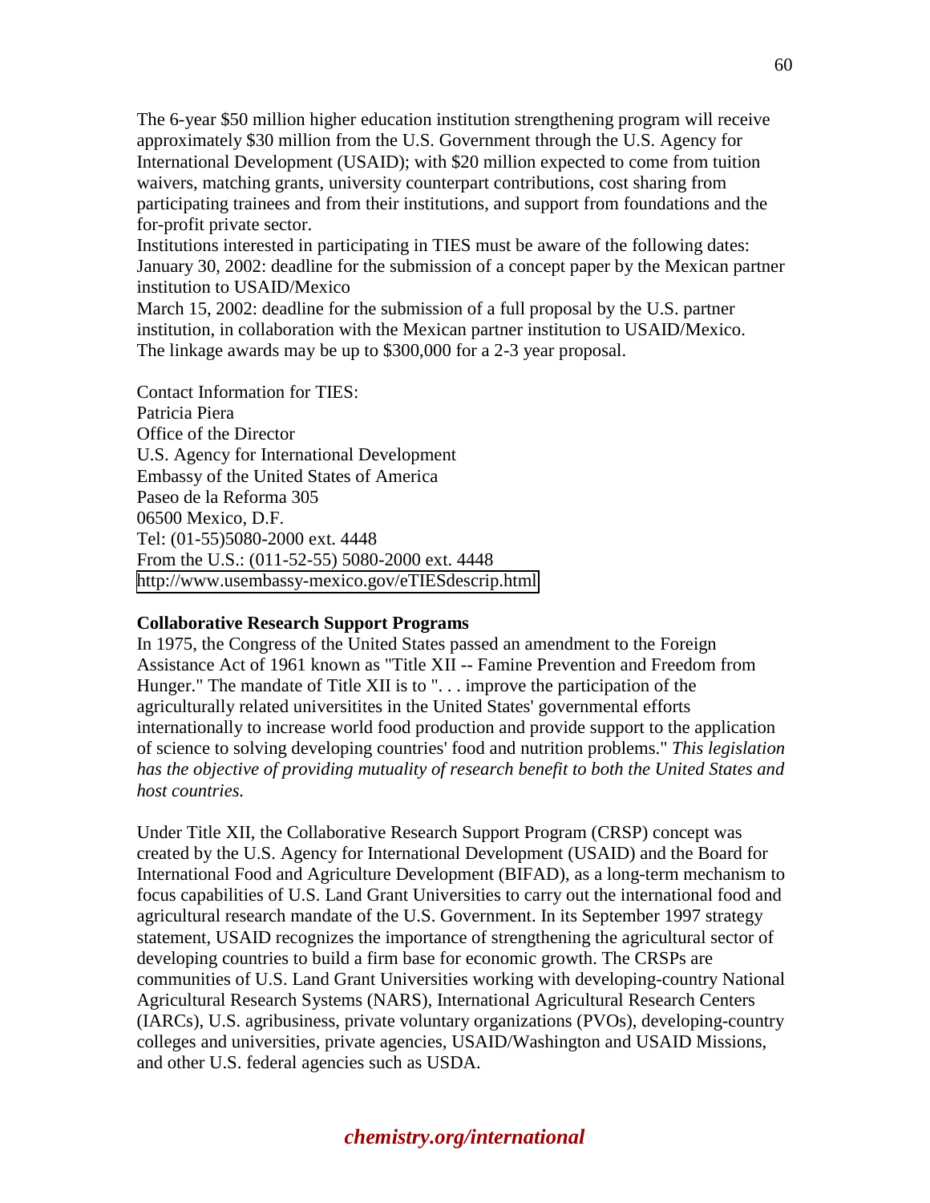The 6-year $50 million higher education institution strengthening program will receive approximately $30 million from the U.S. Government through the U.S. Agency for International Development (USAID); with $20 million expected to come from tuition waivers, matching grants, university counterpart contributions, cost sharing from participating trainees and from their institutions, and support from foundations and the for-profit private sector.

Institutions interested in participating in TIES must be aware of the following dates:
January 30, 2002: deadline for the submission of a concept paper by the Mexican partner institution to USAID/Mexico

March 15, 2002: deadline for the submission of a full proposal by the U.S. partner institution, in collaboration with the Mexican partner institution to USAID/Mexico.
The linkage awards may be up to $300,000 for a 2-3 year proposal.

Contact Information for TIES:
Patricia Piera
Office of the Director
U.S. Agency for International Development
Embassy of the United States of America
Paseo de la Reforma 305
06500 Mexico, D.F.
Tel: (01-55)5080-2000 ext. 4448
From the U.S.: (011-52-55) 5080-2000 ext. 4448
http://www.usembassy-mexico.gov/eTIESdescrip.html

**Collaborative Research Support Programs**
In 1975, the Congress of the United States passed an amendment to the Foreign Assistance Act of 1961 known as "Title XII -- Famine Prevention and Freedom from Hunger." The mandate of Title XII is to ". . . improve the participation of the agriculturally related universitites in the United States' governmental efforts internationally to increase world food production and provide support to the application of science to solving developing countries' food and nutrition problems." *This legislation has the objective of providing mutuality of research benefit to both the United States and host countries.*

Under Title XII, the Collaborative Research Support Program (CRSP) concept was created by the U.S. Agency for International Development (USAID) and the Board for International Food and Agriculture Development (BIFAD), as a long-term mechanism to focus capabilities of U.S. Land Grant Universities to carry out the international food and agricultural research mandate of the U.S. Government. In its September 1997 strategy statement, USAID recognizes the importance of strengthening the agricultural sector of developing countries to build a firm base for economic growth. The CRSPs are communities of U.S. Land Grant Universities working with developing-country National Agricultural Research Systems (NARS), International Agricultural Research Centers (IARCs), U.S. agribusiness, private voluntary organizations (PVOs), developing-country colleges and universities, private agencies, USAID/Washington and USAID Missions, and other U.S. federal agencies such as USDA.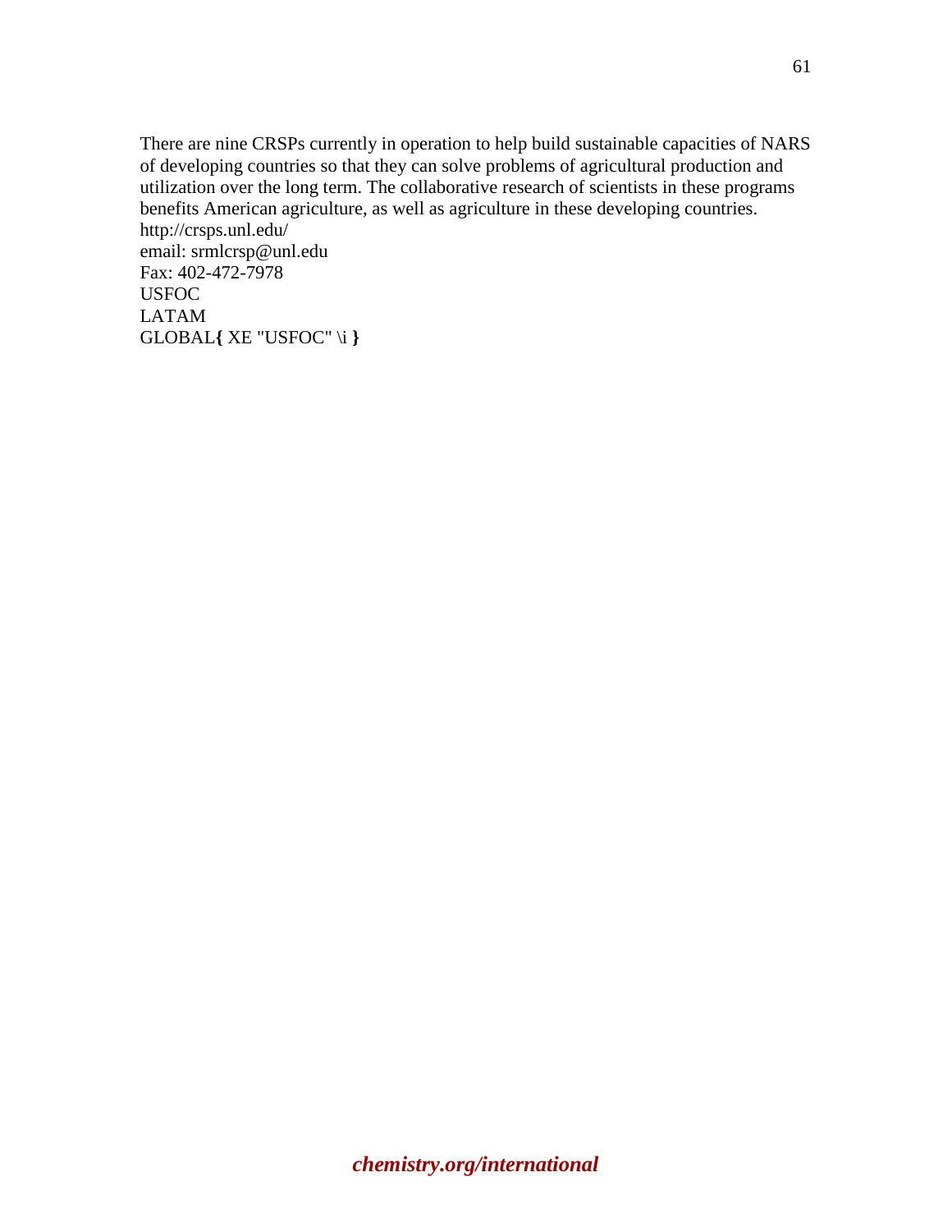There are nine CRSPs currently in operation to help build sustainable capacities of NARS of developing countries so that they can solve problems of agricultural production and utilization over the long term. The collaborative research of scientists in these programs benefits American agriculture, as well as agriculture in these developing countries.
http://crsps.unl.edu/
email: srmlcrsp@unl.edu
Fax: 402-472-7978
USFOC
LATAM
GLOBAL**{** XE "USFOC" \i **}**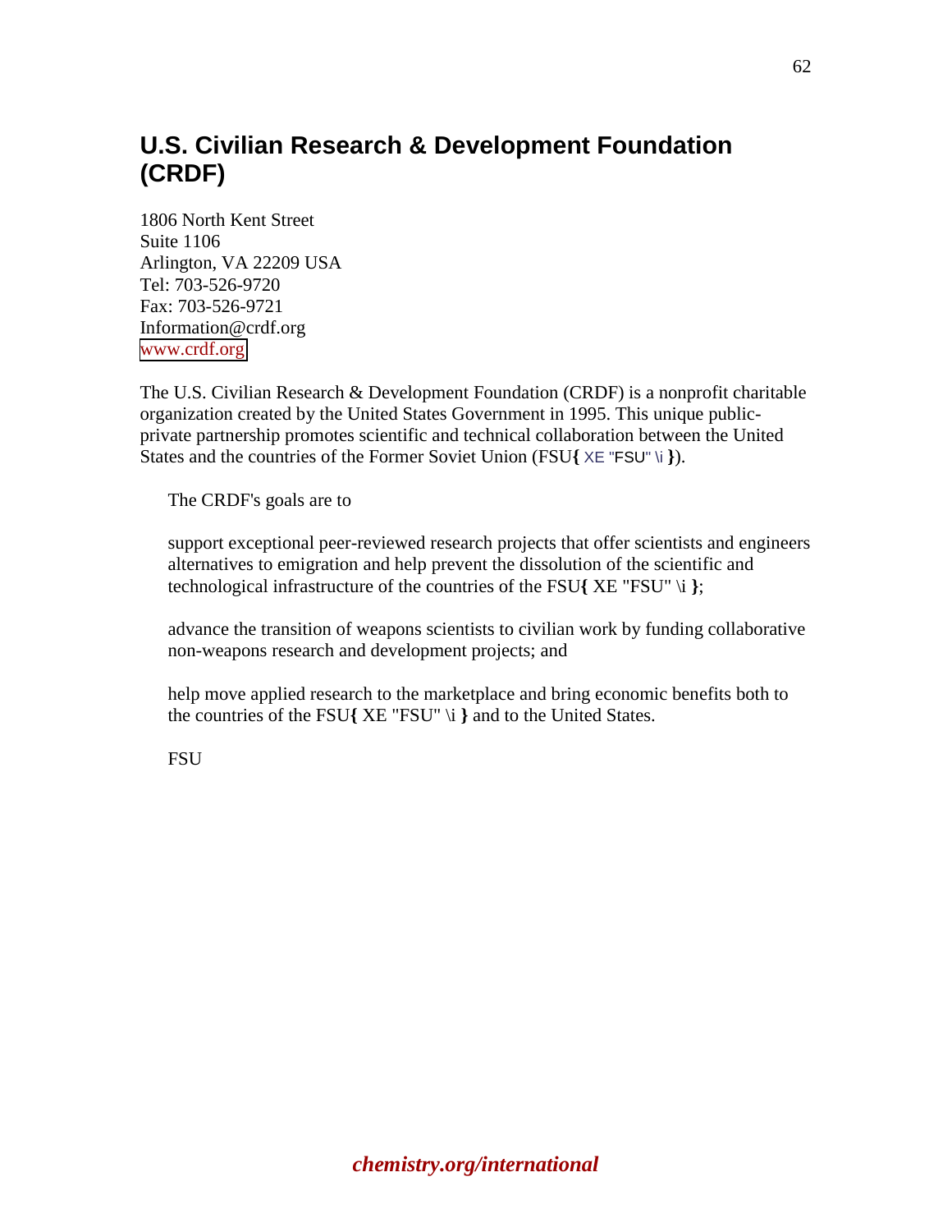# U.S. Civilian Research & Development Foundation (CRDF)

1806 North Kent Street
Suite 1106
Arlington, VA 22209 USA
Tel: 703-526-9720
Fax: 703-526-9721
Information@crdf.org
www.crdf.org

The U.S. Civilian Research & Development Foundation (CRDF) is a nonprofit charitable organization created by the United States Government in 1995. This unique public-private partnership promotes scientific and technical collaboration between the United States and the countries of the Former Soviet Union (FSU**{** XE "FSU" \i **}**).

The CRDF's goals are to

support exceptional peer-reviewed research projects that offer scientists and engineers alternatives to emigration and help prevent the dissolution of the scientific and technological infrastructure of the countries of the FSU**{** XE "FSU" \i **}**;

advance the transition of weapons scientists to civilian work by funding collaborative non-weapons research and development projects; and

help move applied research to the marketplace and bring economic benefits both to the countries of the FSU**{** XE "FSU" \i **}** and to the United States.

FSU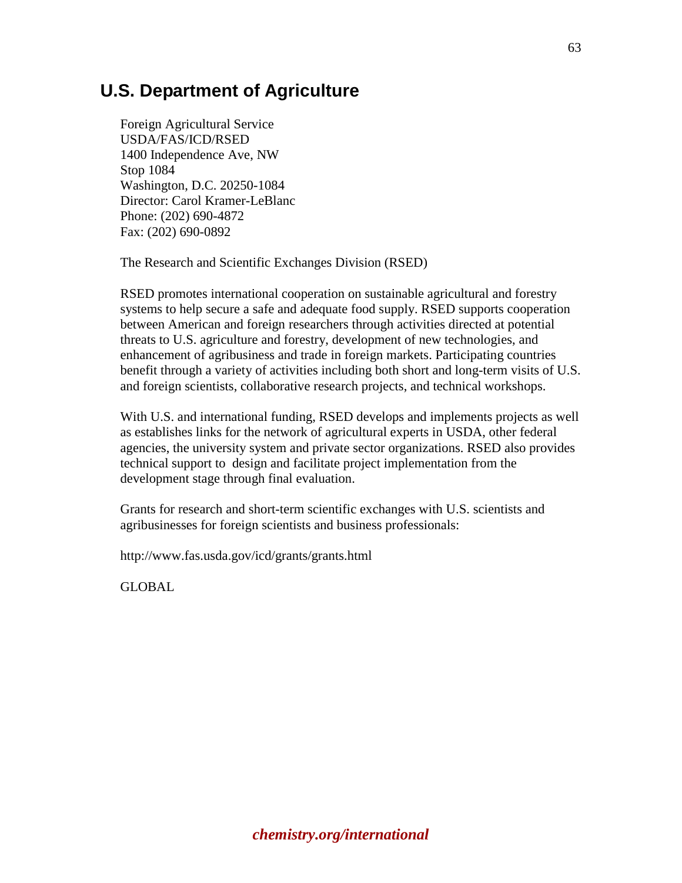## U.S. Department of Agriculture

Foreign Agricultural Service
USDA/FAS/ICD/RSED
1400 Independence Ave, NW
Stop 1084
Washington, D.C. 20250-1084
Director: Carol Kramer-LeBlanc
Phone: (202) 690-4872
Fax: (202) 690-0892

The Research and Scientific Exchanges Division (RSED)

RSED promotes international cooperation on sustainable agricultural and forestry systems to help secure a safe and adequate food supply. RSED supports cooperation between American and foreign researchers through activities directed at potential threats to U.S. agriculture and forestry, development of new technologies, and enhancement of agribusiness and trade in foreign markets. Participating countries benefit through a variety of activities including both short and long-term visits of U.S. and foreign scientists, collaborative research projects, and technical workshops.

With U.S. and international funding, RSED develops and implements projects as well as establishes links for the network of agricultural experts in USDA, other federal agencies, the university system and private sector organizations. RSED also provides technical support to design and facilitate project implementation from the development stage through final evaluation.

Grants for research and short-term scientific exchanges with U.S. scientists and agribusinesses for foreign scientists and business professionals:

http://www.fas.usda.gov/icd/grants/grants.html

GLOBAL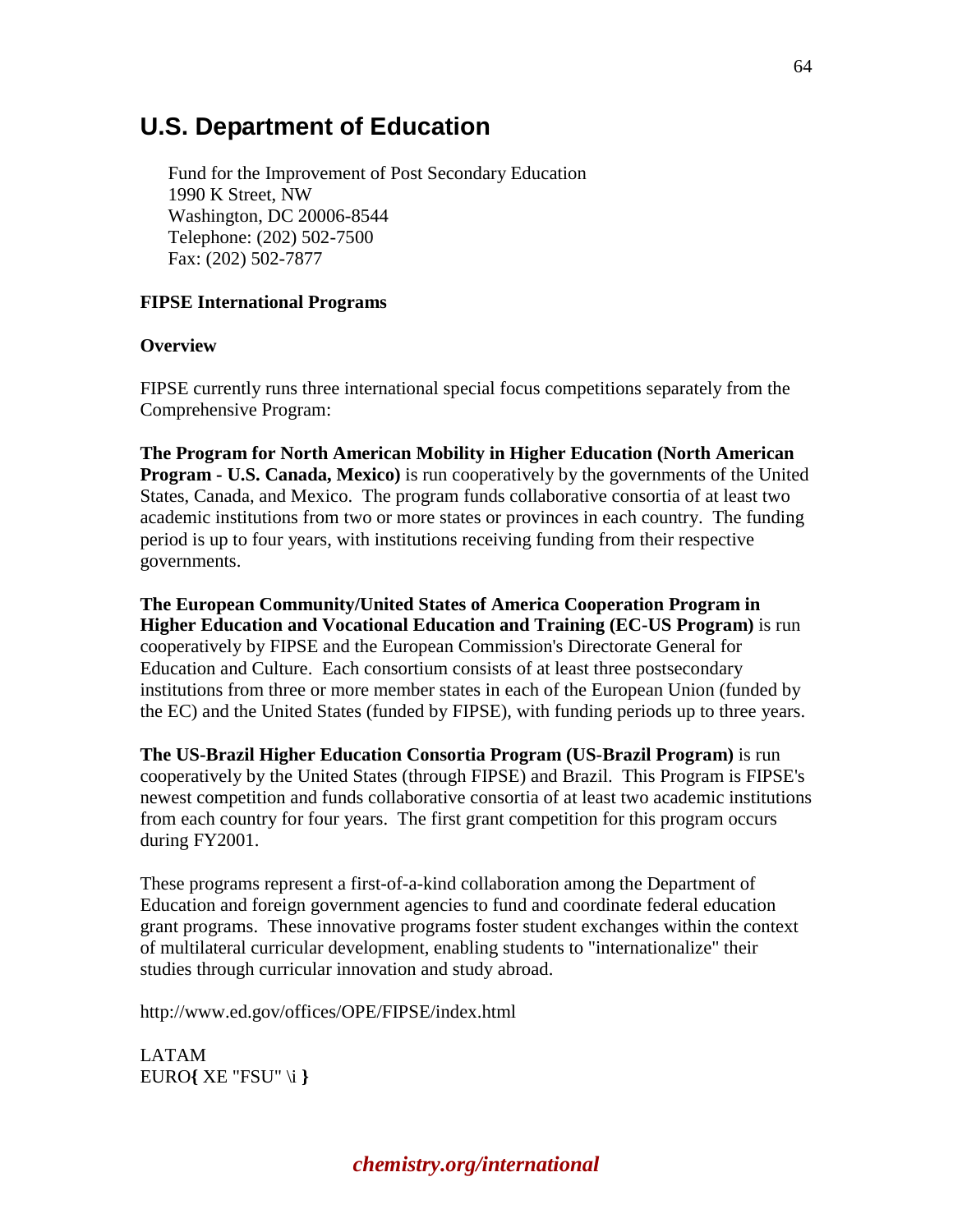## U.S. Department of Education

Fund for the Improvement of Post Secondary Education
1990 K Street, NW
Washington, DC 20006-8544
Telephone: (202) 502-7500
Fax: (202) 502-7877

**FIPSE International Programs**

**Overview**

FIPSE currently runs three international special focus competitions separately from the Comprehensive Program:

**The Program for North American Mobility in Higher Education (North American Program - U.S. Canada, Mexico)** is run cooperatively by the governments of the United States, Canada, and Mexico. The program funds collaborative consortia of at least two academic institutions from two or more states or provinces in each country. The funding period is up to four years, with institutions receiving funding from their respective governments.

**The European Community/United States of America Cooperation Program in Higher Education and Vocational Education and Training (EC-US Program)** is run cooperatively by FIPSE and the European Commission's Directorate General for Education and Culture. Each consortium consists of at least three postsecondary institutions from three or more member states in each of the European Union (funded by the EC) and the United States (funded by FIPSE), with funding periods up to three years.

**The US-Brazil Higher Education Consortia Program (US-Brazil Program)** is run cooperatively by the United States (through FIPSE) and Brazil. This Program is FIPSE's newest competition and funds collaborative consortia of at least two academic institutions from each country for four years. The first grant competition for this program occurs during FY2001.

These programs represent a first-of-a-kind collaboration among the Department of Education and foreign government agencies to fund and coordinate federal education grant programs. These innovative programs foster student exchanges within the context of multilateral curricular development, enabling students to "internationalize" their studies through curricular innovation and study abroad.

http://www.ed.gov/offices/OPE/FIPSE/index.html

LATAM
EURO{ XE "FSU" \i }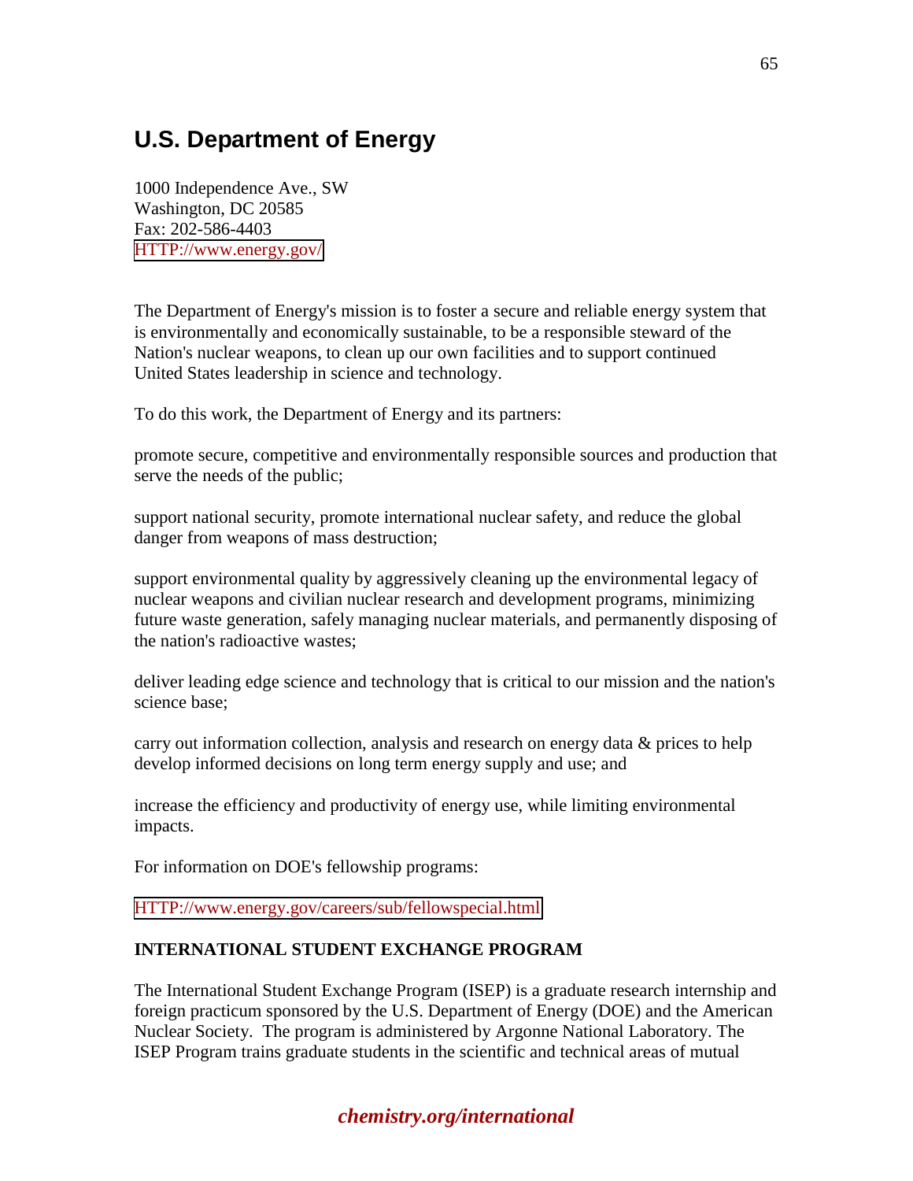## U.S. Department of Energy

1000 Independence Ave., SW
Washington, DC 20585
Fax: 202-586-4403
HTTP://www.energy.gov/

The Department of Energy's mission is to foster a secure and reliable energy system that is environmentally and economically sustainable, to be a responsible steward of the Nation's nuclear weapons, to clean up our own facilities and to support continued United States leadership in science and technology.

To do this work, the Department of Energy and its partners:

promote secure, competitive and environmentally responsible sources and production that serve the needs of the public;

support national security, promote international nuclear safety, and reduce the global danger from weapons of mass destruction;

support environmental quality by aggressively cleaning up the environmental legacy of nuclear weapons and civilian nuclear research and development programs, minimizing future waste generation, safely managing nuclear materials, and permanently disposing of the nation's radioactive wastes;

deliver leading edge science and technology that is critical to our mission and the nation's science base;

carry out information collection, analysis and research on energy data & prices to help develop informed decisions on long term energy supply and use; and

increase the efficiency and productivity of energy use, while limiting environmental impacts.

For information on DOE's fellowship programs:

HTTP://www.energy.gov/careers/sub/fellowspecial.html

**INTERNATIONAL STUDENT EXCHANGE PROGRAM**

The International Student Exchange Program (ISEP) is a graduate research internship and foreign practicum sponsored by the U.S. Department of Energy (DOE) and the American Nuclear Society. The program is administered by Argonne National Laboratory. The ISEP Program trains graduate students in the scientific and technical areas of mutual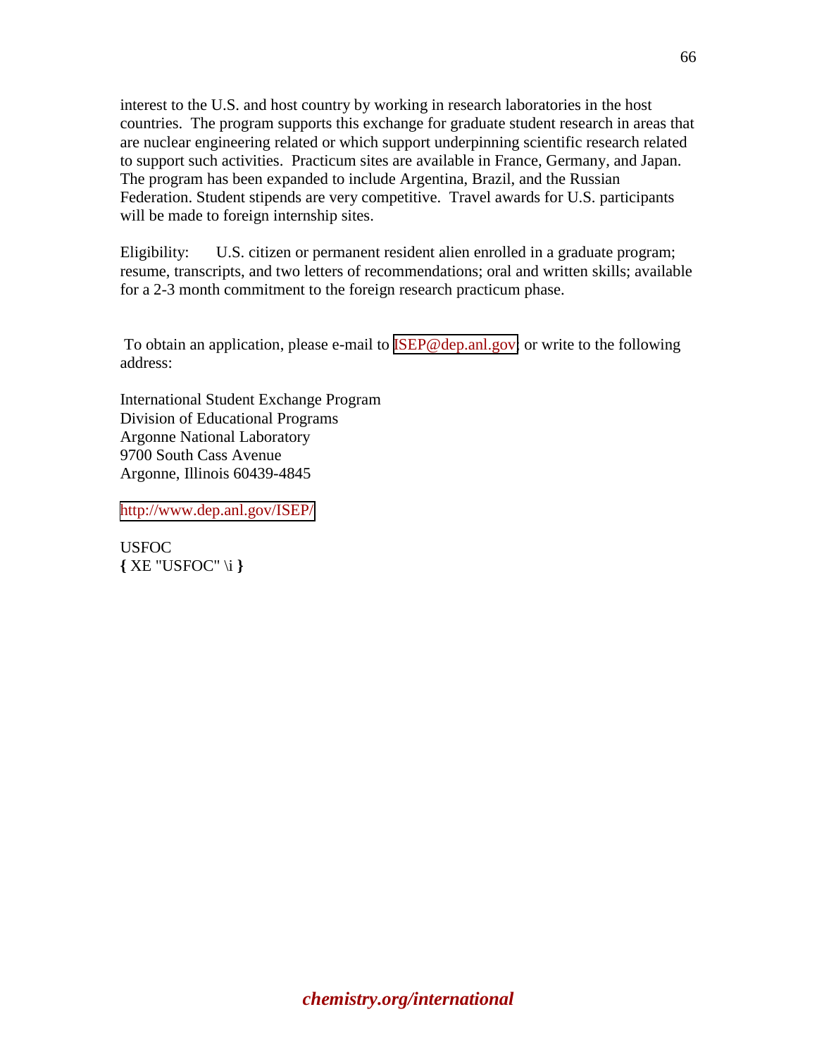interest to the U.S. and host country by working in research laboratories in the host countries. The program supports this exchange for graduate student research in areas that are nuclear engineering related or which support underpinning scientific research related to support such activities. Practicum sites are available in France, Germany, and Japan. The program has been expanded to include Argentina, Brazil, and the Russian Federation. Student stipends are very competitive. Travel awards for U.S. participants will be made to foreign internship sites.

Eligibility: U.S. citizen or permanent resident alien enrolled in a graduate program; resume, transcripts, and two letters of recommendations; oral and written skills; available for a 2-3 month commitment to the foreign research practicum phase.

To obtain an application, please e-mail to ISEP@dep.anl.gov; or write to the following address:

International Student Exchange Program
Division of Educational Programs
Argonne National Laboratory
9700 South Cass Avenue
Argonne, Illinois 60439-4845

http://www.dep.anl.gov/ISEP/

USFOC
**{** XE "USFOC" \i **}**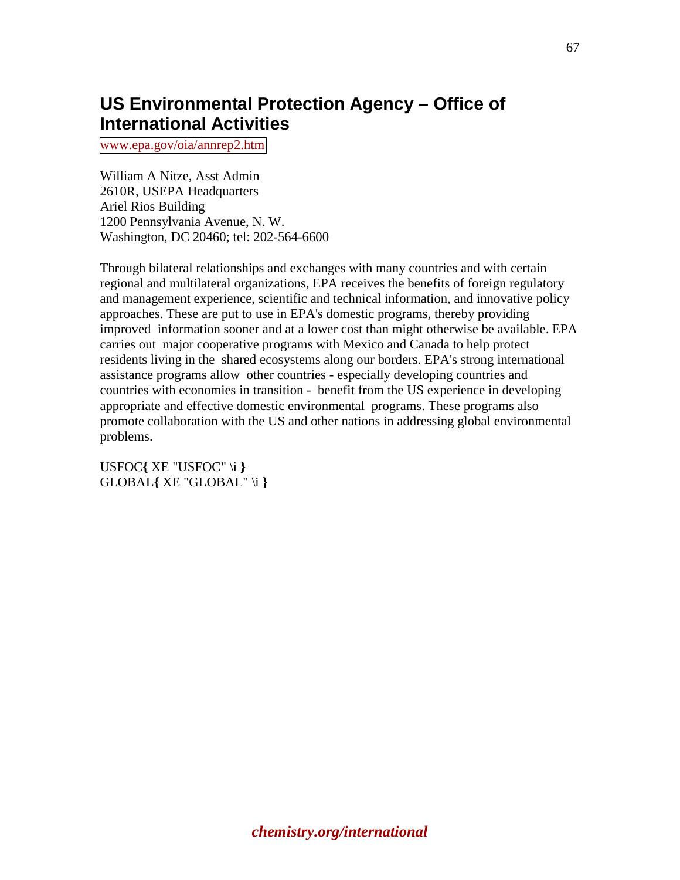## US Environmental Protection Agency – Office of International Activities

www.epa.gov/oia/annrep2.htm

William A Nitze, Asst Admin
2610R, USEPA Headquarters
Ariel Rios Building
1200 Pennsylvania Avenue, N. W.
Washington, DC 20460; tel: 202-564-6600

Through bilateral relationships and exchanges with many countries and with certain regional and multilateral organizations, EPA receives the benefits of foreign regulatory and management experience, scientific and technical information, and innovative policy approaches. These are put to use in EPA's domestic programs, thereby providing improved information sooner and at a lower cost than might otherwise be available. EPA carries out major cooperative programs with Mexico and Canada to help protect residents living in the shared ecosystems along our borders. EPA's strong international assistance programs allow other countries - especially developing countries and countries with economies in transition - benefit from the US experience in developing appropriate and effective domestic environmental programs. These programs also promote collaboration with the US and other nations in addressing global environmental problems.

USFOC{ XE "USFOC" \i }
GLOBAL{ XE "GLOBAL" \i }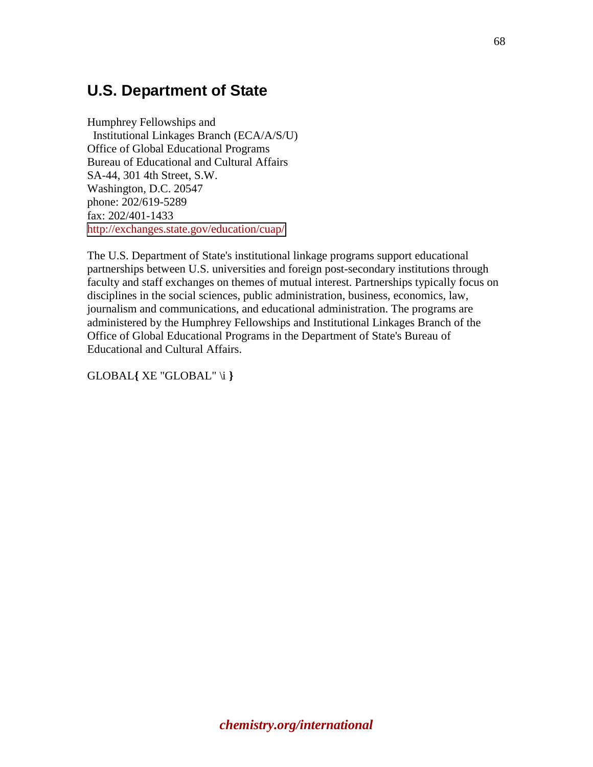## U.S. Department of State

Humphrey Fellowships and
 Institutional Linkages Branch (ECA/A/S/U)
Office of Global Educational Programs
Bureau of Educational and Cultural Affairs
SA-44, 301 4th Street, S.W.
Washington, D.C. 20547
phone: 202/619-5289
fax: 202/401-1433
http://exchanges.state.gov/education/cuap/

The U.S. Department of State's institutional linkage programs support educational partnerships between U.S. universities and foreign post-secondary institutions through faculty and staff exchanges on themes of mutual interest. Partnerships typically focus on disciplines in the social sciences, public administration, business, economics, law, journalism and communications, and educational administration. The programs are administered by the Humphrey Fellowships and Institutional Linkages Branch of the Office of Global Educational Programs in the Department of State's Bureau of Educational and Cultural Affairs.

GLOBAL{ XE "GLOBAL" \i }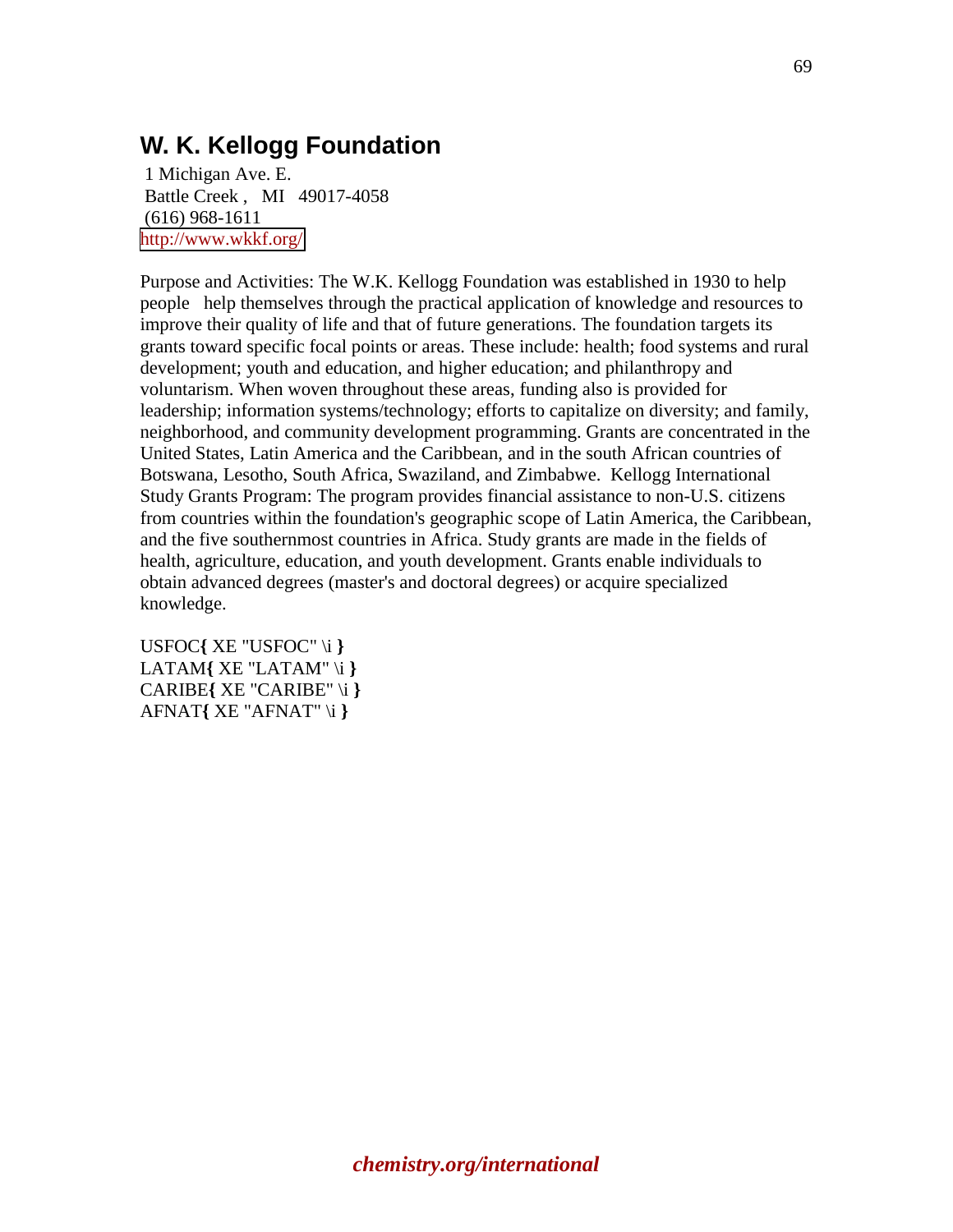## W. K. Kellogg Foundation

1 Michigan Ave. E.
Battle Creek , MI 49017-4058
(616) 968-1611
http://www.wkkf.org/

Purpose and Activities: The W.K. Kellogg Foundation was established in 1930 to help people help themselves through the practical application of knowledge and resources to improve their quality of life and that of future generations. The foundation targets its grants toward specific focal points or areas. These include: health; food systems and rural development; youth and education, and higher education; and philanthropy and voluntarism. When woven throughout these areas, funding also is provided for leadership; information systems/technology; efforts to capitalize on diversity; and family, neighborhood, and community development programming. Grants are concentrated in the United States, Latin America and the Caribbean, and in the south African countries of Botswana, Lesotho, South Africa, Swaziland, and Zimbabwe. Kellogg International Study Grants Program: The program provides financial assistance to non-U.S. citizens from countries within the foundation's geographic scope of Latin America, the Caribbean, and the five southernmost countries in Africa. Study grants are made in the fields of health, agriculture, education, and youth development. Grants enable individuals to obtain advanced degrees (master's and doctoral degrees) or acquire specialized knowledge.

USFOC{ XE "USFOC" \i }
LATAM{ XE "LATAM" \i }
CARIBE{ XE "CARIBE" \i }
AFNAT{ XE "AFNAT" \i }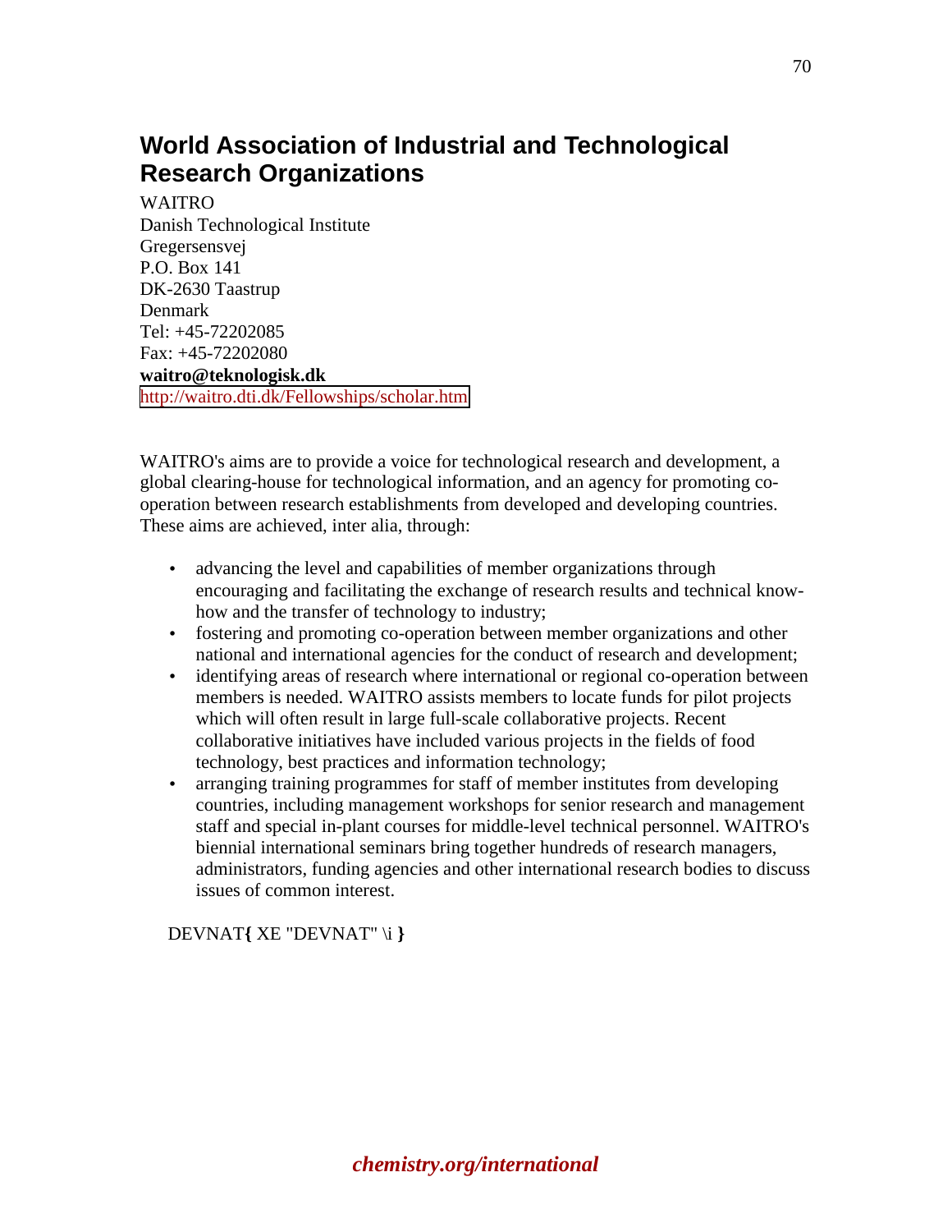## World Association of Industrial and Technological Research Organizations

WAITRO
Danish Technological Institute
Gregersensvej
P.O. Box 141
DK-2630 Taastrup
Denmark
Tel: +45-72202085
Fax: +45-72202080
**waitro@teknologisk.dk**
http://waitro.dti.dk/Fellowships/scholar.htm

WAITRO's aims are to provide a voice for technological research and development, a global clearing-house for technological information, and an agency for promoting co-operation between research establishments from developed and developing countries. These aims are achieved, inter alia, through:

- advancing the level and capabilities of member organizations through encouraging and facilitating the exchange of research results and technical know-how and the transfer of technology to industry;
- fostering and promoting co-operation between member organizations and other national and international agencies for the conduct of research and development;
- identifying areas of research where international or regional co-operation between members is needed. WAITRO assists members to locate funds for pilot projects which will often result in large full-scale collaborative projects. Recent collaborative initiatives have included various projects in the fields of food technology, best practices and information technology;
- arranging training programmes for staff of member institutes from developing countries, including management workshops for senior research and management staff and special in-plant courses for middle-level technical personnel. WAITRO's biennial international seminars bring together hundreds of research managers, administrators, funding agencies and other international research bodies to discuss issues of common interest.

DEVNAT{ XE "DEVNAT" \i }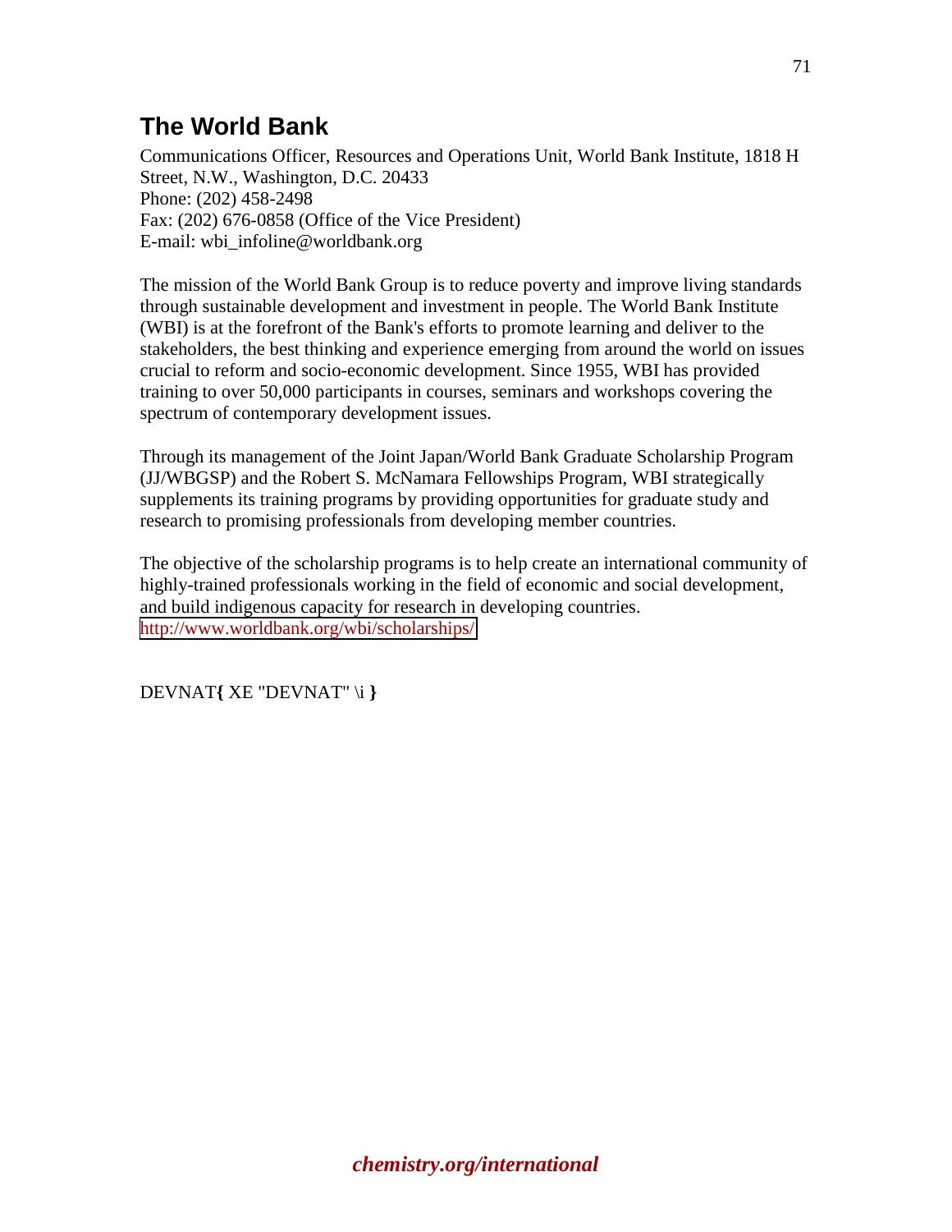## The World Bank

Communications Officer, Resources and Operations Unit, World Bank Institute, 1818 H Street, N.W., Washington, D.C. 20433
Phone: (202) 458-2498
Fax: (202) 676-0858 (Office of the Vice President)
E-mail: wbi_infoline@worldbank.org

The mission of the World Bank Group is to reduce poverty and improve living standards through sustainable development and investment in people. The World Bank Institute (WBI) is at the forefront of the Bank's efforts to promote learning and deliver to the stakeholders, the best thinking and experience emerging from around the world on issues crucial to reform and socio-economic development. Since 1955, WBI has provided training to over 50,000 participants in courses, seminars and workshops covering the spectrum of contemporary development issues.

Through its management of the Joint Japan/World Bank Graduate Scholarship Program (JJ/WBGSP) and the Robert S. McNamara Fellowships Program, WBI strategically supplements its training programs by providing opportunities for graduate study and research to promising professionals from developing member countries.

The objective of the scholarship programs is to help create an international community of highly-trained professionals working in the field of economic and social development, and build indigenous capacity for research in developing countries.
http://www.worldbank.org/wbi/scholarships/

DEVNAT**{** XE "DEVNAT" \i **}**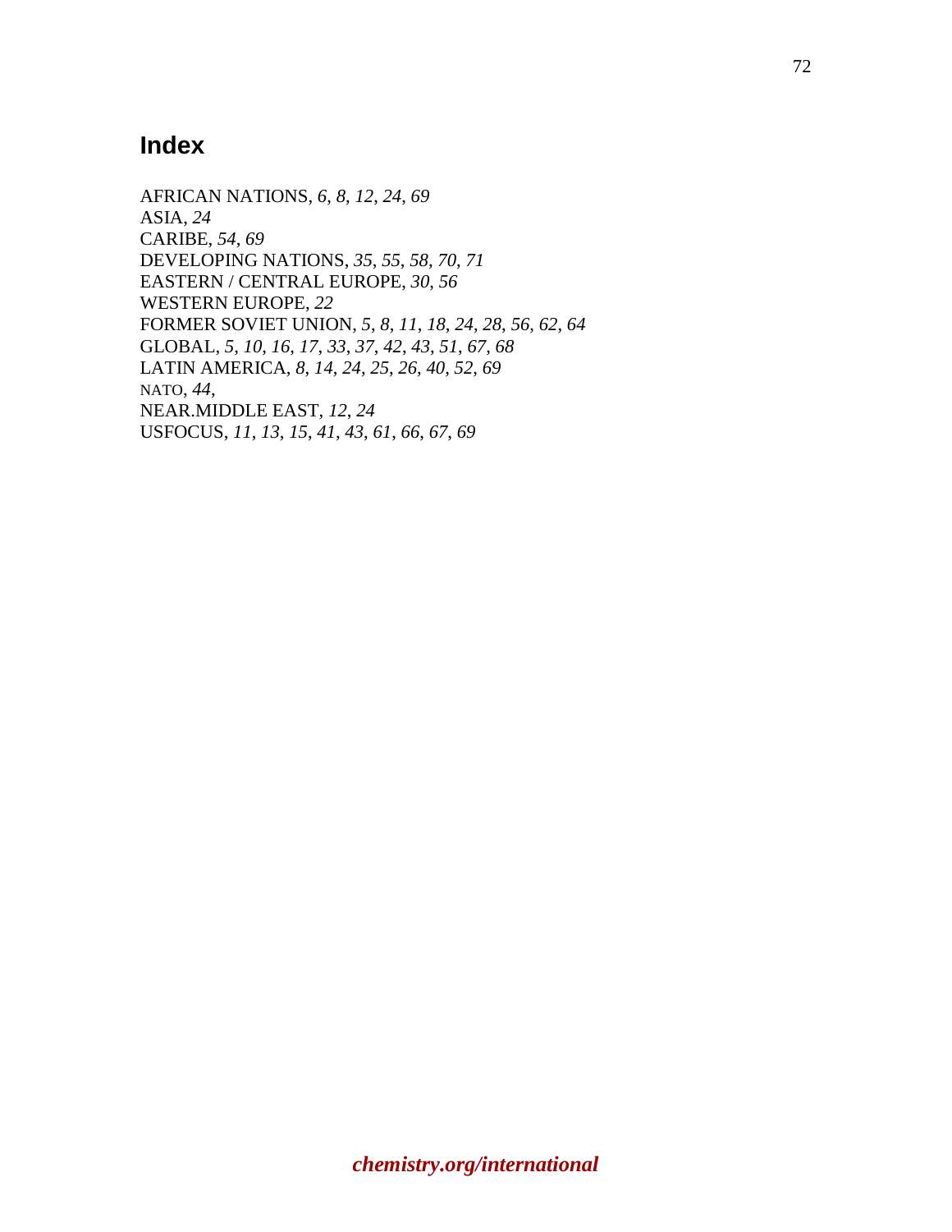## Index

AFRICAN NATIONS, *6*, *8*, *12*, *24*, *69*
ASIA, *24*
CARIBE, *54*, *69*
DEVELOPING NATIONS, *35*, *55*, *58*, *70*, *71*
EASTERN / CENTRAL EUROPE, *30*, *56*
WESTERN EUROPE, *22*
FORMER SOVIET UNION, *5*, *8*, *11*, *18*, *24*, *28*, *56*, *62*, *64*
GLOBAL, *5*, *10*, *16*, *17*, *33*, *37*, *42*, *43*, *51*, *67*, *68*
LATIN AMERICA, *8*, *14*, *24*, *25*, *26*, *40*, *52*, *69*
NATO, *44*,
NEAR.MIDDLE EAST, *12*, *24*
USFOCUS, *11*, *13*, *15*, *41*, *43*, *61*, *66*, *67*, *69*

*chemistry.org/international*